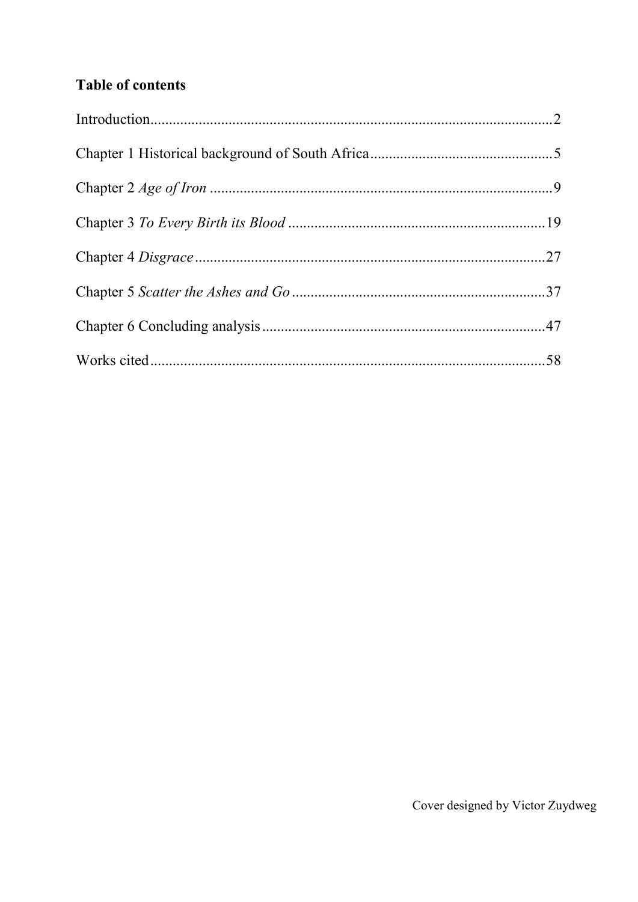**Table of contents**

Introduction........................................................................................................2

Chapter 1 Historical background of South Africa.................................................5

Chapter 2 *Age of Iron* ..........................................................................................9

Chapter 3 *To Every Birth its Blood* ....................................................................19

Chapter 4 *Disgrace*............................................................................................27

Chapter 5 *Scatter the Ashes and Go* ...................................................................37

Chapter 6 Concluding analysis...........................................................................47

Works cited.........................................................................................................58

Cover designed by Victor Zuydweg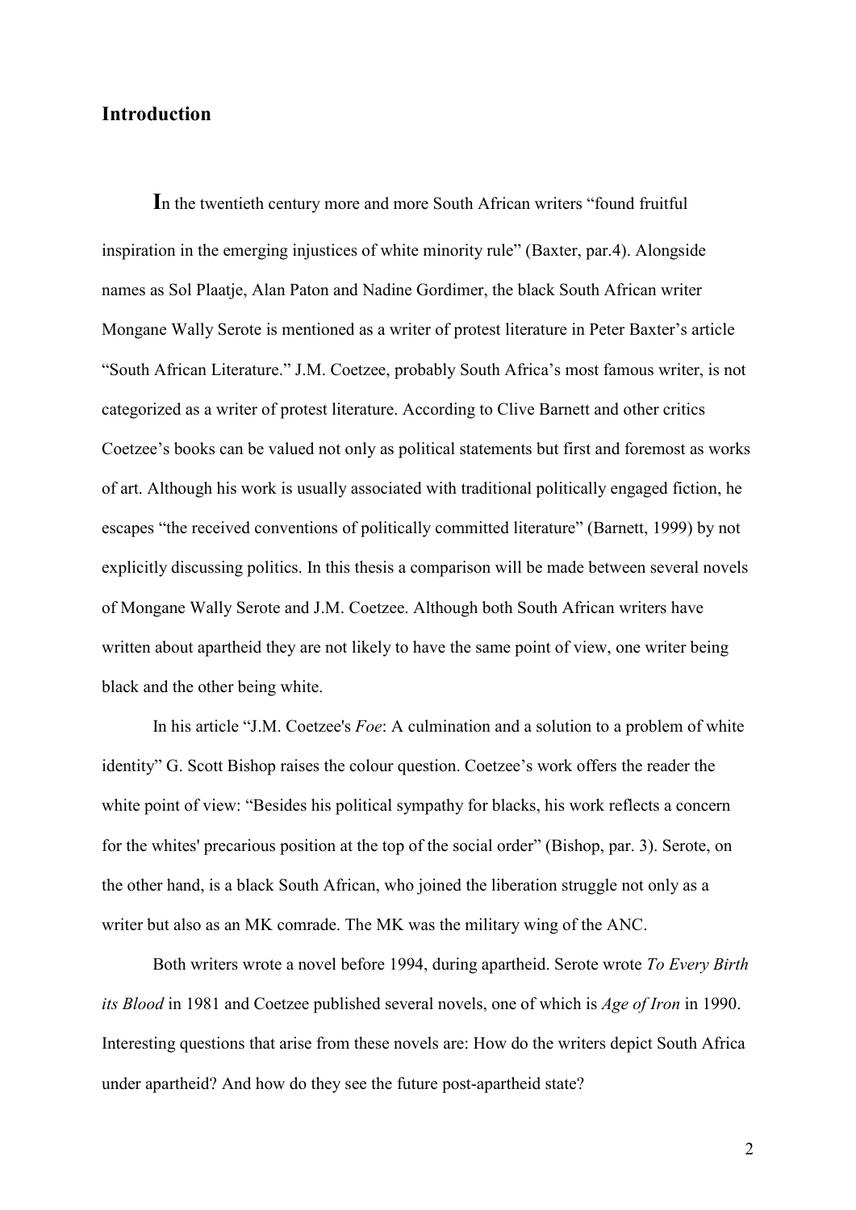## Introduction

**I**n the twentieth century more and more South African writers "found fruitful inspiration in the emerging injustices of white minority rule" (Baxter, par.4). Alongside names as Sol Plaatje, Alan Paton and Nadine Gordimer, the black South African writer Mongane Wally Serote is mentioned as a writer of protest literature in Peter Baxter's article "South African Literature." J.M. Coetzee, probably South Africa's most famous writer, is not categorized as a writer of protest literature. According to Clive Barnett and other critics Coetzee's books can be valued not only as political statements but first and foremost as works of art. Although his work is usually associated with traditional politically engaged fiction, he escapes "the received conventions of politically committed literature" (Barnett, 1999) by not explicitly discussing politics. In this thesis a comparison will be made between several novels of Mongane Wally Serote and J.M. Coetzee. Although both South African writers have written about apartheid they are not likely to have the same point of view, one writer being black and the other being white.

In his article "J.M. Coetzee's *Foe*: A culmination and a solution to a problem of white identity" G. Scott Bishop raises the colour question. Coetzee's work offers the reader the white point of view: "Besides his political sympathy for blacks, his work reflects a concern for the whites' precarious position at the top of the social order" (Bishop, par. 3). Serote, on the other hand, is a black South African, who joined the liberation struggle not only as a writer but also as an MK comrade. The MK was the military wing of the ANC.

Both writers wrote a novel before 1994, during apartheid. Serote wrote *To Every Birth its Blood* in 1981 and Coetzee published several novels, one of which is *Age of Iron* in 1990. Interesting questions that arise from these novels are: How do the writers depict South Africa under apartheid? And how do they see the future post-apartheid state?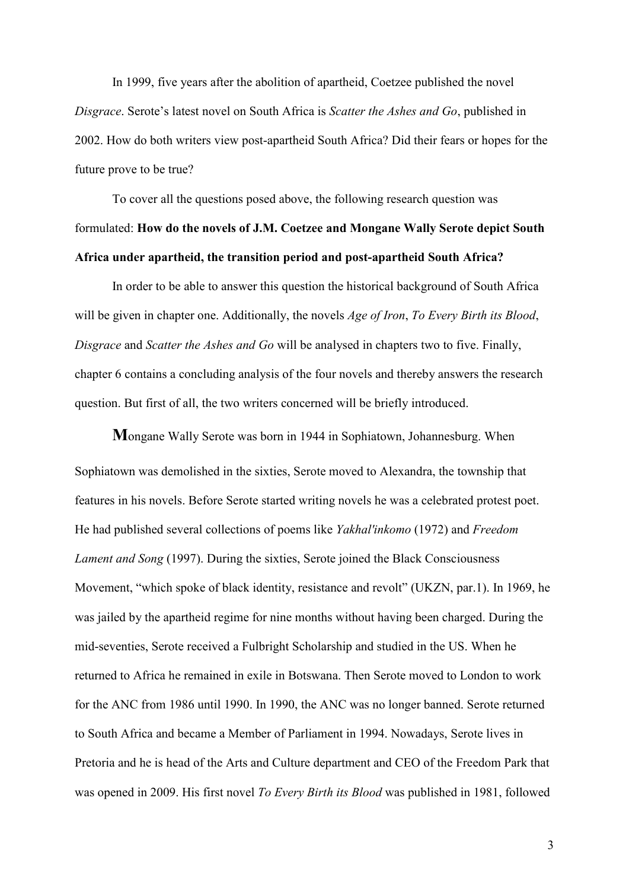In 1999, five years after the abolition of apartheid, Coetzee published the novel *Disgrace*. Serote's latest novel on South Africa is *Scatter the Ashes and Go*, published in 2002. How do both writers view post-apartheid South Africa? Did their fears or hopes for the future prove to be true?

To cover all the questions posed above, the following research question was formulated: **How do the novels of J.M. Coetzee and Mongane Wally Serote depict South Africa under apartheid, the transition period and post-apartheid South Africa?**

In order to be able to answer this question the historical background of South Africa will be given in chapter one. Additionally, the novels *Age of Iron*, *To Every Birth its Blood*, *Disgrace* and *Scatter the Ashes and Go* will be analysed in chapters two to five. Finally, chapter 6 contains a concluding analysis of the four novels and thereby answers the research question. But first of all, the two writers concerned will be briefly introduced.

**M**ongane Wally Serote was born in 1944 in Sophiatown, Johannesburg. When Sophiatown was demolished in the sixties, Serote moved to Alexandra, the township that features in his novels. Before Serote started writing novels he was a celebrated protest poet. He had published several collections of poems like *Yakhal'inkomo* (1972) and *Freedom Lament and Song* (1997). During the sixties, Serote joined the Black Consciousness Movement, "which spoke of black identity, resistance and revolt" (UKZN, par.1). In 1969, he was jailed by the apartheid regime for nine months without having been charged. During the mid-seventies, Serote received a Fulbright Scholarship and studied in the US. When he returned to Africa he remained in exile in Botswana. Then Serote moved to London to work for the ANC from 1986 until 1990. In 1990, the ANC was no longer banned. Serote returned to South Africa and became a Member of Parliament in 1994. Nowadays, Serote lives in Pretoria and he is head of the Arts and Culture department and CEO of the Freedom Park that was opened in 2009. His first novel *To Every Birth its Blood* was published in 1981, followed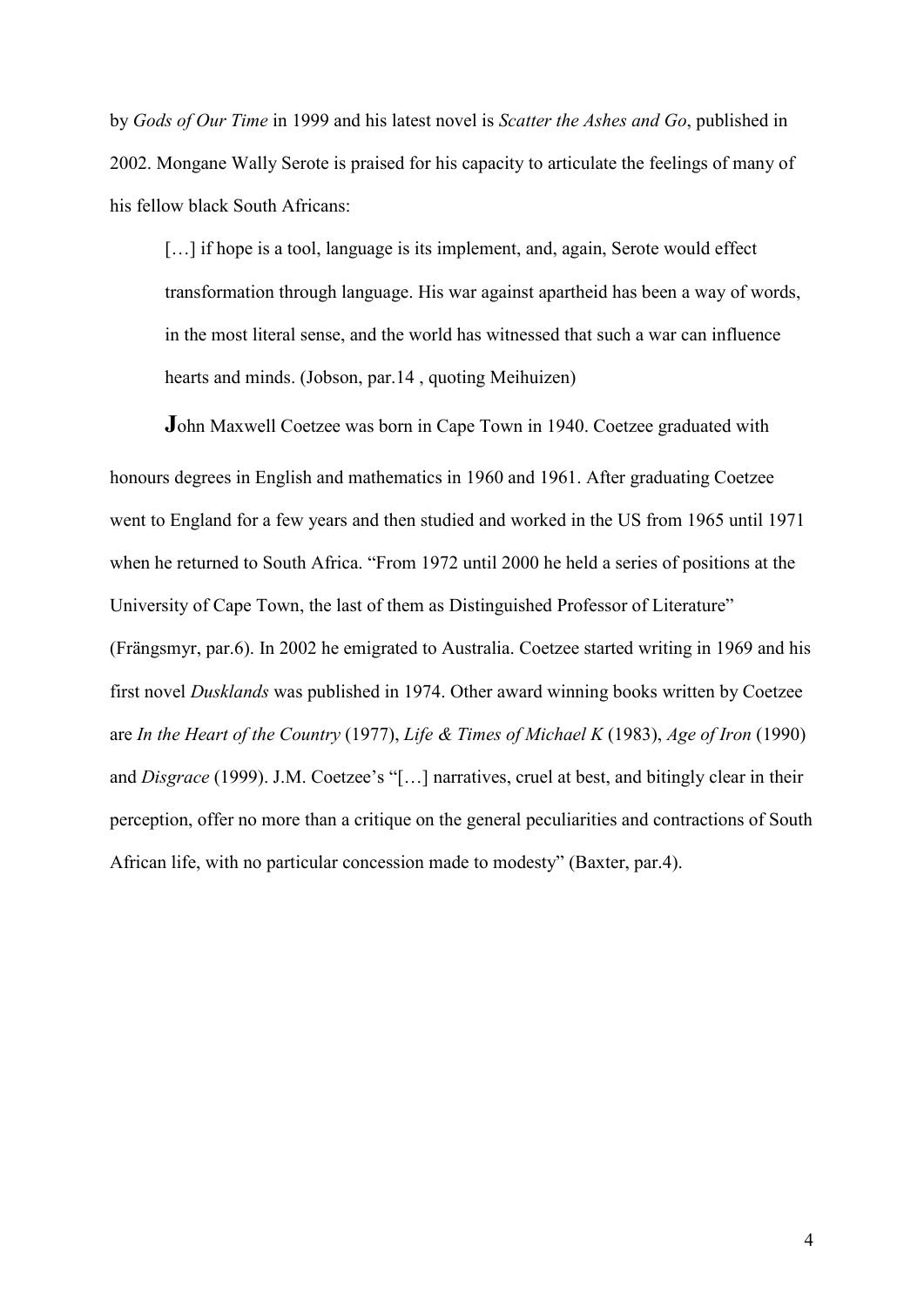by *Gods of Our Time* in 1999 and his latest novel is *Scatter the Ashes and Go*, published in 2002. Mongane Wally Serote is praised for his capacity to articulate the feelings of many of his fellow black South Africans:

> […] if hope is a tool, language is its implement, and, again, Serote would effect transformation through language. His war against apartheid has been a way of words, in the most literal sense, and the world has witnessed that such a war can influence hearts and minds. (Jobson, par.14 , quoting Meihuizen)

**J**ohn Maxwell Coetzee was born in Cape Town in 1940. Coetzee graduated with honours degrees in English and mathematics in 1960 and 1961. After graduating Coetzee went to England for a few years and then studied and worked in the US from 1965 until 1971 when he returned to South Africa. "From 1972 until 2000 he held a series of positions at the University of Cape Town, the last of them as Distinguished Professor of Literature" (Frängsmyr, par.6). In 2002 he emigrated to Australia. Coetzee started writing in 1969 and his first novel *Dusklands* was published in 1974. Other award winning books written by Coetzee are *In the Heart of the Country* (1977), *Life & Times of Michael K* (1983), *Age of Iron* (1990) and *Disgrace* (1999). J.M. Coetzee's "[…] narratives, cruel at best, and bitingly clear in their perception, offer no more than a critique on the general peculiarities and contractions of South African life, with no particular concession made to modesty" (Baxter, par.4).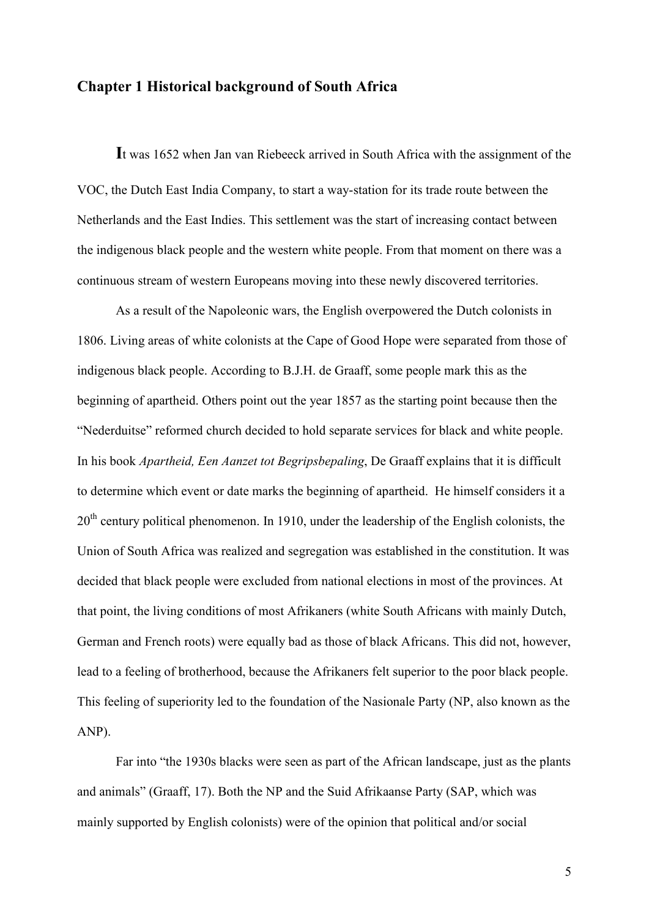## Chapter 1 Historical background of South Africa

It was 1652 when Jan van Riebeeck arrived in South Africa with the assignment of the VOC, the Dutch East India Company, to start a way-station for its trade route between the Netherlands and the East Indies. This settlement was the start of increasing contact between the indigenous black people and the western white people. From that moment on there was a continuous stream of western Europeans moving into these newly discovered territories.

As a result of the Napoleonic wars, the English overpowered the Dutch colonists in 1806. Living areas of white colonists at the Cape of Good Hope were separated from those of indigenous black people. According to B.J.H. de Graaff, some people mark this as the beginning of apartheid. Others point out the year 1857 as the starting point because then the "Nederduitse" reformed church decided to hold separate services for black and white people. In his book *Apartheid, Een Aanzet tot Begripsbepaling*, De Graaff explains that it is difficult to determine which event or date marks the beginning of apartheid. He himself considers it a 20th century political phenomenon. In 1910, under the leadership of the English colonists, the Union of South Africa was realized and segregation was established in the constitution. It was decided that black people were excluded from national elections in most of the provinces. At that point, the living conditions of most Afrikaners (white South Africans with mainly Dutch, German and French roots) were equally bad as those of black Africans. This did not, however, lead to a feeling of brotherhood, because the Afrikaners felt superior to the poor black people. This feeling of superiority led to the foundation of the Nasionale Party (NP, also known as the ANP).

Far into "the 1930s blacks were seen as part of the African landscape, just as the plants and animals" (Graaff, 17). Both the NP and the Suid Afrikaanse Party (SAP, which was mainly supported by English colonists) were of the opinion that political and/or social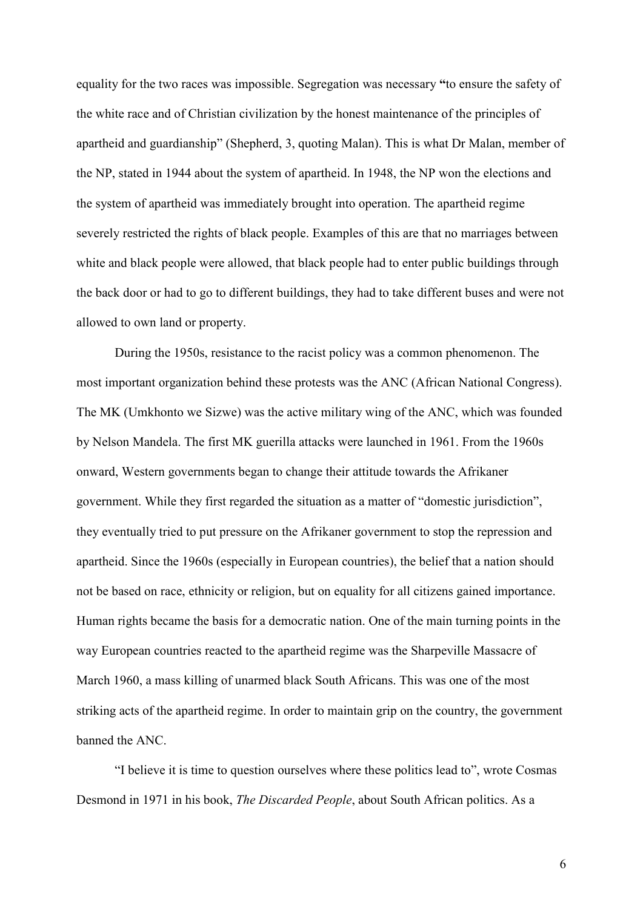equality for the two races was impossible. Segregation was necessary "to ensure the safety of the white race and of Christian civilization by the honest maintenance of the principles of apartheid and guardianship" (Shepherd, 3, quoting Malan). This is what Dr Malan, member of the NP, stated in 1944 about the system of apartheid. In 1948, the NP won the elections and the system of apartheid was immediately brought into operation. The apartheid regime severely restricted the rights of black people. Examples of this are that no marriages between white and black people were allowed, that black people had to enter public buildings through the back door or had to go to different buildings, they had to take different buses and were not allowed to own land or property.

During the 1950s, resistance to the racist policy was a common phenomenon. The most important organization behind these protests was the ANC (African National Congress). The MK (Umkhonto we Sizwe) was the active military wing of the ANC, which was founded by Nelson Mandela. The first MK guerilla attacks were launched in 1961. From the 1960s onward, Western governments began to change their attitude towards the Afrikaner government. While they first regarded the situation as a matter of "domestic jurisdiction", they eventually tried to put pressure on the Afrikaner government to stop the repression and apartheid. Since the 1960s (especially in European countries), the belief that a nation should not be based on race, ethnicity or religion, but on equality for all citizens gained importance. Human rights became the basis for a democratic nation. One of the main turning points in the way European countries reacted to the apartheid regime was the Sharpeville Massacre of March 1960, a mass killing of unarmed black South Africans. This was one of the most striking acts of the apartheid regime. In order to maintain grip on the country, the government banned the ANC.

"I believe it is time to question ourselves where these politics lead to", wrote Cosmas Desmond in 1971 in his book, *The Discarded People*, about South African politics. As a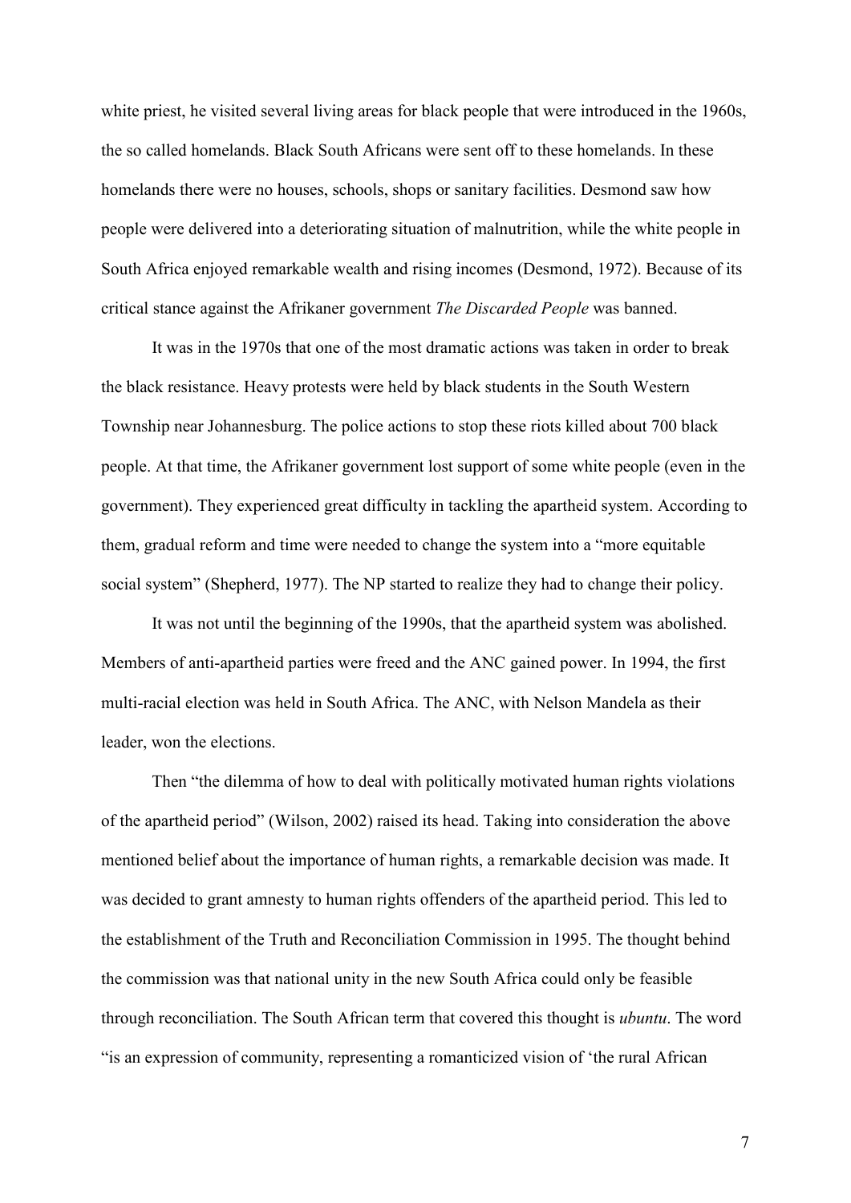white priest, he visited several living areas for black people that were introduced in the 1960s, the so called homelands. Black South Africans were sent off to these homelands. In these homelands there were no houses, schools, shops or sanitary facilities. Desmond saw how people were delivered into a deteriorating situation of malnutrition, while the white people in South Africa enjoyed remarkable wealth and rising incomes (Desmond, 1972). Because of its critical stance against the Afrikaner government *The Discarded People* was banned.

It was in the 1970s that one of the most dramatic actions was taken in order to break the black resistance. Heavy protests were held by black students in the South Western Township near Johannesburg. The police actions to stop these riots killed about 700 black people. At that time, the Afrikaner government lost support of some white people (even in the government). They experienced great difficulty in tackling the apartheid system. According to them, gradual reform and time were needed to change the system into a "more equitable social system" (Shepherd, 1977). The NP started to realize they had to change their policy.

It was not until the beginning of the 1990s, that the apartheid system was abolished. Members of anti-apartheid parties were freed and the ANC gained power. In 1994, the first multi-racial election was held in South Africa. The ANC, with Nelson Mandela as their leader, won the elections.

Then "the dilemma of how to deal with politically motivated human rights violations of the apartheid period" (Wilson, 2002) raised its head. Taking into consideration the above mentioned belief about the importance of human rights, a remarkable decision was made. It was decided to grant amnesty to human rights offenders of the apartheid period. This led to the establishment of the Truth and Reconciliation Commission in 1995. The thought behind the commission was that national unity in the new South Africa could only be feasible through reconciliation. The South African term that covered this thought is *ubuntu*. The word "is an expression of community, representing a romanticized vision of 'the rural African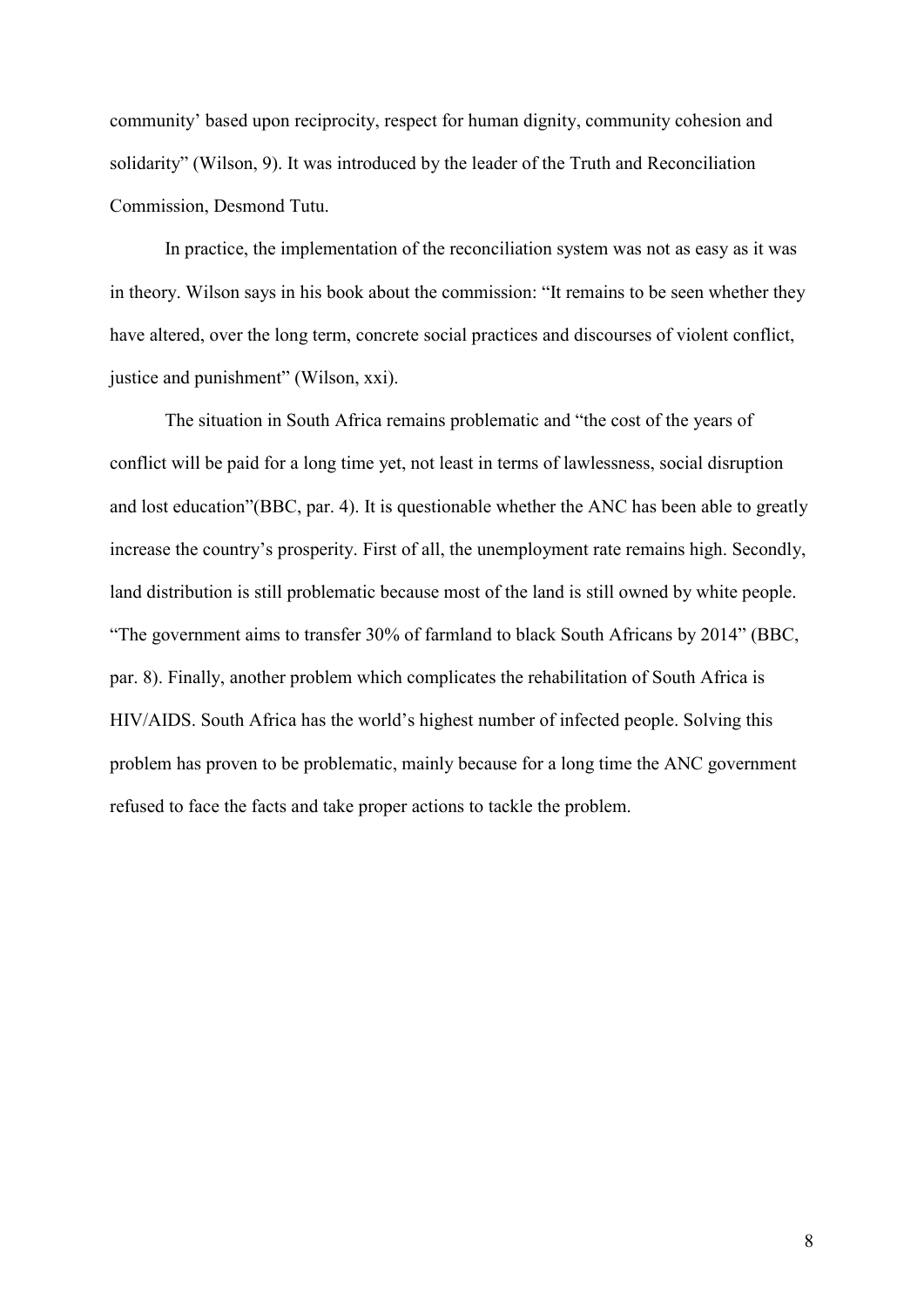community' based upon reciprocity, respect for human dignity, community cohesion and solidarity" (Wilson, 9). It was introduced by the leader of the Truth and Reconciliation Commission, Desmond Tutu.

In practice, the implementation of the reconciliation system was not as easy as it was in theory. Wilson says in his book about the commission: "It remains to be seen whether they have altered, over the long term, concrete social practices and discourses of violent conflict, justice and punishment" (Wilson, xxi).

The situation in South Africa remains problematic and "the cost of the years of conflict will be paid for a long time yet, not least in terms of lawlessness, social disruption and lost education"(BBC, par. 4). It is questionable whether the ANC has been able to greatly increase the country's prosperity. First of all, the unemployment rate remains high. Secondly, land distribution is still problematic because most of the land is still owned by white people. "The government aims to transfer 30% of farmland to black South Africans by 2014" (BBC, par. 8). Finally, another problem which complicates the rehabilitation of South Africa is HIV/AIDS. South Africa has the world's highest number of infected people. Solving this problem has proven to be problematic, mainly because for a long time the ANC government refused to face the facts and take proper actions to tackle the problem.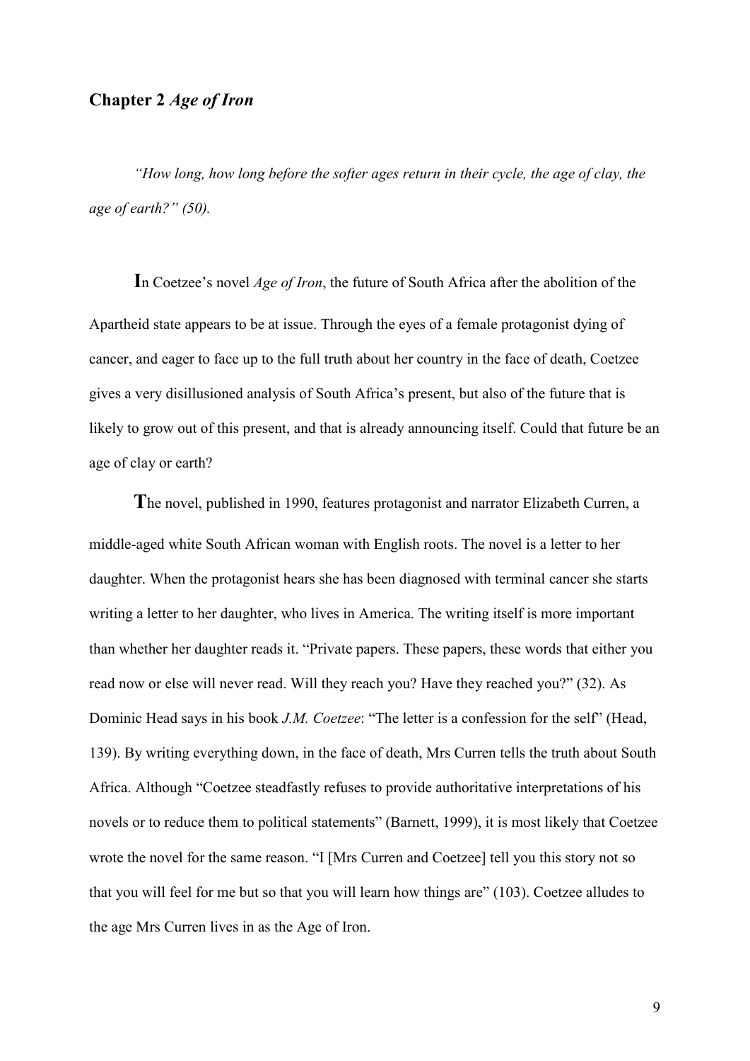## Chapter 2 *Age of Iron*

*"How long, how long before the softer ages return in their cycle, the age of clay, the age of earth?" (50).*

**I**n Coetzee's novel *Age of Iron*, the future of South Africa after the abolition of the Apartheid state appears to be at issue. Through the eyes of a female protagonist dying of cancer, and eager to face up to the full truth about her country in the face of death, Coetzee gives a very disillusioned analysis of South Africa's present, but also of the future that is likely to grow out of this present, and that is already announcing itself. Could that future be an age of clay or earth?

**T**he novel, published in 1990, features protagonist and narrator Elizabeth Curren, a middle-aged white South African woman with English roots. The novel is a letter to her daughter. When the protagonist hears she has been diagnosed with terminal cancer she starts writing a letter to her daughter, who lives in America. The writing itself is more important than whether her daughter reads it. "Private papers. These papers, these words that either you read now or else will never read. Will they reach you? Have they reached you?" (32). As Dominic Head says in his book *J.M. Coetzee*: "The letter is a confession for the self" (Head, 139). By writing everything down, in the face of death, Mrs Curren tells the truth about South Africa. Although "Coetzee steadfastly refuses to provide authoritative interpretations of his novels or to reduce them to political statements" (Barnett, 1999), it is most likely that Coetzee wrote the novel for the same reason. "I [Mrs Curren and Coetzee] tell you this story not so that you will feel for me but so that you will learn how things are" (103). Coetzee alludes to the age Mrs Curren lives in as the Age of Iron.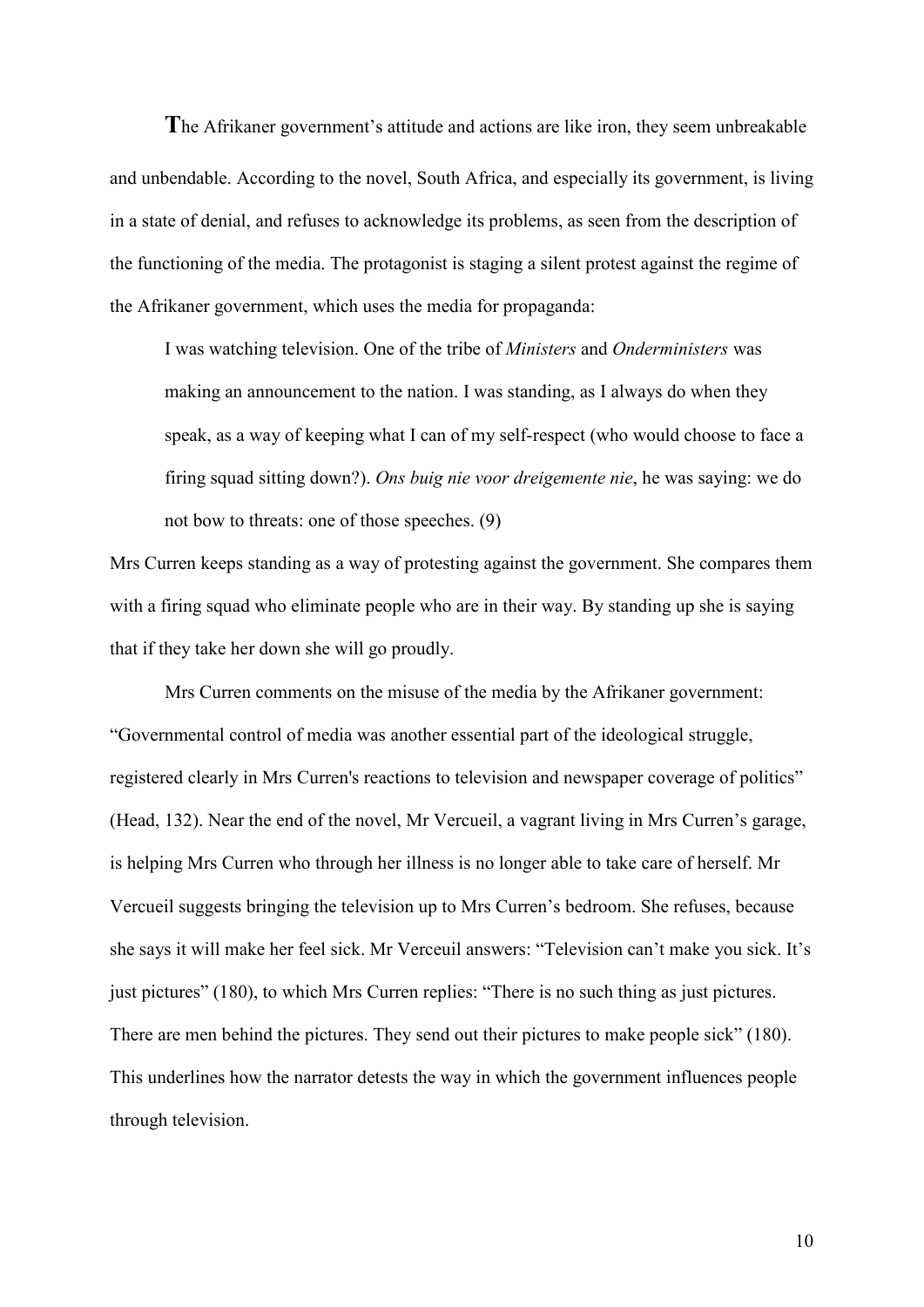**T**he Afrikaner government's attitude and actions are like iron, they seem unbreakable and unbendable. According to the novel, South Africa, and especially its government, is living in a state of denial, and refuses to acknowledge its problems, as seen from the description of the functioning of the media. The protagonist is staging a silent protest against the regime of the Afrikaner government, which uses the media for propaganda:

> I was watching television. One of the tribe of *Ministers* and *Onderministers* was making an announcement to the nation. I was standing, as I always do when they speak, as a way of keeping what I can of my self-respect (who would choose to face a firing squad sitting down?). *Ons buig nie voor dreigemente nie*, he was saying: we do not bow to threats: one of those speeches. (9)

Mrs Curren keeps standing as a way of protesting against the government. She compares them with a firing squad who eliminate people who are in their way. By standing up she is saying that if they take her down she will go proudly.

Mrs Curren comments on the misuse of the media by the Afrikaner government: "Governmental control of media was another essential part of the ideological struggle, registered clearly in Mrs Curren's reactions to television and newspaper coverage of politics" (Head, 132). Near the end of the novel, Mr Vercueil, a vagrant living in Mrs Curren's garage, is helping Mrs Curren who through her illness is no longer able to take care of herself. Mr Vercueil suggests bringing the television up to Mrs Curren's bedroom. She refuses, because she says it will make her feel sick. Mr Verceuil answers: "Television can't make you sick. It's just pictures" (180), to which Mrs Curren replies: "There is no such thing as just pictures. There are men behind the pictures. They send out their pictures to make people sick" (180). This underlines how the narrator detests the way in which the government influences people through television.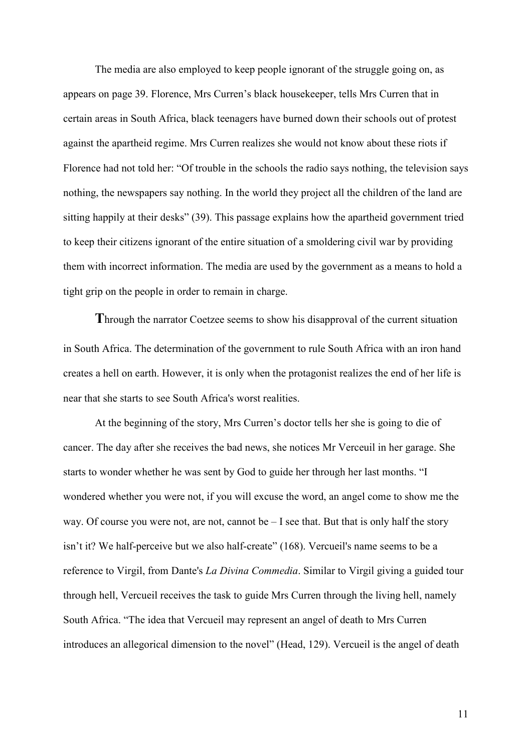The media are also employed to keep people ignorant of the struggle going on, as appears on page 39. Florence, Mrs Curren's black housekeeper, tells Mrs Curren that in certain areas in South Africa, black teenagers have burned down their schools out of protest against the apartheid regime. Mrs Curren realizes she would not know about these riots if Florence had not told her: "Of trouble in the schools the radio says nothing, the television says nothing, the newspapers say nothing. In the world they project all the children of the land are sitting happily at their desks" (39). This passage explains how the apartheid government tried to keep their citizens ignorant of the entire situation of a smoldering civil war by providing them with incorrect information. The media are used by the government as a means to hold a tight grip on the people in order to remain in charge.

**T**hrough the narrator Coetzee seems to show his disapproval of the current situation in South Africa. The determination of the government to rule South Africa with an iron hand creates a hell on earth. However, it is only when the protagonist realizes the end of her life is near that she starts to see South Africa's worst realities.

At the beginning of the story, Mrs Curren's doctor tells her she is going to die of cancer. The day after she receives the bad news, she notices Mr Verceuil in her garage. She starts to wonder whether he was sent by God to guide her through her last months. "I wondered whether you were not, if you will excuse the word, an angel come to show me the way. Of course you were not, are not, cannot be – I see that. But that is only half the story isn't it? We half-perceive but we also half-create" (168). Vercueil's name seems to be a reference to Virgil, from Dante's *La Divina Commedia*. Similar to Virgil giving a guided tour through hell, Vercueil receives the task to guide Mrs Curren through the living hell, namely South Africa. "The idea that Vercueil may represent an angel of death to Mrs Curren introduces an allegorical dimension to the novel" (Head, 129). Vercueil is the angel of death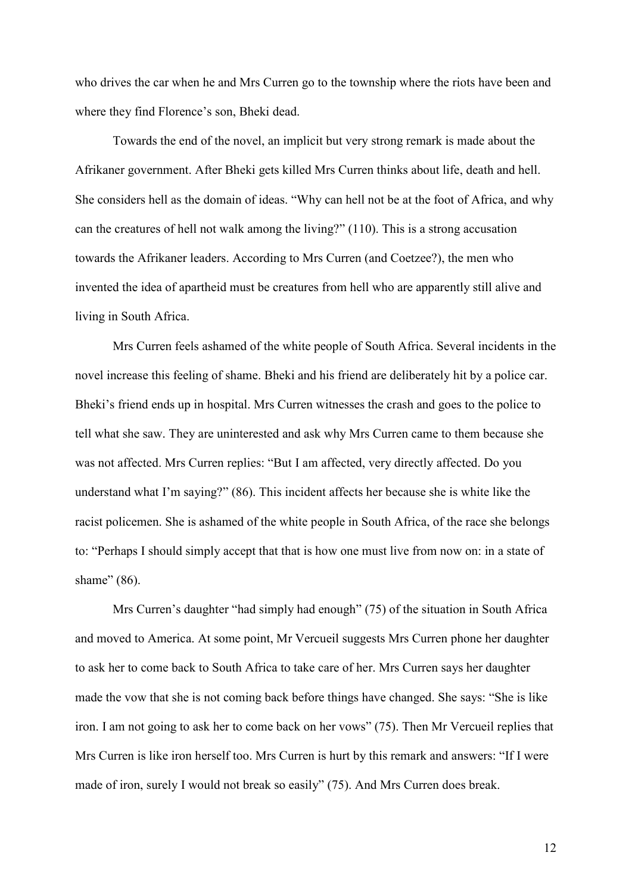who drives the car when he and Mrs Curren go to the township where the riots have been and where they find Florence's son, Bheki dead.

Towards the end of the novel, an implicit but very strong remark is made about the Afrikaner government. After Bheki gets killed Mrs Curren thinks about life, death and hell. She considers hell as the domain of ideas. "Why can hell not be at the foot of Africa, and why can the creatures of hell not walk among the living?" (110). This is a strong accusation towards the Afrikaner leaders. According to Mrs Curren (and Coetzee?), the men who invented the idea of apartheid must be creatures from hell who are apparently still alive and living in South Africa.

Mrs Curren feels ashamed of the white people of South Africa. Several incidents in the novel increase this feeling of shame. Bheki and his friend are deliberately hit by a police car. Bheki's friend ends up in hospital. Mrs Curren witnesses the crash and goes to the police to tell what she saw. They are uninterested and ask why Mrs Curren came to them because she was not affected. Mrs Curren replies: "But I am affected, very directly affected. Do you understand what I'm saying?" (86). This incident affects her because she is white like the racist policemen. She is ashamed of the white people in South Africa, of the race she belongs to: "Perhaps I should simply accept that that is how one must live from now on: in a state of shame" (86).

Mrs Curren's daughter "had simply had enough" (75) of the situation in South Africa and moved to America. At some point, Mr Vercueil suggests Mrs Curren phone her daughter to ask her to come back to South Africa to take care of her. Mrs Curren says her daughter made the vow that she is not coming back before things have changed. She says: "She is like iron. I am not going to ask her to come back on her vows" (75). Then Mr Vercueil replies that Mrs Curren is like iron herself too. Mrs Curren is hurt by this remark and answers: "If I were made of iron, surely I would not break so easily" (75). And Mrs Curren does break.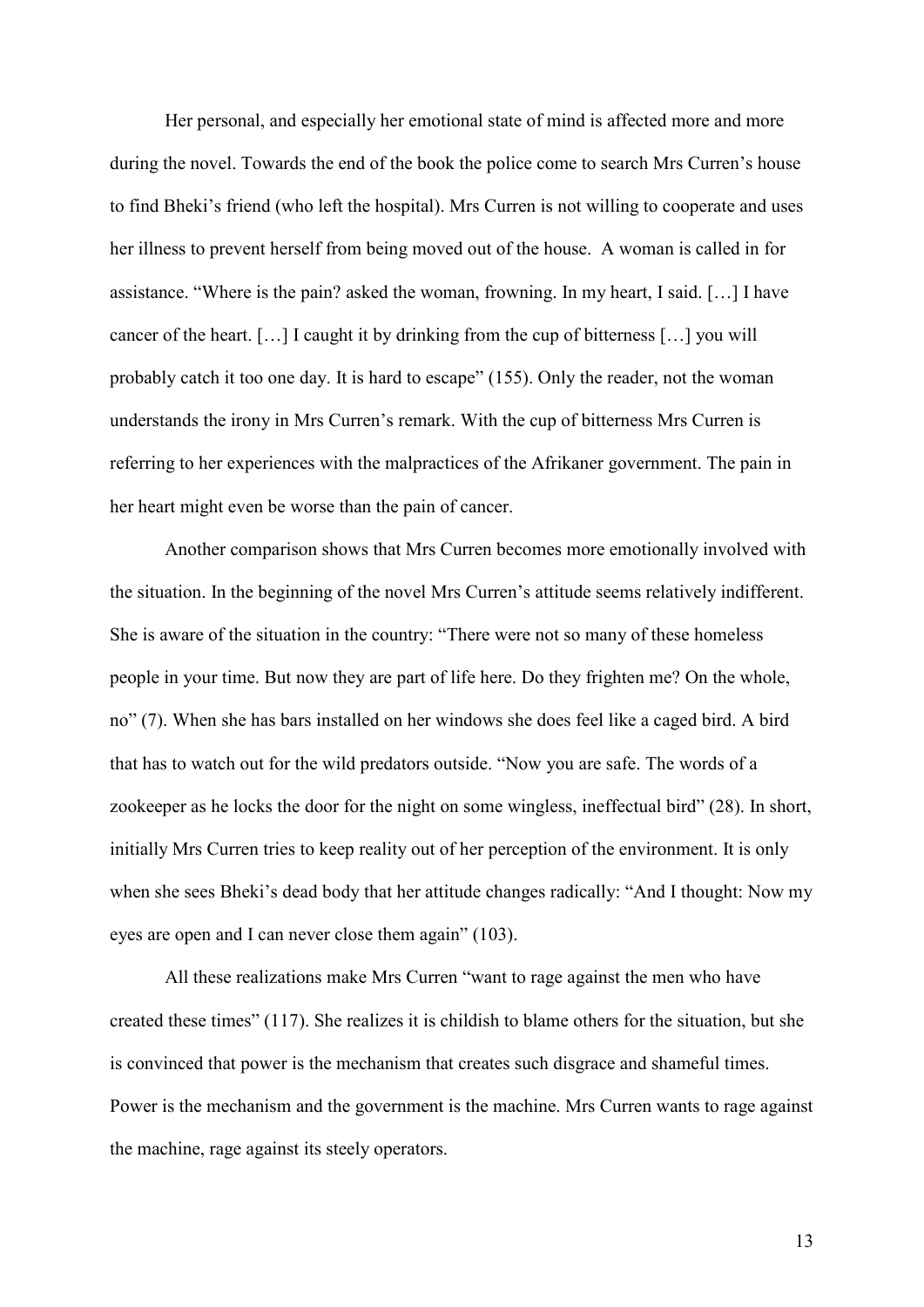Her personal, and especially her emotional state of mind is affected more and more during the novel. Towards the end of the book the police come to search Mrs Curren's house to find Bheki's friend (who left the hospital). Mrs Curren is not willing to cooperate and uses her illness to prevent herself from being moved out of the house. A woman is called in for assistance. "Where is the pain? asked the woman, frowning. In my heart, I said. […] I have cancer of the heart. […] I caught it by drinking from the cup of bitterness […] you will probably catch it too one day. It is hard to escape" (155). Only the reader, not the woman understands the irony in Mrs Curren's remark. With the cup of bitterness Mrs Curren is referring to her experiences with the malpractices of the Afrikaner government. The pain in her heart might even be worse than the pain of cancer.

Another comparison shows that Mrs Curren becomes more emotionally involved with the situation. In the beginning of the novel Mrs Curren's attitude seems relatively indifferent. She is aware of the situation in the country: "There were not so many of these homeless people in your time. But now they are part of life here. Do they frighten me? On the whole, no" (7). When she has bars installed on her windows she does feel like a caged bird. A bird that has to watch out for the wild predators outside. "Now you are safe. The words of a zookeeper as he locks the door for the night on some wingless, ineffectual bird" (28). In short, initially Mrs Curren tries to keep reality out of her perception of the environment. It is only when she sees Bheki's dead body that her attitude changes radically: "And I thought: Now my eyes are open and I can never close them again" (103).

All these realizations make Mrs Curren "want to rage against the men who have created these times" (117). She realizes it is childish to blame others for the situation, but she is convinced that power is the mechanism that creates such disgrace and shameful times. Power is the mechanism and the government is the machine. Mrs Curren wants to rage against the machine, rage against its steely operators.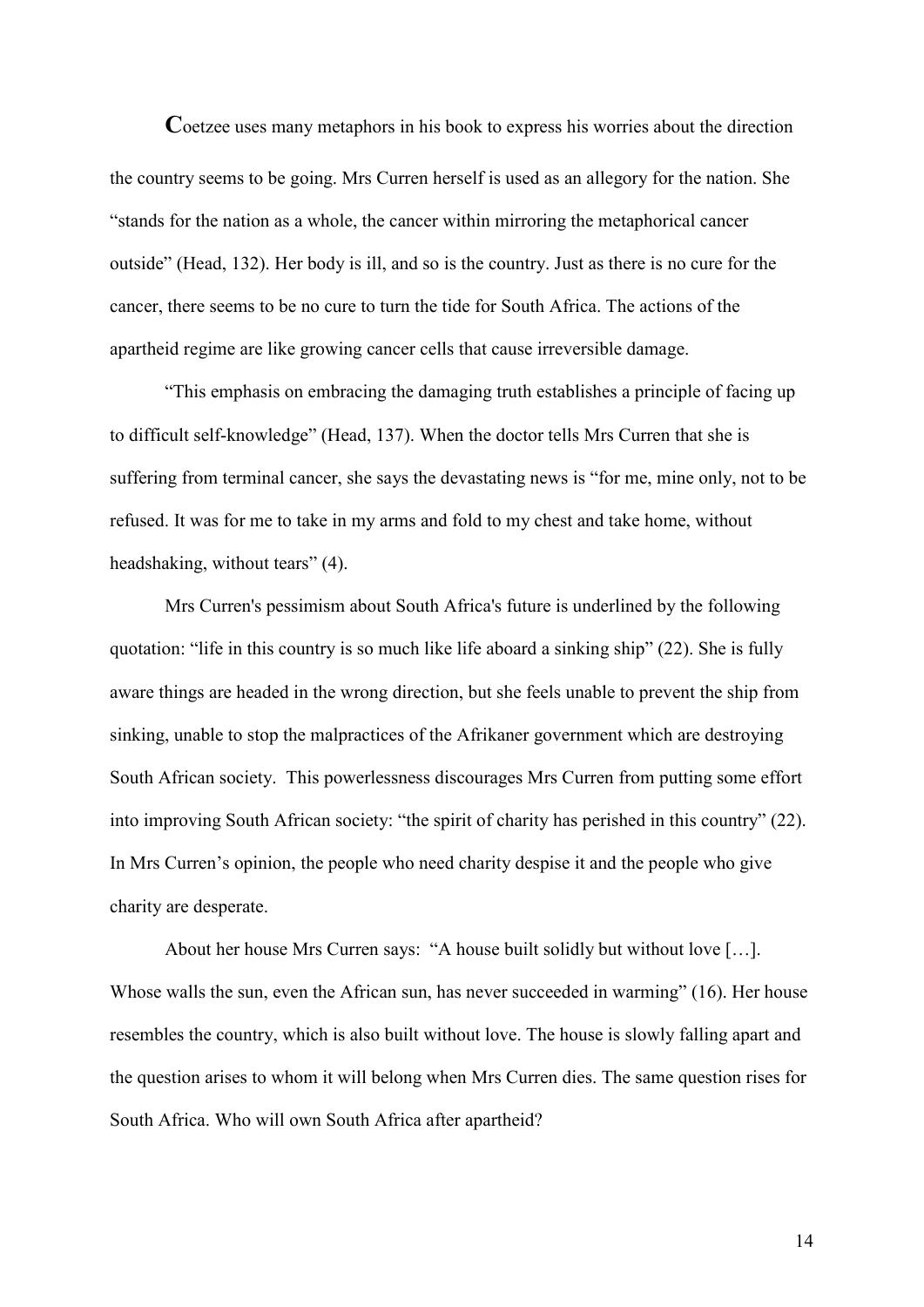**C**oetzee uses many metaphors in his book to express his worries about the direction the country seems to be going. Mrs Curren herself is used as an allegory for the nation. She "stands for the nation as a whole, the cancer within mirroring the metaphorical cancer outside" (Head, 132). Her body is ill, and so is the country. Just as there is no cure for the cancer, there seems to be no cure to turn the tide for South Africa. The actions of the apartheid regime are like growing cancer cells that cause irreversible damage.

"This emphasis on embracing the damaging truth establishes a principle of facing up to difficult self-knowledge" (Head, 137). When the doctor tells Mrs Curren that she is suffering from terminal cancer, she says the devastating news is "for me, mine only, not to be refused. It was for me to take in my arms and fold to my chest and take home, without headshaking, without tears" (4).

Mrs Curren's pessimism about South Africa's future is underlined by the following quotation: "life in this country is so much like life aboard a sinking ship" (22). She is fully aware things are headed in the wrong direction, but she feels unable to prevent the ship from sinking, unable to stop the malpractices of the Afrikaner government which are destroying South African society. This powerlessness discourages Mrs Curren from putting some effort into improving South African society: "the spirit of charity has perished in this country" (22). In Mrs Curren's opinion, the people who need charity despise it and the people who give charity are desperate.

About her house Mrs Curren says: "A house built solidly but without love […]. Whose walls the sun, even the African sun, has never succeeded in warming" (16). Her house resembles the country, which is also built without love. The house is slowly falling apart and the question arises to whom it will belong when Mrs Curren dies. The same question rises for South Africa. Who will own South Africa after apartheid?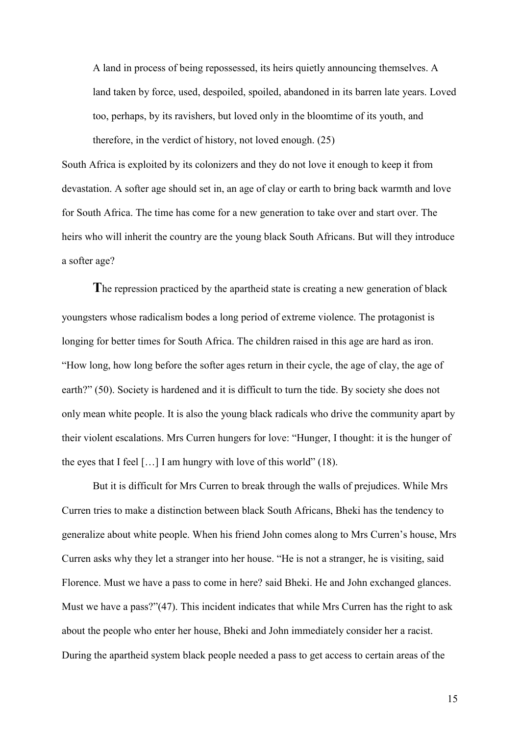> A land in process of being repossessed, its heirs quietly announcing themselves. A land taken by force, used, despoiled, spoiled, abandoned in its barren late years. Loved too, perhaps, by its ravishers, but loved only in the bloomtime of its youth, and therefore, in the verdict of history, not loved enough. (25)

South Africa is exploited by its colonizers and they do not love it enough to keep it from devastation. A softer age should set in, an age of clay or earth to bring back warmth and love for South Africa. The time has come for a new generation to take over and start over. The heirs who will inherit the country are the young black South Africans. But will they introduce a softer age?

**T**he repression practiced by the apartheid state is creating a new generation of black youngsters whose radicalism bodes a long period of extreme violence. The protagonist is longing for better times for South Africa. The children raised in this age are hard as iron. "How long, how long before the softer ages return in their cycle, the age of clay, the age of earth?" (50). Society is hardened and it is difficult to turn the tide. By society she does not only mean white people. It is also the young black radicals who drive the community apart by their violent escalations. Mrs Curren hungers for love: "Hunger, I thought: it is the hunger of the eyes that I feel […] I am hungry with love of this world" (18).

But it is difficult for Mrs Curren to break through the walls of prejudices. While Mrs Curren tries to make a distinction between black South Africans, Bheki has the tendency to generalize about white people. When his friend John comes along to Mrs Curren's house, Mrs Curren asks why they let a stranger into her house. "He is not a stranger, he is visiting, said Florence. Must we have a pass to come in here? said Bheki. He and John exchanged glances. Must we have a pass?"(47). This incident indicates that while Mrs Curren has the right to ask about the people who enter her house, Bheki and John immediately consider her a racist. During the apartheid system black people needed a pass to get access to certain areas of the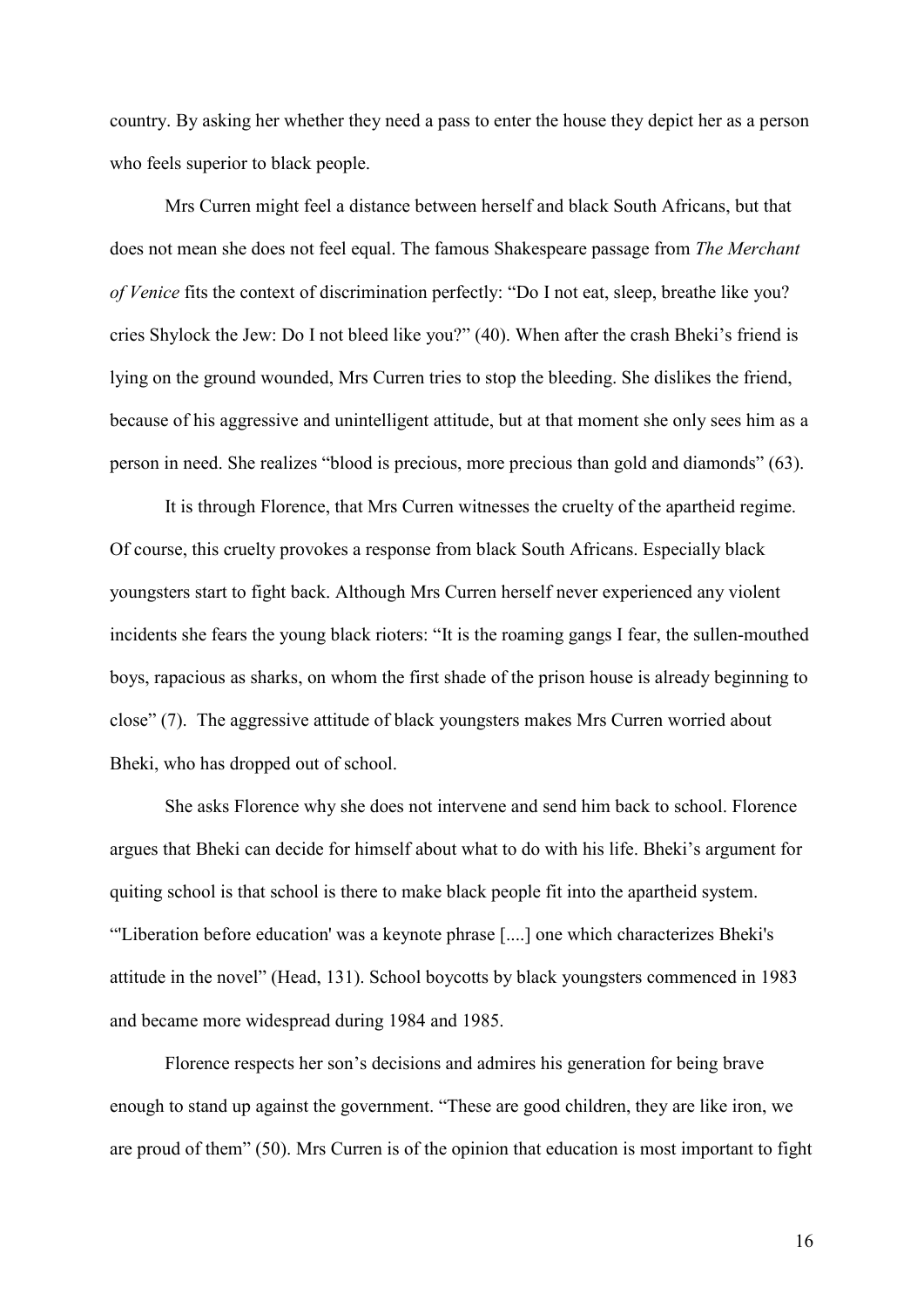country. By asking her whether they need a pass to enter the house they depict her as a person who feels superior to black people.

Mrs Curren might feel a distance between herself and black South Africans, but that does not mean she does not feel equal. The famous Shakespeare passage from *The Merchant of Venice* fits the context of discrimination perfectly: "Do I not eat, sleep, breathe like you? cries Shylock the Jew: Do I not bleed like you?" (40). When after the crash Bheki's friend is lying on the ground wounded, Mrs Curren tries to stop the bleeding. She dislikes the friend, because of his aggressive and unintelligent attitude, but at that moment she only sees him as a person in need. She realizes "blood is precious, more precious than gold and diamonds" (63).

It is through Florence, that Mrs Curren witnesses the cruelty of the apartheid regime. Of course, this cruelty provokes a response from black South Africans. Especially black youngsters start to fight back. Although Mrs Curren herself never experienced any violent incidents she fears the young black rioters: "It is the roaming gangs I fear, the sullen-mouthed boys, rapacious as sharks, on whom the first shade of the prison house is already beginning to close" (7). The aggressive attitude of black youngsters makes Mrs Curren worried about Bheki, who has dropped out of school.

She asks Florence why she does not intervene and send him back to school. Florence argues that Bheki can decide for himself about what to do with his life. Bheki's argument for quiting school is that school is there to make black people fit into the apartheid system. "'Liberation before education' was a keynote phrase [....] one which characterizes Bheki's attitude in the novel" (Head, 131). School boycotts by black youngsters commenced in 1983 and became more widespread during 1984 and 1985.

Florence respects her son's decisions and admires his generation for being brave enough to stand up against the government. "These are good children, they are like iron, we are proud of them" (50). Mrs Curren is of the opinion that education is most important to fight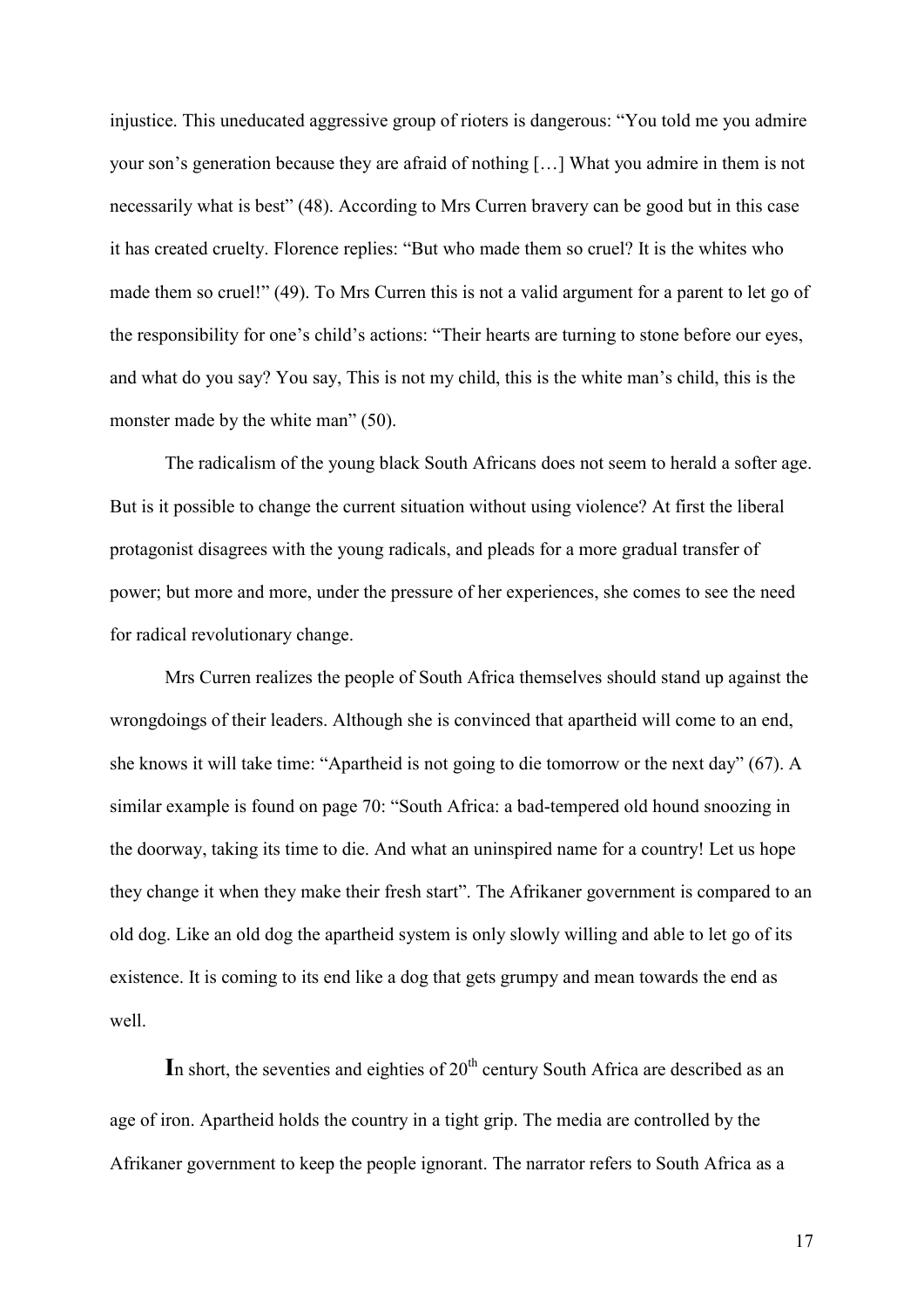injustice. This uneducated aggressive group of rioters is dangerous: "You told me you admire your son's generation because they are afraid of nothing […] What you admire in them is not necessarily what is best" (48). According to Mrs Curren bravery can be good but in this case it has created cruelty. Florence replies: "But who made them so cruel? It is the whites who made them so cruel!" (49). To Mrs Curren this is not a valid argument for a parent to let go of the responsibility for one's child's actions: "Their hearts are turning to stone before our eyes, and what do you say? You say, This is not my child, this is the white man's child, this is the monster made by the white man" (50).

The radicalism of the young black South Africans does not seem to herald a softer age. But is it possible to change the current situation without using violence? At first the liberal protagonist disagrees with the young radicals, and pleads for a more gradual transfer of power; but more and more, under the pressure of her experiences, she comes to see the need for radical revolutionary change.

Mrs Curren realizes the people of South Africa themselves should stand up against the wrongdoings of their leaders. Although she is convinced that apartheid will come to an end, she knows it will take time: "Apartheid is not going to die tomorrow or the next day" (67). A similar example is found on page 70: "South Africa: a bad-tempered old hound snoozing in the doorway, taking its time to die. And what an uninspired name for a country! Let us hope they change it when they make their fresh start". The Afrikaner government is compared to an old dog. Like an old dog the apartheid system is only slowly willing and able to let go of its existence. It is coming to its end like a dog that gets grumpy and mean towards the end as well.

**I**n short, the seventies and eighties of 20th century South Africa are described as an age of iron. Apartheid holds the country in a tight grip. The media are controlled by the Afrikaner government to keep the people ignorant. The narrator refers to South Africa as a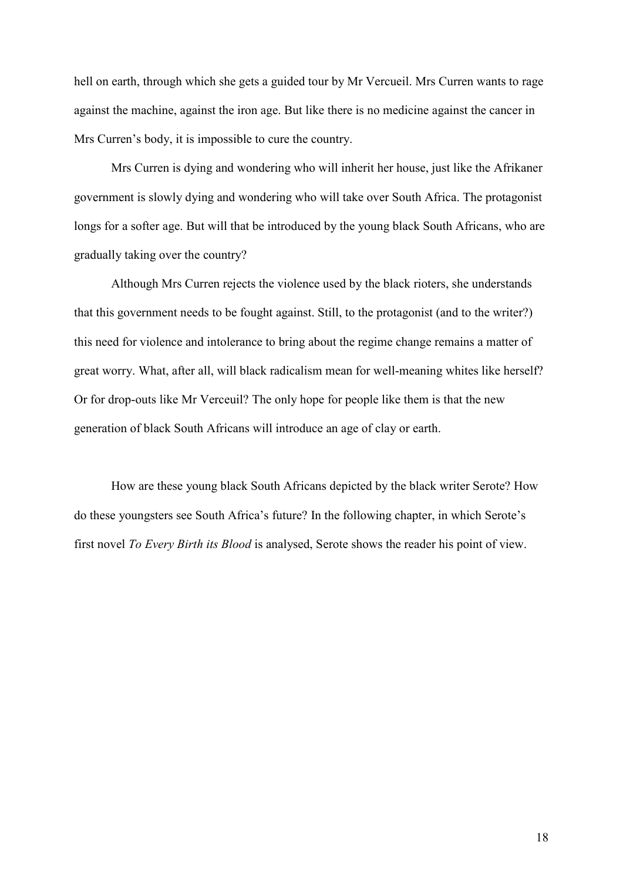hell on earth, through which she gets a guided tour by Mr Vercueil. Mrs Curren wants to rage against the machine, against the iron age. But like there is no medicine against the cancer in Mrs Curren's body, it is impossible to cure the country.

Mrs Curren is dying and wondering who will inherit her house, just like the Afrikaner government is slowly dying and wondering who will take over South Africa. The protagonist longs for a softer age. But will that be introduced by the young black South Africans, who are gradually taking over the country?

Although Mrs Curren rejects the violence used by the black rioters, she understands that this government needs to be fought against. Still, to the protagonist (and to the writer?) this need for violence and intolerance to bring about the regime change remains a matter of great worry. What, after all, will black radicalism mean for well-meaning whites like herself? Or for drop-outs like Mr Verceuil? The only hope for people like them is that the new generation of black South Africans will introduce an age of clay or earth.

How are these young black South Africans depicted by the black writer Serote? How do these youngsters see South Africa's future? In the following chapter, in which Serote's first novel *To Every Birth its Blood* is analysed, Serote shows the reader his point of view.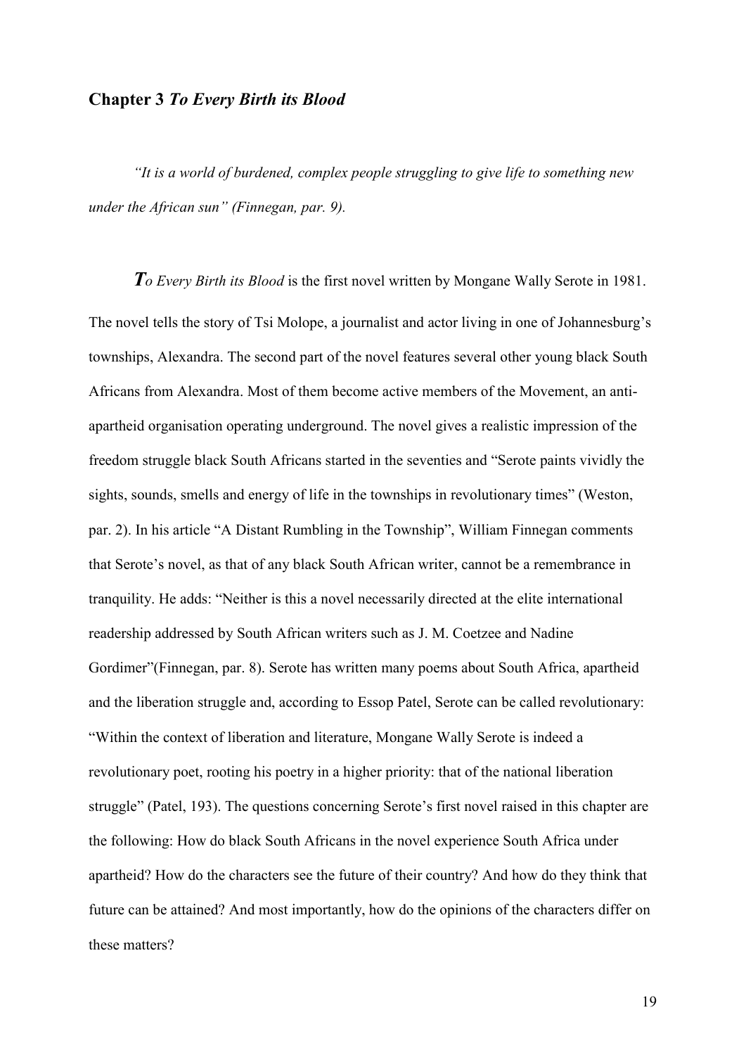## Chapter 3 *To Every Birth its Blood*

*"It is a world of burdened, complex people struggling to give life to something new under the African sun" (Finnegan, par. 9).*

***T****o Every Birth its Blood* is the first novel written by Mongane Wally Serote in 1981. The novel tells the story of Tsi Molope, a journalist and actor living in one of Johannesburg's townships, Alexandra. The second part of the novel features several other young black South Africans from Alexandra. Most of them become active members of the Movement, an anti-apartheid organisation operating underground. The novel gives a realistic impression of the freedom struggle black South Africans started in the seventies and "Serote paints vividly the sights, sounds, smells and energy of life in the townships in revolutionary times" (Weston, par. 2). In his article "A Distant Rumbling in the Township", William Finnegan comments that Serote's novel, as that of any black South African writer, cannot be a remembrance in tranquility. He adds: "Neither is this a novel necessarily directed at the elite international readership addressed by South African writers such as J. M. Coetzee and Nadine Gordimer"(Finnegan, par. 8). Serote has written many poems about South Africa, apartheid and the liberation struggle and, according to Essop Patel, Serote can be called revolutionary: "Within the context of liberation and literature, Mongane Wally Serote is indeed a revolutionary poet, rooting his poetry in a higher priority: that of the national liberation struggle" (Patel, 193). The questions concerning Serote's first novel raised in this chapter are the following: How do black South Africans in the novel experience South Africa under apartheid? How do the characters see the future of their country? And how do they think that future can be attained? And most importantly, how do the opinions of the characters differ on these matters?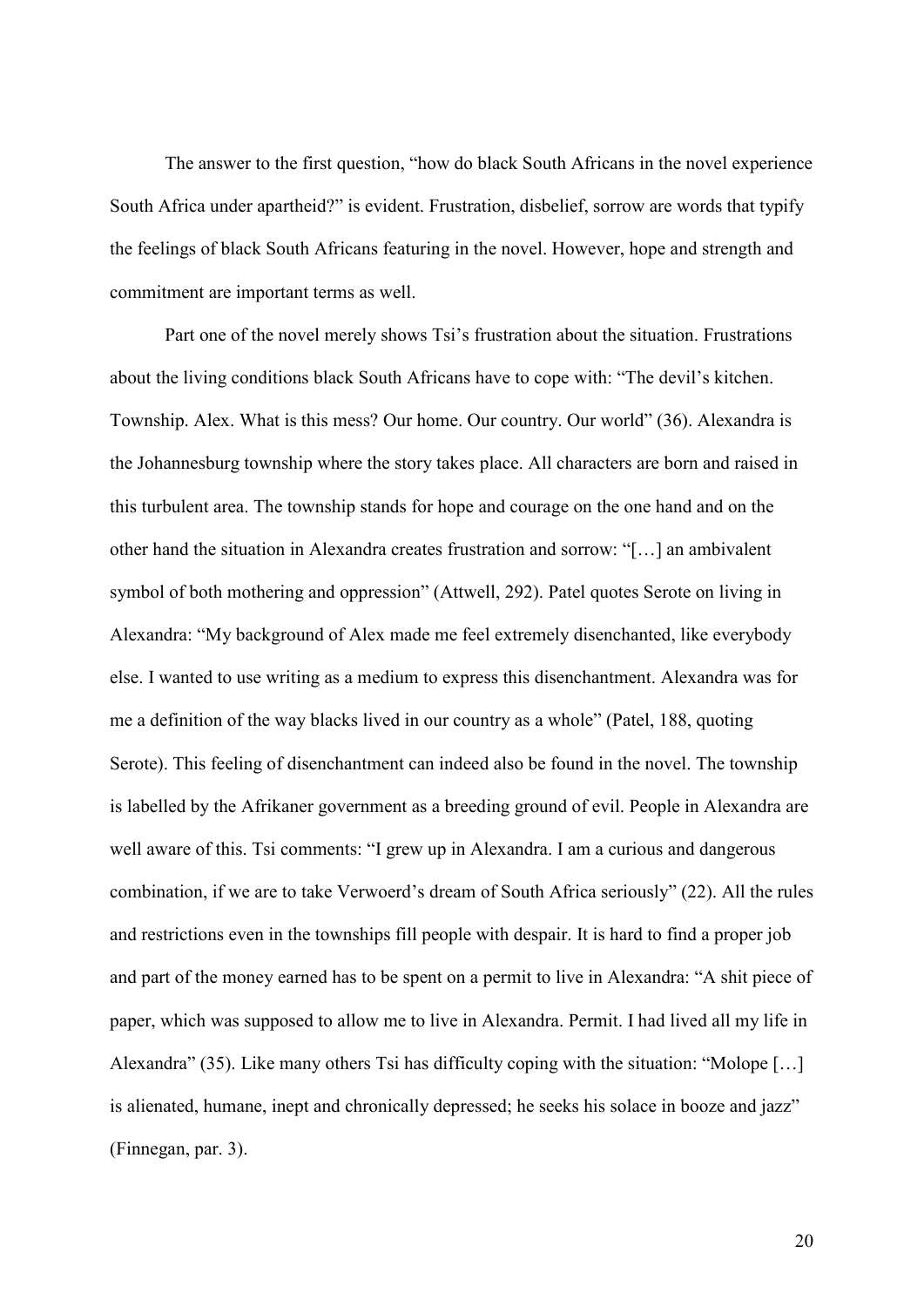The answer to the first question, "how do black South Africans in the novel experience South Africa under apartheid?" is evident. Frustration, disbelief, sorrow are words that typify the feelings of black South Africans featuring in the novel. However, hope and strength and commitment are important terms as well.

Part one of the novel merely shows Tsi's frustration about the situation. Frustrations about the living conditions black South Africans have to cope with: "The devil's kitchen. Township. Alex. What is this mess? Our home. Our country. Our world" (36). Alexandra is the Johannesburg township where the story takes place. All characters are born and raised in this turbulent area. The township stands for hope and courage on the one hand and on the other hand the situation in Alexandra creates frustration and sorrow: "[…] an ambivalent symbol of both mothering and oppression" (Attwell, 292). Patel quotes Serote on living in Alexandra: "My background of Alex made me feel extremely disenchanted, like everybody else. I wanted to use writing as a medium to express this disenchantment. Alexandra was for me a definition of the way blacks lived in our country as a whole" (Patel, 188, quoting Serote). This feeling of disenchantment can indeed also be found in the novel. The township is labelled by the Afrikaner government as a breeding ground of evil. People in Alexandra are well aware of this. Tsi comments: "I grew up in Alexandra. I am a curious and dangerous combination, if we are to take Verwoerd's dream of South Africa seriously" (22). All the rules and restrictions even in the townships fill people with despair. It is hard to find a proper job and part of the money earned has to be spent on a permit to live in Alexandra: "A shit piece of paper, which was supposed to allow me to live in Alexandra. Permit. I had lived all my life in Alexandra" (35). Like many others Tsi has difficulty coping with the situation: "Molope […] is alienated, humane, inept and chronically depressed; he seeks his solace in booze and jazz" (Finnegan, par. 3).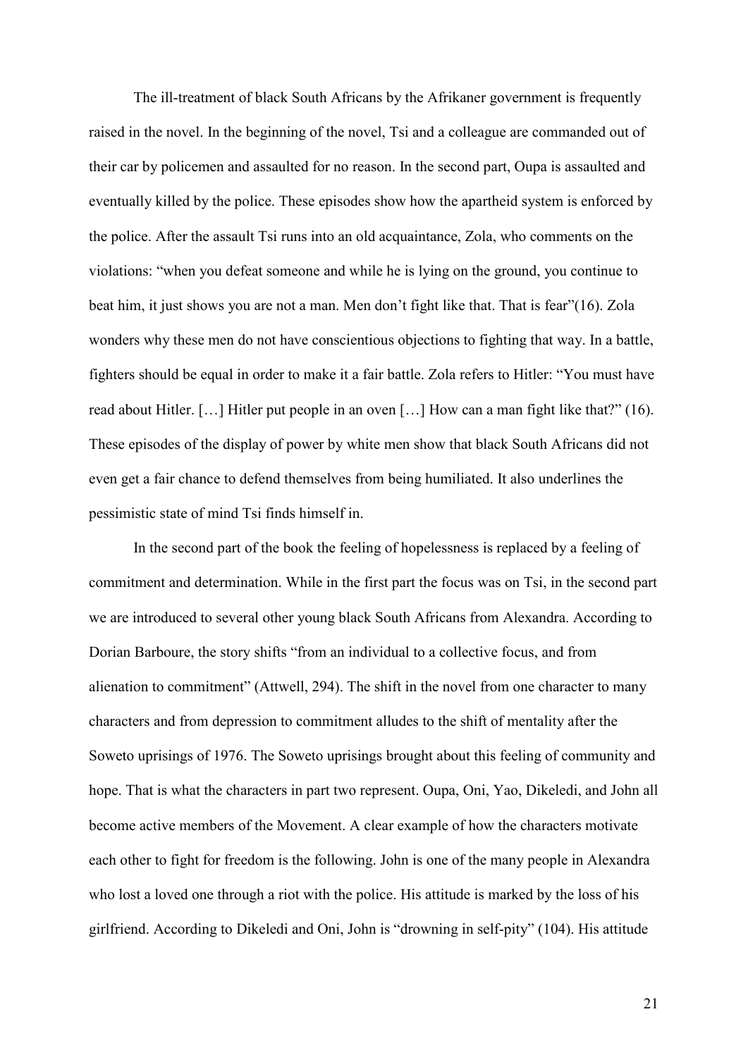The ill-treatment of black South Africans by the Afrikaner government is frequently raised in the novel. In the beginning of the novel, Tsi and a colleague are commanded out of their car by policemen and assaulted for no reason. In the second part, Oupa is assaulted and eventually killed by the police. These episodes show how the apartheid system is enforced by the police. After the assault Tsi runs into an old acquaintance, Zola, who comments on the violations: "when you defeat someone and while he is lying on the ground, you continue to beat him, it just shows you are not a man. Men don't fight like that. That is fear"(16). Zola wonders why these men do not have conscientious objections to fighting that way. In a battle, fighters should be equal in order to make it a fair battle. Zola refers to Hitler: "You must have read about Hitler. […] Hitler put people in an oven […] How can a man fight like that?" (16). These episodes of the display of power by white men show that black South Africans did not even get a fair chance to defend themselves from being humiliated. It also underlines the pessimistic state of mind Tsi finds himself in.

In the second part of the book the feeling of hopelessness is replaced by a feeling of commitment and determination. While in the first part the focus was on Tsi, in the second part we are introduced to several other young black South Africans from Alexandra. According to Dorian Barboure, the story shifts "from an individual to a collective focus, and from alienation to commitment" (Attwell, 294). The shift in the novel from one character to many characters and from depression to commitment alludes to the shift of mentality after the Soweto uprisings of 1976. The Soweto uprisings brought about this feeling of community and hope. That is what the characters in part two represent. Oupa, Oni, Yao, Dikeledi, and John all become active members of the Movement. A clear example of how the characters motivate each other to fight for freedom is the following. John is one of the many people in Alexandra who lost a loved one through a riot with the police. His attitude is marked by the loss of his girlfriend. According to Dikeledi and Oni, John is "drowning in self-pity" (104). His attitude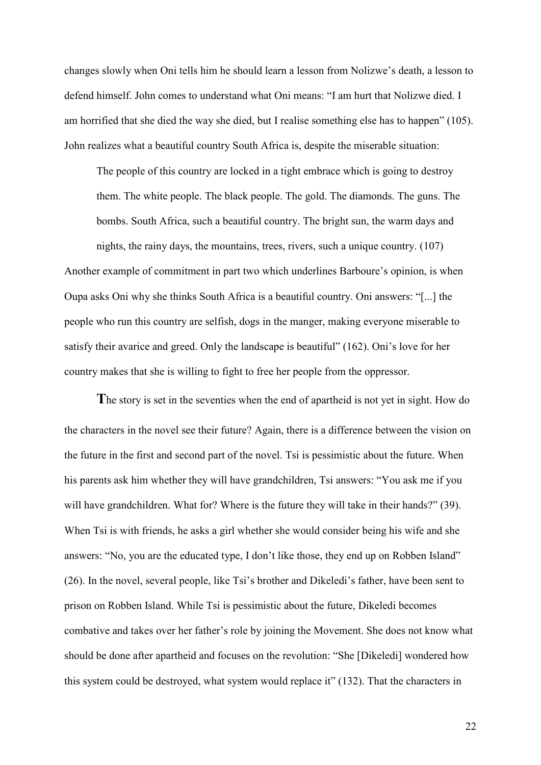changes slowly when Oni tells him he should learn a lesson from Nolizwe's death, a lesson to defend himself. John comes to understand what Oni means: "I am hurt that Nolizwe died. I am horrified that she died the way she died, but I realise something else has to happen" (105). John realizes what a beautiful country South Africa is, despite the miserable situation:

> The people of this country are locked in a tight embrace which is going to destroy them. The white people. The black people. The gold. The diamonds. The guns. The bombs. South Africa, such a beautiful country. The bright sun, the warm days and nights, the rainy days, the mountains, trees, rivers, such a unique country. (107)

Another example of commitment in part two which underlines Barboure's opinion, is when Oupa asks Oni why she thinks South Africa is a beautiful country. Oni answers: "[...] the people who run this country are selfish, dogs in the manger, making everyone miserable to satisfy their avarice and greed. Only the landscape is beautiful" (162). Oni's love for her country makes that she is willing to fight to free her people from the oppressor.

**T**he story is set in the seventies when the end of apartheid is not yet in sight. How do the characters in the novel see their future? Again, there is a difference between the vision on the future in the first and second part of the novel. Tsi is pessimistic about the future. When his parents ask him whether they will have grandchildren, Tsi answers: "You ask me if you will have grandchildren. What for? Where is the future they will take in their hands?" (39). When Tsi is with friends, he asks a girl whether she would consider being his wife and she answers: "No, you are the educated type, I don't like those, they end up on Robben Island" (26). In the novel, several people, like Tsi's brother and Dikeledi's father, have been sent to prison on Robben Island. While Tsi is pessimistic about the future, Dikeledi becomes combative and takes over her father's role by joining the Movement. She does not know what should be done after apartheid and focuses on the revolution: "She [Dikeledi] wondered how this system could be destroyed, what system would replace it" (132). That the characters in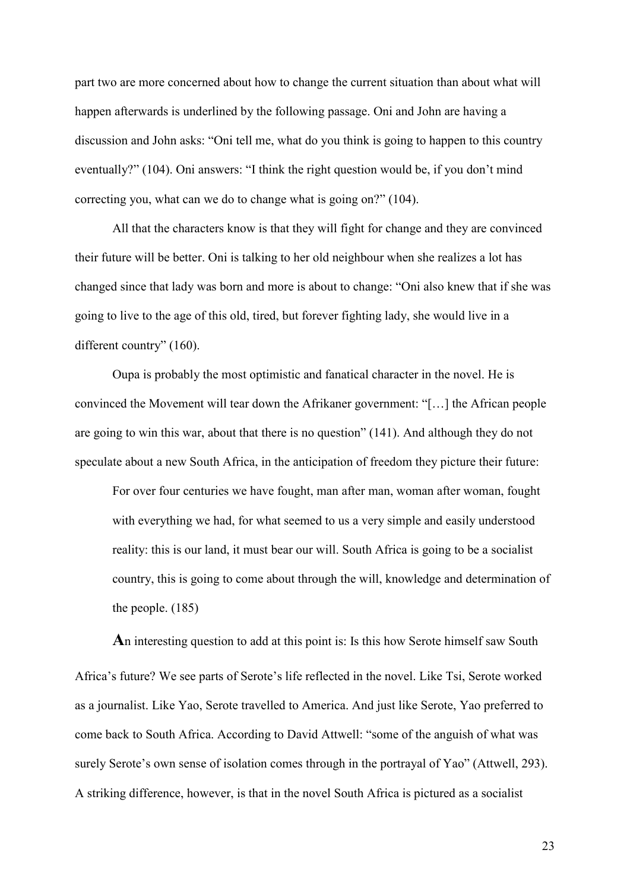part two are more concerned about how to change the current situation than about what will happen afterwards is underlined by the following passage. Oni and John are having a discussion and John asks: "Oni tell me, what do you think is going to happen to this country eventually?" (104). Oni answers: "I think the right question would be, if you don't mind correcting you, what can we do to change what is going on?" (104).

All that the characters know is that they will fight for change and they are convinced their future will be better. Oni is talking to her old neighbour when she realizes a lot has changed since that lady was born and more is about to change: "Oni also knew that if she was going to live to the age of this old, tired, but forever fighting lady, she would live in a different country" (160).

Oupa is probably the most optimistic and fanatical character in the novel. He is convinced the Movement will tear down the Afrikaner government: "[…] the African people are going to win this war, about that there is no question" (141). And although they do not speculate about a new South Africa, in the anticipation of freedom they picture their future:

> For over four centuries we have fought, man after man, woman after woman, fought with everything we had, for what seemed to us a very simple and easily understood reality: this is our land, it must bear our will. South Africa is going to be a socialist country, this is going to come about through the will, knowledge and determination of the people. (185)

**A**n interesting question to add at this point is: Is this how Serote himself saw South Africa's future? We see parts of Serote's life reflected in the novel. Like Tsi, Serote worked as a journalist. Like Yao, Serote travelled to America. And just like Serote, Yao preferred to come back to South Africa. According to David Attwell: "some of the anguish of what was surely Serote's own sense of isolation comes through in the portrayal of Yao" (Attwell, 293). A striking difference, however, is that in the novel South Africa is pictured as a socialist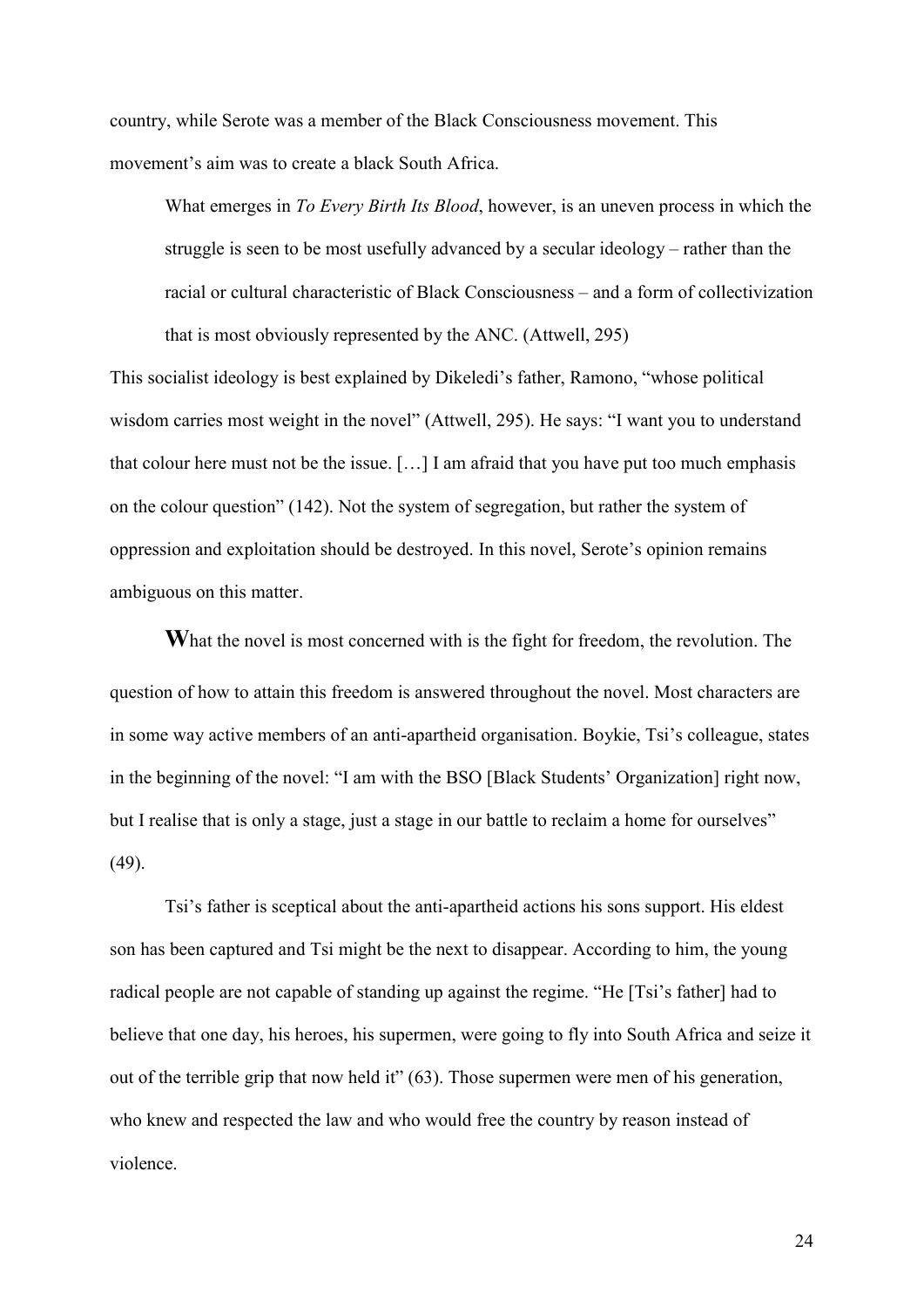country, while Serote was a member of the Black Consciousness movement. This movement's aim was to create a black South Africa.

> What emerges in *To Every Birth Its Blood*, however, is an uneven process in which the struggle is seen to be most usefully advanced by a secular ideology – rather than the racial or cultural characteristic of Black Consciousness – and a form of collectivization that is most obviously represented by the ANC. (Attwell, 295)

This socialist ideology is best explained by Dikeledi's father, Ramono, "whose political wisdom carries most weight in the novel" (Attwell, 295). He says: "I want you to understand that colour here must not be the issue. […] I am afraid that you have put too much emphasis on the colour question" (142). Not the system of segregation, but rather the system of oppression and exploitation should be destroyed. In this novel, Serote's opinion remains ambiguous on this matter.

**W**hat the novel is most concerned with is the fight for freedom, the revolution. The question of how to attain this freedom is answered throughout the novel. Most characters are in some way active members of an anti-apartheid organisation. Boykie, Tsi's colleague, states in the beginning of the novel: "I am with the BSO [Black Students' Organization] right now, but I realise that is only a stage, just a stage in our battle to reclaim a home for ourselves" (49).

Tsi's father is sceptical about the anti-apartheid actions his sons support. His eldest son has been captured and Tsi might be the next to disappear. According to him, the young radical people are not capable of standing up against the regime. "He [Tsi's father] had to believe that one day, his heroes, his supermen, were going to fly into South Africa and seize it out of the terrible grip that now held it" (63). Those supermen were men of his generation, who knew and respected the law and who would free the country by reason instead of violence.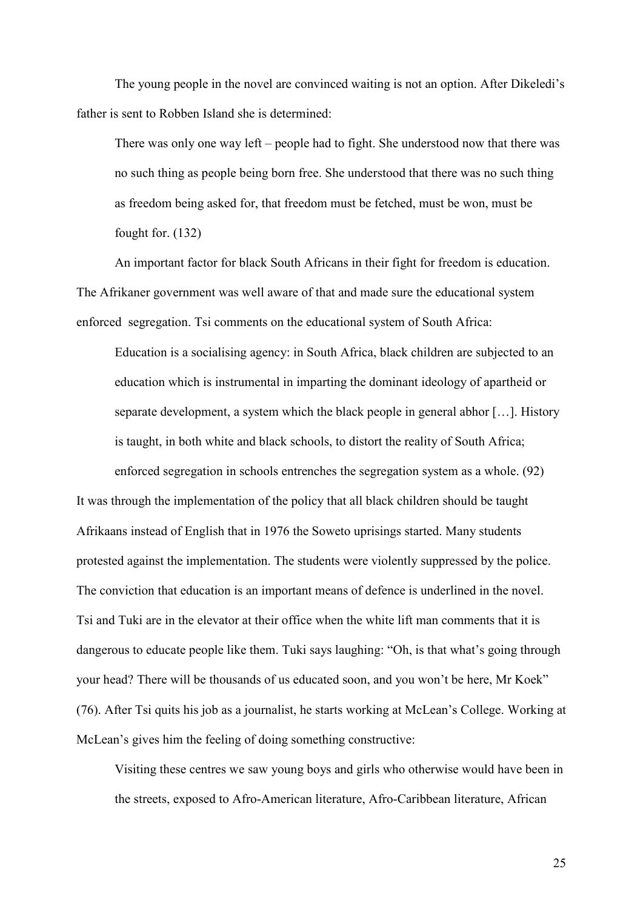The young people in the novel are convinced waiting is not an option. After Dikeledi's father is sent to Robben Island she is determined:

> There was only one way left – people had to fight. She understood now that there was no such thing as people being born free. She understood that there was no such thing as freedom being asked for, that freedom must be fetched, must be won, must be fought for. (132)

An important factor for black South Africans in their fight for freedom is education. The Afrikaner government was well aware of that and made sure the educational system enforced segregation. Tsi comments on the educational system of South Africa:

> Education is a socialising agency: in South Africa, black children are subjected to an education which is instrumental in imparting the dominant ideology of apartheid or separate development, a system which the black people in general abhor […]. History is taught, in both white and black schools, to distort the reality of South Africa; enforced segregation in schools entrenches the segregation system as a whole. (92)

It was through the implementation of the policy that all black children should be taught Afrikaans instead of English that in 1976 the Soweto uprisings started. Many students protested against the implementation. The students were violently suppressed by the police. The conviction that education is an important means of defence is underlined in the novel. Tsi and Tuki are in the elevator at their office when the white lift man comments that it is dangerous to educate people like them. Tuki says laughing: "Oh, is that what's going through your head? There will be thousands of us educated soon, and you won't be here, Mr Koek" (76). After Tsi quits his job as a journalist, he starts working at McLean's College. Working at McLean's gives him the feeling of doing something constructive:

> Visiting these centres we saw young boys and girls who otherwise would have been in the streets, exposed to Afro-American literature, Afro-Caribbean literature, African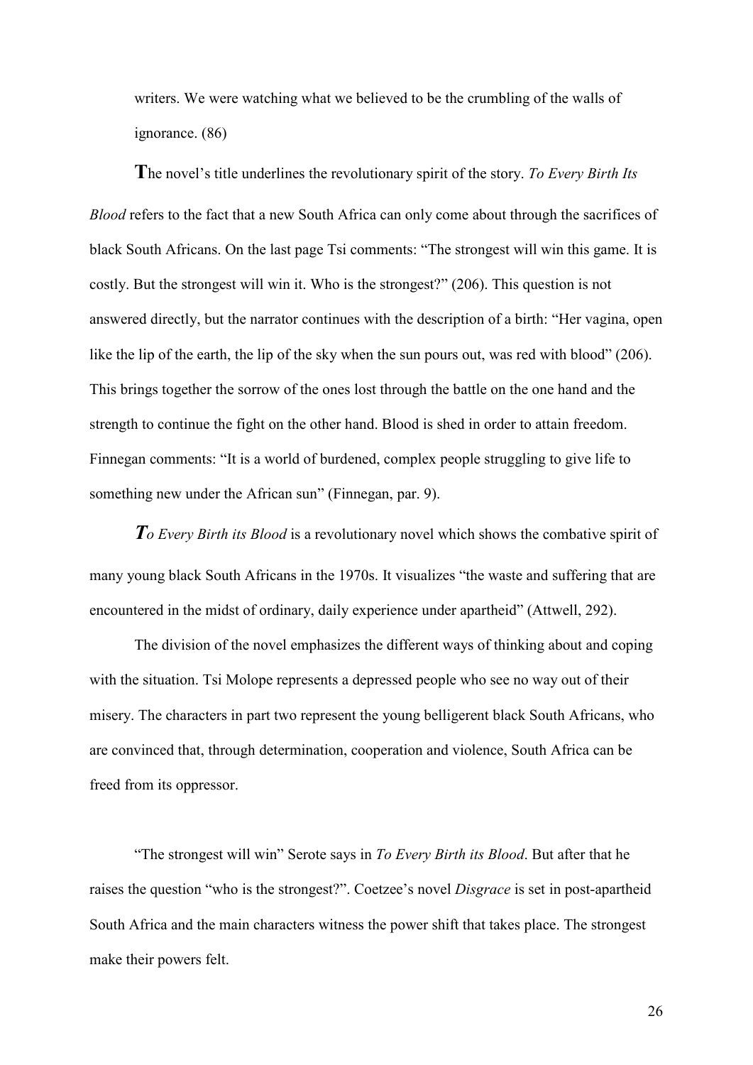writers. We were watching what we believed to be the crumbling of the walls of ignorance. (86)

**T**he novel's title underlines the revolutionary spirit of the story. *To Every Birth Its Blood* refers to the fact that a new South Africa can only come about through the sacrifices of black South Africans. On the last page Tsi comments: "The strongest will win this game. It is costly. But the strongest will win it. Who is the strongest?" (206). This question is not answered directly, but the narrator continues with the description of a birth: "Her vagina, open like the lip of the earth, the lip of the sky when the sun pours out, was red with blood" (206). This brings together the sorrow of the ones lost through the battle on the one hand and the strength to continue the fight on the other hand. Blood is shed in order to attain freedom. Finnegan comments: "It is a world of burdened, complex people struggling to give life to something new under the African sun" (Finnegan, par. 9).

***T****o Every Birth its Blood* is a revolutionary novel which shows the combative spirit of many young black South Africans in the 1970s. It visualizes "the waste and suffering that are encountered in the midst of ordinary, daily experience under apartheid" (Attwell, 292).

The division of the novel emphasizes the different ways of thinking about and coping with the situation. Tsi Molope represents a depressed people who see no way out of their misery. The characters in part two represent the young belligerent black South Africans, who are convinced that, through determination, cooperation and violence, South Africa can be freed from its oppressor.

"The strongest will win" Serote says in *To Every Birth its Blood*. But after that he raises the question "who is the strongest?". Coetzee's novel *Disgrace* is set in post-apartheid South Africa and the main characters witness the power shift that takes place. The strongest make their powers felt.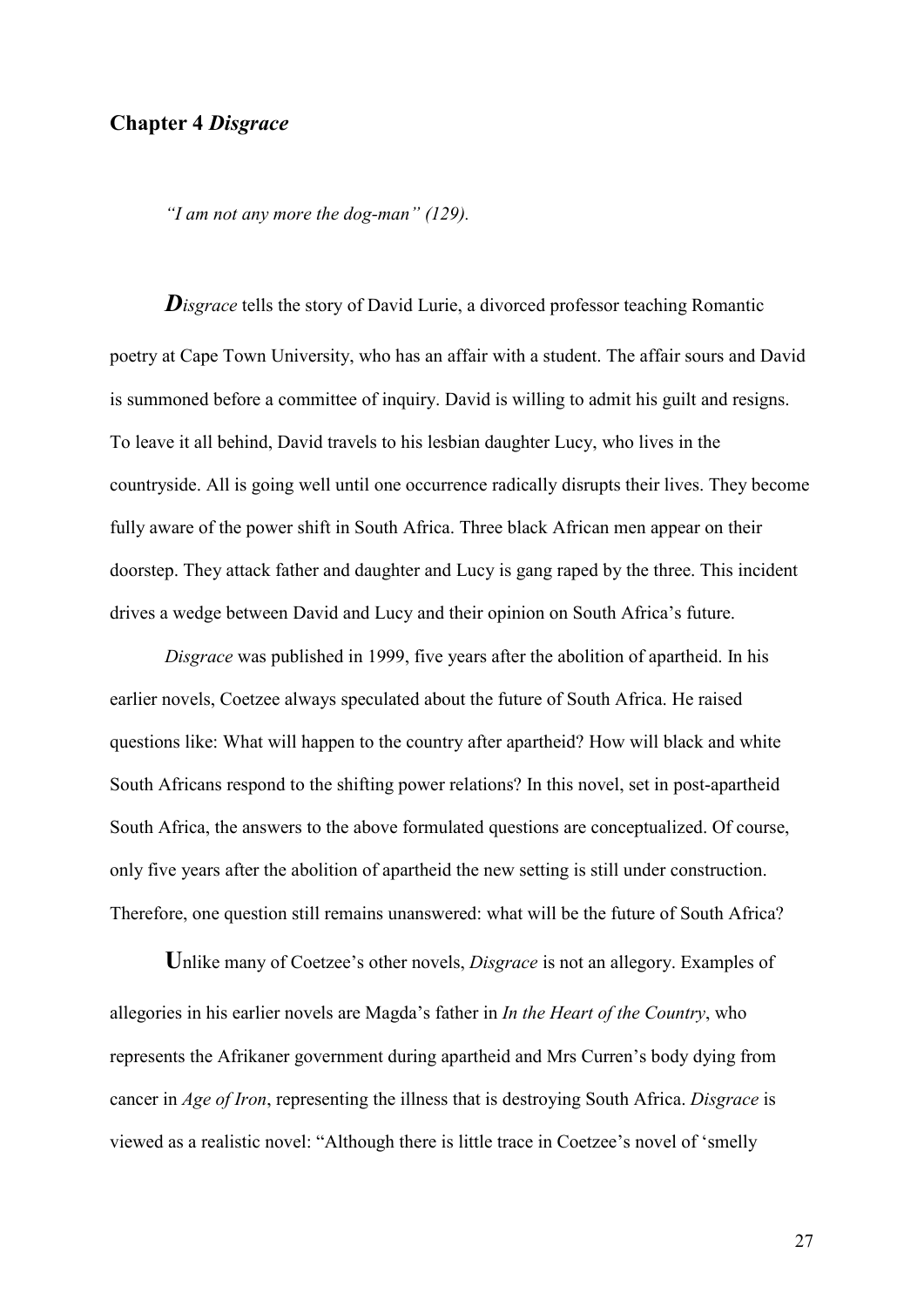## Chapter 4 *Disgrace*

*"I am not any more the dog-man" (129).*

***D****isgrace* tells the story of David Lurie, a divorced professor teaching Romantic poetry at Cape Town University, who has an affair with a student. The affair sours and David is summoned before a committee of inquiry. David is willing to admit his guilt and resigns. To leave it all behind, David travels to his lesbian daughter Lucy, who lives in the countryside. All is going well until one occurrence radically disrupts their lives. They become fully aware of the power shift in South Africa. Three black African men appear on their doorstep. They attack father and daughter and Lucy is gang raped by the three. This incident drives a wedge between David and Lucy and their opinion on South Africa's future.

*Disgrace* was published in 1999, five years after the abolition of apartheid. In his earlier novels, Coetzee always speculated about the future of South Africa. He raised questions like: What will happen to the country after apartheid? How will black and white South Africans respond to the shifting power relations? In this novel, set in post-apartheid South Africa, the answers to the above formulated questions are conceptualized. Of course, only five years after the abolition of apartheid the new setting is still under construction. Therefore, one question still remains unanswered: what will be the future of South Africa?

**U**nlike many of Coetzee's other novels, *Disgrace* is not an allegory. Examples of allegories in his earlier novels are Magda's father in *In the Heart of the Country*, who represents the Afrikaner government during apartheid and Mrs Curren's body dying from cancer in *Age of Iron*, representing the illness that is destroying South Africa. *Disgrace* is viewed as a realistic novel: "Although there is little trace in Coetzee's novel of 'smelly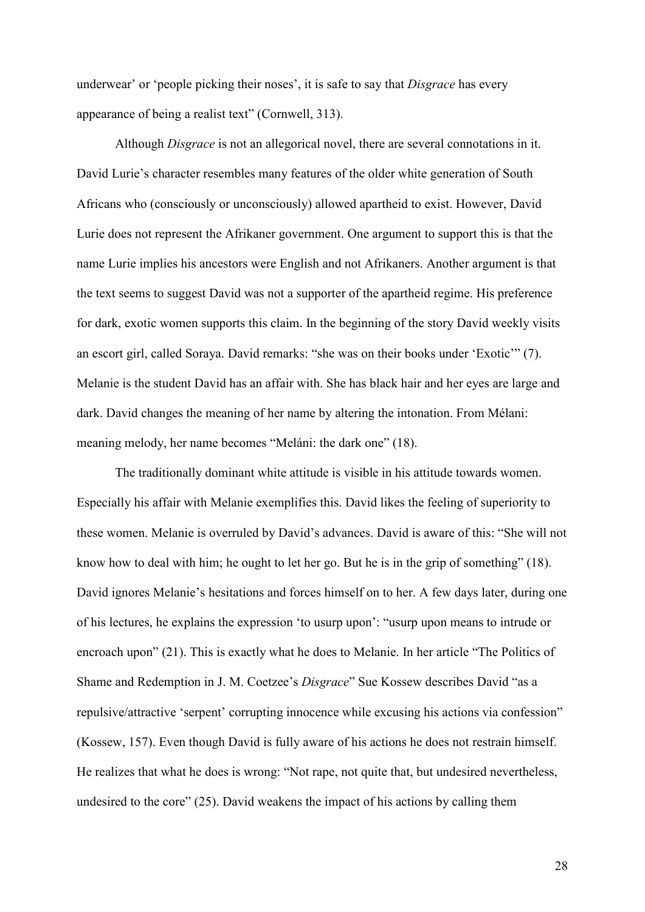underwear' or 'people picking their noses', it is safe to say that *Disgrace* has every appearance of being a realist text" (Cornwell, 313).

Although *Disgrace* is not an allegorical novel, there are several connotations in it. David Lurie's character resembles many features of the older white generation of South Africans who (consciously or unconsciously) allowed apartheid to exist. However, David Lurie does not represent the Afrikaner government. One argument to support this is that the name Lurie implies his ancestors were English and not Afrikaners. Another argument is that the text seems to suggest David was not a supporter of the apartheid regime. His preference for dark, exotic women supports this claim. In the beginning of the story David weekly visits an escort girl, called Soraya. David remarks: "she was on their books under 'Exotic'" (7). Melanie is the student David has an affair with. She has black hair and her eyes are large and dark. David changes the meaning of her name by altering the intonation. From Mélani: meaning melody, her name becomes "Meláni: the dark one" (18).

The traditionally dominant white attitude is visible in his attitude towards women. Especially his affair with Melanie exemplifies this. David likes the feeling of superiority to these women. Melanie is overruled by David's advances. David is aware of this: "She will not know how to deal with him; he ought to let her go. But he is in the grip of something" (18). David ignores Melanie's hesitations and forces himself on to her. A few days later, during one of his lectures, he explains the expression 'to usurp upon': "usurp upon means to intrude or encroach upon" (21). This is exactly what he does to Melanie. In her article "The Politics of Shame and Redemption in J. M. Coetzee's *Disgrace*" Sue Kossew describes David "as a repulsive/attractive 'serpent' corrupting innocence while excusing his actions via confession" (Kossew, 157). Even though David is fully aware of his actions he does not restrain himself. He realizes that what he does is wrong: "Not rape, not quite that, but undesired nevertheless, undesired to the core" (25). David weakens the impact of his actions by calling them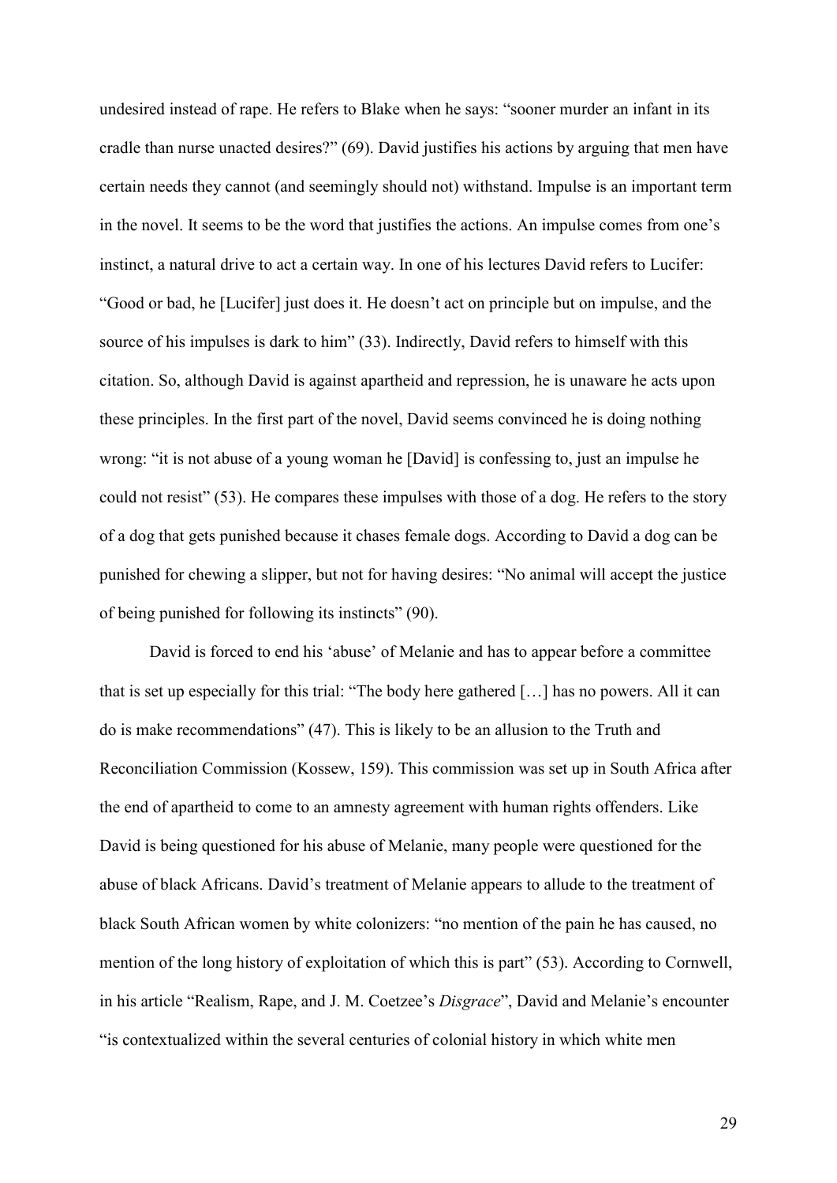undesired instead of rape. He refers to Blake when he says: "sooner murder an infant in its cradle than nurse unacted desires?" (69). David justifies his actions by arguing that men have certain needs they cannot (and seemingly should not) withstand. Impulse is an important term in the novel. It seems to be the word that justifies the actions. An impulse comes from one's instinct, a natural drive to act a certain way. In one of his lectures David refers to Lucifer: "Good or bad, he [Lucifer] just does it. He doesn't act on principle but on impulse, and the source of his impulses is dark to him" (33). Indirectly, David refers to himself with this citation. So, although David is against apartheid and repression, he is unaware he acts upon these principles. In the first part of the novel, David seems convinced he is doing nothing wrong: "it is not abuse of a young woman he [David] is confessing to, just an impulse he could not resist" (53). He compares these impulses with those of a dog. He refers to the story of a dog that gets punished because it chases female dogs. According to David a dog can be punished for chewing a slipper, but not for having desires: "No animal will accept the justice of being punished for following its instincts" (90).

David is forced to end his 'abuse' of Melanie and has to appear before a committee that is set up especially for this trial: "The body here gathered […] has no powers. All it can do is make recommendations" (47). This is likely to be an allusion to the Truth and Reconciliation Commission (Kossew, 159). This commission was set up in South Africa after the end of apartheid to come to an amnesty agreement with human rights offenders. Like David is being questioned for his abuse of Melanie, many people were questioned for the abuse of black Africans. David's treatment of Melanie appears to allude to the treatment of black South African women by white colonizers: "no mention of the pain he has caused, no mention of the long history of exploitation of which this is part" (53). According to Cornwell, in his article "Realism, Rape, and J. M. Coetzee's *Disgrace*", David and Melanie's encounter "is contextualized within the several centuries of colonial history in which white men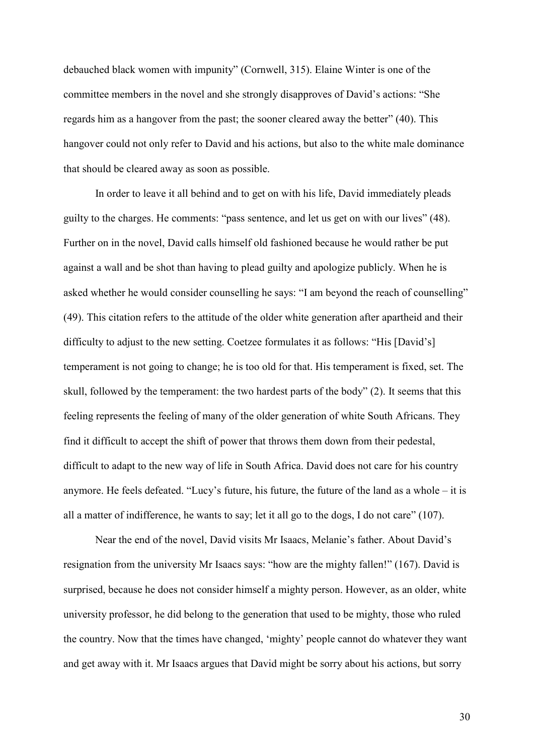debauched black women with impunity" (Cornwell, 315). Elaine Winter is one of the committee members in the novel and she strongly disapproves of David's actions: "She regards him as a hangover from the past; the sooner cleared away the better" (40). This hangover could not only refer to David and his actions, but also to the white male dominance that should be cleared away as soon as possible.

In order to leave it all behind and to get on with his life, David immediately pleads guilty to the charges. He comments: "pass sentence, and let us get on with our lives" (48). Further on in the novel, David calls himself old fashioned because he would rather be put against a wall and be shot than having to plead guilty and apologize publicly. When he is asked whether he would consider counselling he says: "I am beyond the reach of counselling" (49). This citation refers to the attitude of the older white generation after apartheid and their difficulty to adjust to the new setting. Coetzee formulates it as follows: "His [David's] temperament is not going to change; he is too old for that. His temperament is fixed, set. The skull, followed by the temperament: the two hardest parts of the body" (2). It seems that this feeling represents the feeling of many of the older generation of white South Africans. They find it difficult to accept the shift of power that throws them down from their pedestal, difficult to adapt to the new way of life in South Africa. David does not care for his country anymore. He feels defeated. "Lucy's future, his future, the future of the land as a whole – it is all a matter of indifference, he wants to say; let it all go to the dogs, I do not care" (107).

Near the end of the novel, David visits Mr Isaacs, Melanie's father. About David's resignation from the university Mr Isaacs says: "how are the mighty fallen!" (167). David is surprised, because he does not consider himself a mighty person. However, as an older, white university professor, he did belong to the generation that used to be mighty, those who ruled the country. Now that the times have changed, 'mighty' people cannot do whatever they want and get away with it. Mr Isaacs argues that David might be sorry about his actions, but sorry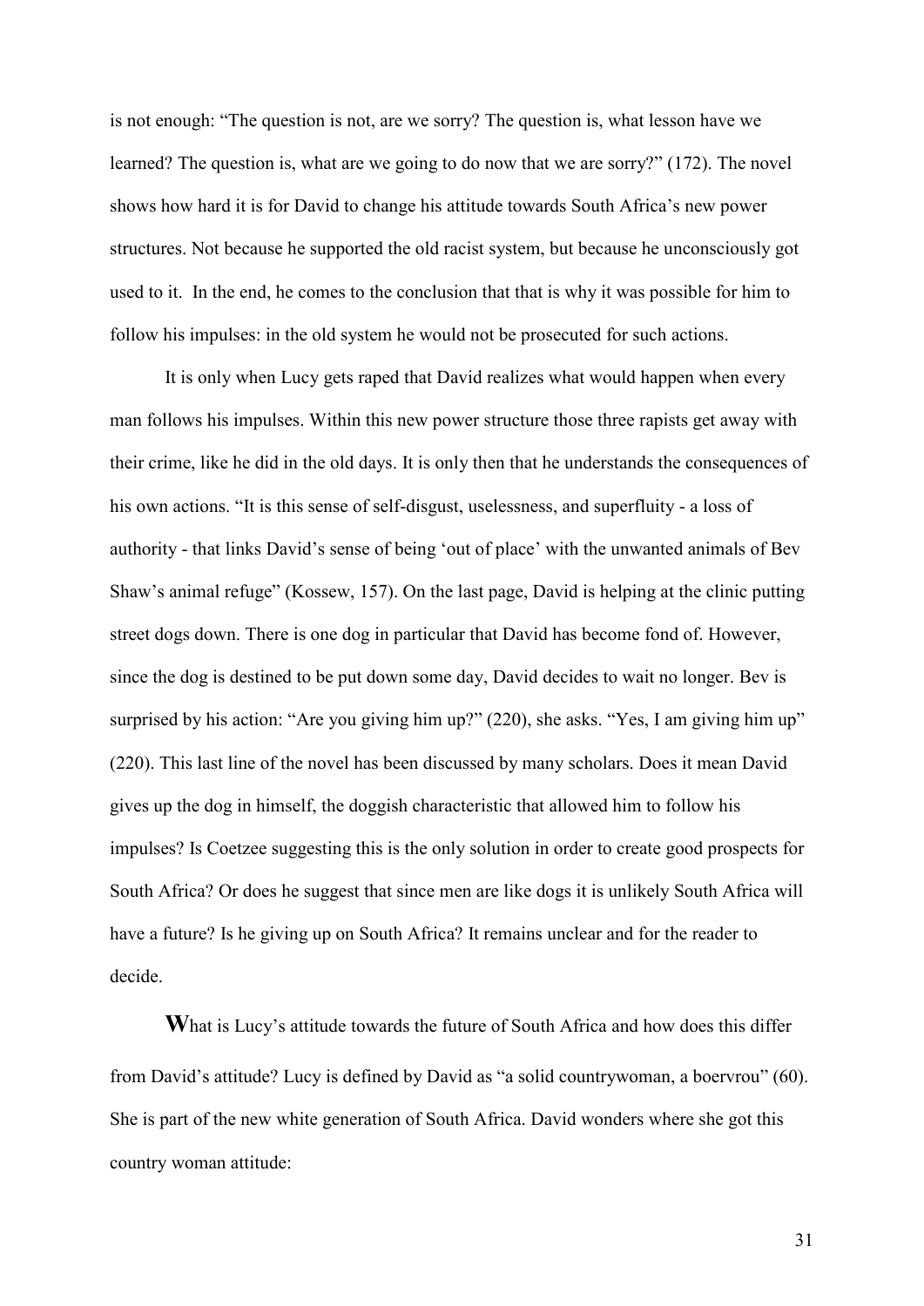is not enough: "The question is not, are we sorry? The question is, what lesson have we learned? The question is, what are we going to do now that we are sorry?" (172). The novel shows how hard it is for David to change his attitude towards South Africa's new power structures. Not because he supported the old racist system, but because he unconsciously got used to it. In the end, he comes to the conclusion that that is why it was possible for him to follow his impulses: in the old system he would not be prosecuted for such actions.

It is only when Lucy gets raped that David realizes what would happen when every man follows his impulses. Within this new power structure those three rapists get away with their crime, like he did in the old days. It is only then that he understands the consequences of his own actions. "It is this sense of self-disgust, uselessness, and superfluity - a loss of authority - that links David's sense of being 'out of place' with the unwanted animals of Bev Shaw's animal refuge" (Kossew, 157). On the last page, David is helping at the clinic putting street dogs down. There is one dog in particular that David has become fond of. However, since the dog is destined to be put down some day, David decides to wait no longer. Bev is surprised by his action: "Are you giving him up?" (220), she asks. "Yes, I am giving him up" (220). This last line of the novel has been discussed by many scholars. Does it mean David gives up the dog in himself, the doggish characteristic that allowed him to follow his impulses? Is Coetzee suggesting this is the only solution in order to create good prospects for South Africa? Or does he suggest that since men are like dogs it is unlikely South Africa will have a future? Is he giving up on South Africa? It remains unclear and for the reader to decide.

**W**hat is Lucy's attitude towards the future of South Africa and how does this differ from David's attitude? Lucy is defined by David as "a solid countrywoman, a boervrou" (60). She is part of the new white generation of South Africa. David wonders where she got this country woman attitude: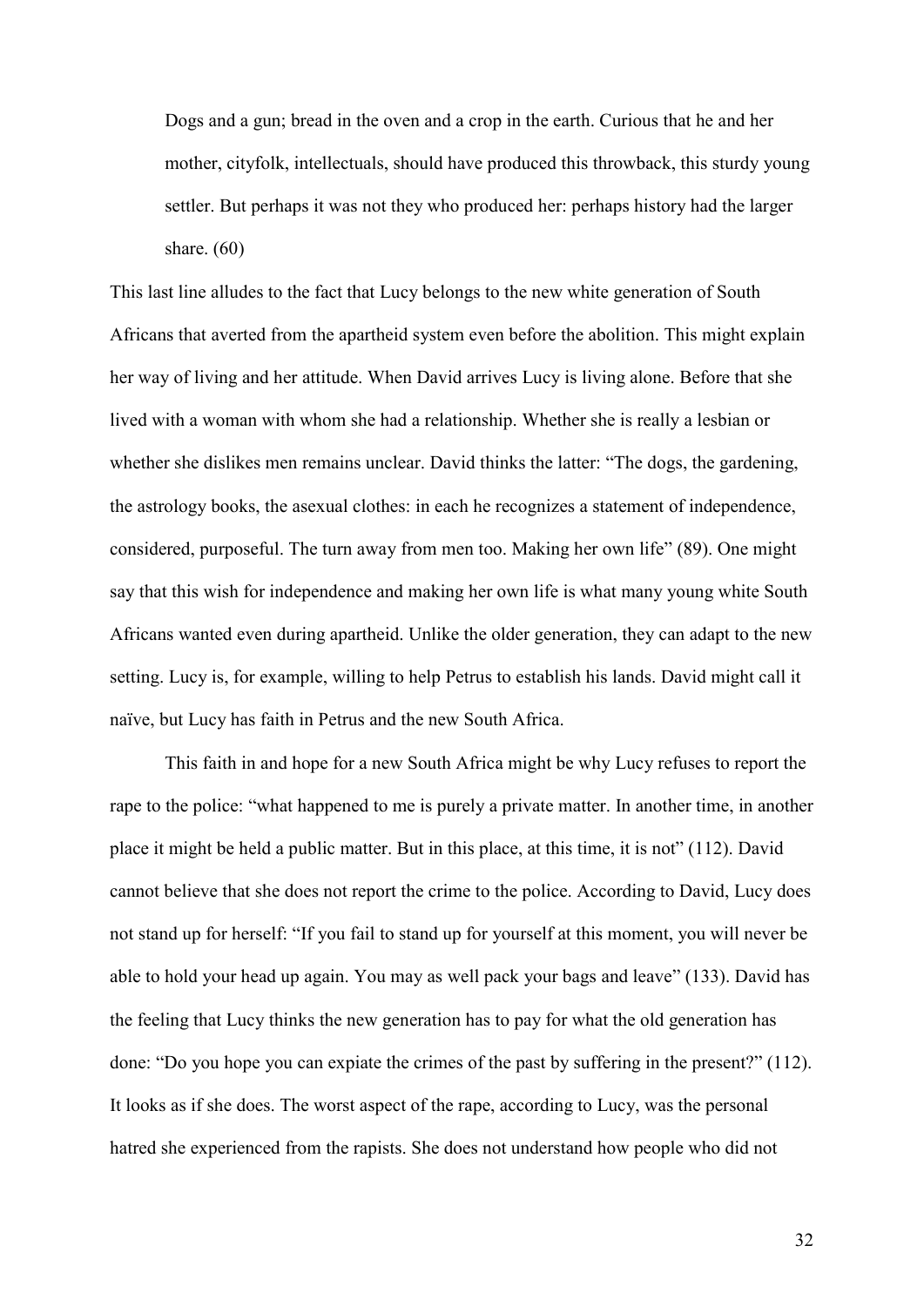> Dogs and a gun; bread in the oven and a crop in the earth. Curious that he and her mother, cityfolk, intellectuals, should have produced this throwback, this sturdy young settler. But perhaps it was not they who produced her: perhaps history had the larger share. (60)

This last line alludes to the fact that Lucy belongs to the new white generation of South Africans that averted from the apartheid system even before the abolition. This might explain her way of living and her attitude. When David arrives Lucy is living alone. Before that she lived with a woman with whom she had a relationship. Whether she is really a lesbian or whether she dislikes men remains unclear. David thinks the latter: "The dogs, the gardening, the astrology books, the asexual clothes: in each he recognizes a statement of independence, considered, purposeful. The turn away from men too. Making her own life" (89). One might say that this wish for independence and making her own life is what many young white South Africans wanted even during apartheid. Unlike the older generation, they can adapt to the new setting. Lucy is, for example, willing to help Petrus to establish his lands. David might call it naïve, but Lucy has faith in Petrus and the new South Africa.

This faith in and hope for a new South Africa might be why Lucy refuses to report the rape to the police: "what happened to me is purely a private matter. In another time, in another place it might be held a public matter. But in this place, at this time, it is not" (112). David cannot believe that she does not report the crime to the police. According to David, Lucy does not stand up for herself: "If you fail to stand up for yourself at this moment, you will never be able to hold your head up again. You may as well pack your bags and leave" (133). David has the feeling that Lucy thinks the new generation has to pay for what the old generation has done: "Do you hope you can expiate the crimes of the past by suffering in the present?" (112). It looks as if she does. The worst aspect of the rape, according to Lucy, was the personal hatred she experienced from the rapists. She does not understand how people who did not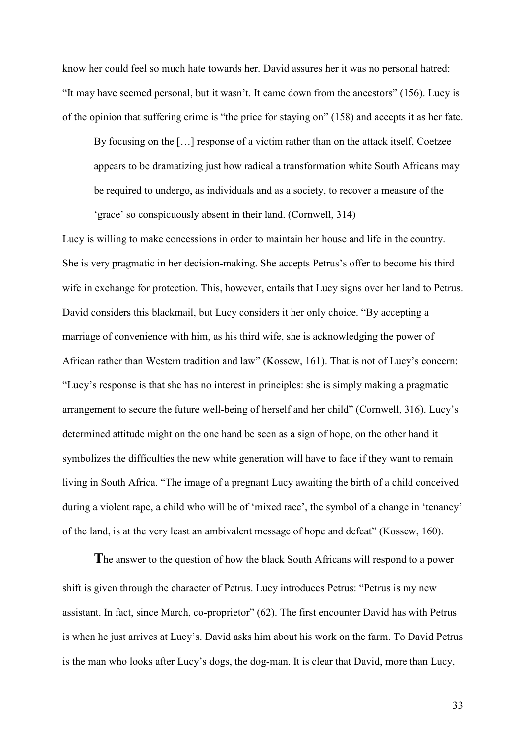know her could feel so much hate towards her. David assures her it was no personal hatred: "It may have seemed personal, but it wasn't. It came down from the ancestors" (156). Lucy is of the opinion that suffering crime is "the price for staying on" (158) and accepts it as her fate.

> By focusing on the […] response of a victim rather than on the attack itself, Coetzee appears to be dramatizing just how radical a transformation white South Africans may be required to undergo, as individuals and as a society, to recover a measure of the 'grace' so conspicuously absent in their land. (Cornwell, 314)

Lucy is willing to make concessions in order to maintain her house and life in the country. She is very pragmatic in her decision-making. She accepts Petrus's offer to become his third wife in exchange for protection. This, however, entails that Lucy signs over her land to Petrus. David considers this blackmail, but Lucy considers it her only choice. "By accepting a marriage of convenience with him, as his third wife, she is acknowledging the power of African rather than Western tradition and law" (Kossew, 161). That is not of Lucy's concern: "Lucy's response is that she has no interest in principles: she is simply making a pragmatic arrangement to secure the future well-being of herself and her child" (Cornwell, 316). Lucy's determined attitude might on the one hand be seen as a sign of hope, on the other hand it symbolizes the difficulties the new white generation will have to face if they want to remain living in South Africa. "The image of a pregnant Lucy awaiting the birth of a child conceived during a violent rape, a child who will be of 'mixed race', the symbol of a change in 'tenancy' of the land, is at the very least an ambivalent message of hope and defeat" (Kossew, 160).

**T**he answer to the question of how the black South Africans will respond to a power shift is given through the character of Petrus. Lucy introduces Petrus: "Petrus is my new assistant. In fact, since March, co-proprietor" (62). The first encounter David has with Petrus is when he just arrives at Lucy's. David asks him about his work on the farm. To David Petrus is the man who looks after Lucy's dogs, the dog-man. It is clear that David, more than Lucy,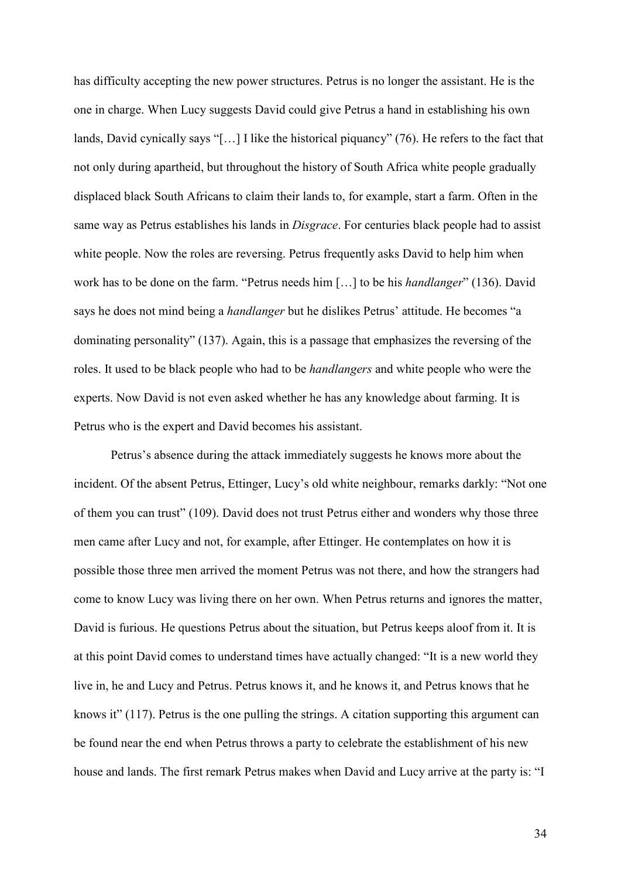has difficulty accepting the new power structures. Petrus is no longer the assistant. He is the one in charge. When Lucy suggests David could give Petrus a hand in establishing his own lands, David cynically says "[…] I like the historical piquancy" (76). He refers to the fact that not only during apartheid, but throughout the history of South Africa white people gradually displaced black South Africans to claim their lands to, for example, start a farm. Often in the same way as Petrus establishes his lands in *Disgrace*. For centuries black people had to assist white people. Now the roles are reversing. Petrus frequently asks David to help him when work has to be done on the farm. "Petrus needs him […] to be his *handlanger*" (136). David says he does not mind being a *handlanger* but he dislikes Petrus' attitude. He becomes "a dominating personality" (137). Again, this is a passage that emphasizes the reversing of the roles. It used to be black people who had to be *handlangers* and white people who were the experts. Now David is not even asked whether he has any knowledge about farming. It is Petrus who is the expert and David becomes his assistant.

Petrus's absence during the attack immediately suggests he knows more about the incident. Of the absent Petrus, Ettinger, Lucy's old white neighbour, remarks darkly: "Not one of them you can trust" (109). David does not trust Petrus either and wonders why those three men came after Lucy and not, for example, after Ettinger. He contemplates on how it is possible those three men arrived the moment Petrus was not there, and how the strangers had come to know Lucy was living there on her own. When Petrus returns and ignores the matter, David is furious. He questions Petrus about the situation, but Petrus keeps aloof from it. It is at this point David comes to understand times have actually changed: "It is a new world they live in, he and Lucy and Petrus. Petrus knows it, and he knows it, and Petrus knows that he knows it" (117). Petrus is the one pulling the strings. A citation supporting this argument can be found near the end when Petrus throws a party to celebrate the establishment of his new house and lands. The first remark Petrus makes when David and Lucy arrive at the party is: "I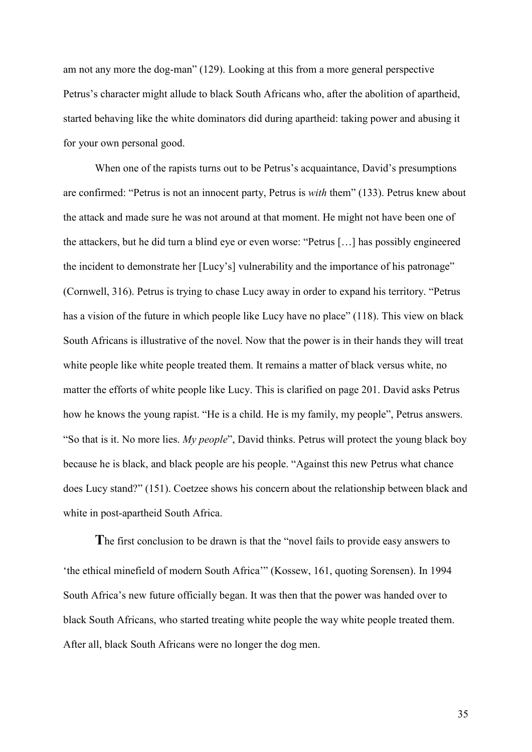am not any more the dog-man" (129). Looking at this from a more general perspective Petrus's character might allude to black South Africans who, after the abolition of apartheid, started behaving like the white dominators did during apartheid: taking power and abusing it for your own personal good.

When one of the rapists turns out to be Petrus's acquaintance, David's presumptions are confirmed: "Petrus is not an innocent party, Petrus is *with* them" (133). Petrus knew about the attack and made sure he was not around at that moment. He might not have been one of the attackers, but he did turn a blind eye or even worse: "Petrus […] has possibly engineered the incident to demonstrate her [Lucy's] vulnerability and the importance of his patronage" (Cornwell, 316). Petrus is trying to chase Lucy away in order to expand his territory. "Petrus has a vision of the future in which people like Lucy have no place" (118). This view on black South Africans is illustrative of the novel. Now that the power is in their hands they will treat white people like white people treated them. It remains a matter of black versus white, no matter the efforts of white people like Lucy. This is clarified on page 201. David asks Petrus how he knows the young rapist. "He is a child. He is my family, my people", Petrus answers. "So that is it. No more lies. *My people*", David thinks. Petrus will protect the young black boy because he is black, and black people are his people. "Against this new Petrus what chance does Lucy stand?" (151). Coetzee shows his concern about the relationship between black and white in post-apartheid South Africa.

**T**he first conclusion to be drawn is that the "novel fails to provide easy answers to 'the ethical minefield of modern South Africa'" (Kossew, 161, quoting Sorensen). In 1994 South Africa's new future officially began. It was then that the power was handed over to black South Africans, who started treating white people the way white people treated them. After all, black South Africans were no longer the dog men.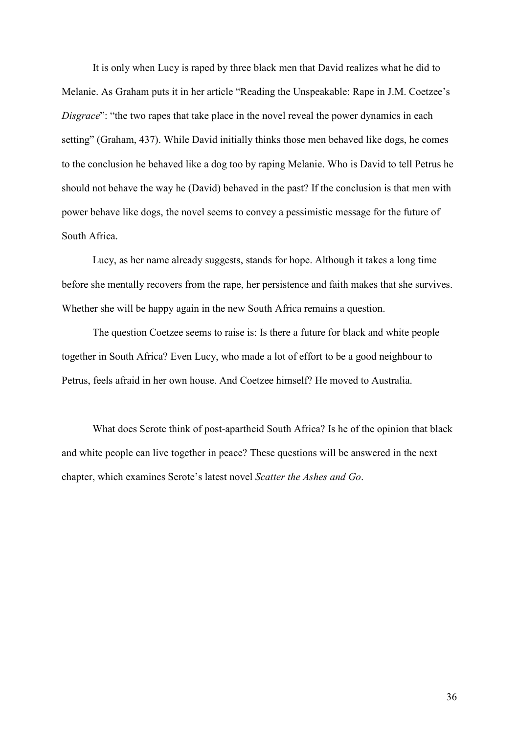It is only when Lucy is raped by three black men that David realizes what he did to Melanie. As Graham puts it in her article "Reading the Unspeakable: Rape in J.M. Coetzee's *Disgrace*": "the two rapes that take place in the novel reveal the power dynamics in each setting" (Graham, 437). While David initially thinks those men behaved like dogs, he comes to the conclusion he behaved like a dog too by raping Melanie. Who is David to tell Petrus he should not behave the way he (David) behaved in the past? If the conclusion is that men with power behave like dogs, the novel seems to convey a pessimistic message for the future of South Africa.

Lucy, as her name already suggests, stands for hope. Although it takes a long time before she mentally recovers from the rape, her persistence and faith makes that she survives. Whether she will be happy again in the new South Africa remains a question.

The question Coetzee seems to raise is: Is there a future for black and white people together in South Africa? Even Lucy, who made a lot of effort to be a good neighbour to Petrus, feels afraid in her own house. And Coetzee himself? He moved to Australia.

What does Serote think of post-apartheid South Africa? Is he of the opinion that black and white people can live together in peace? These questions will be answered in the next chapter, which examines Serote's latest novel *Scatter the Ashes and Go*.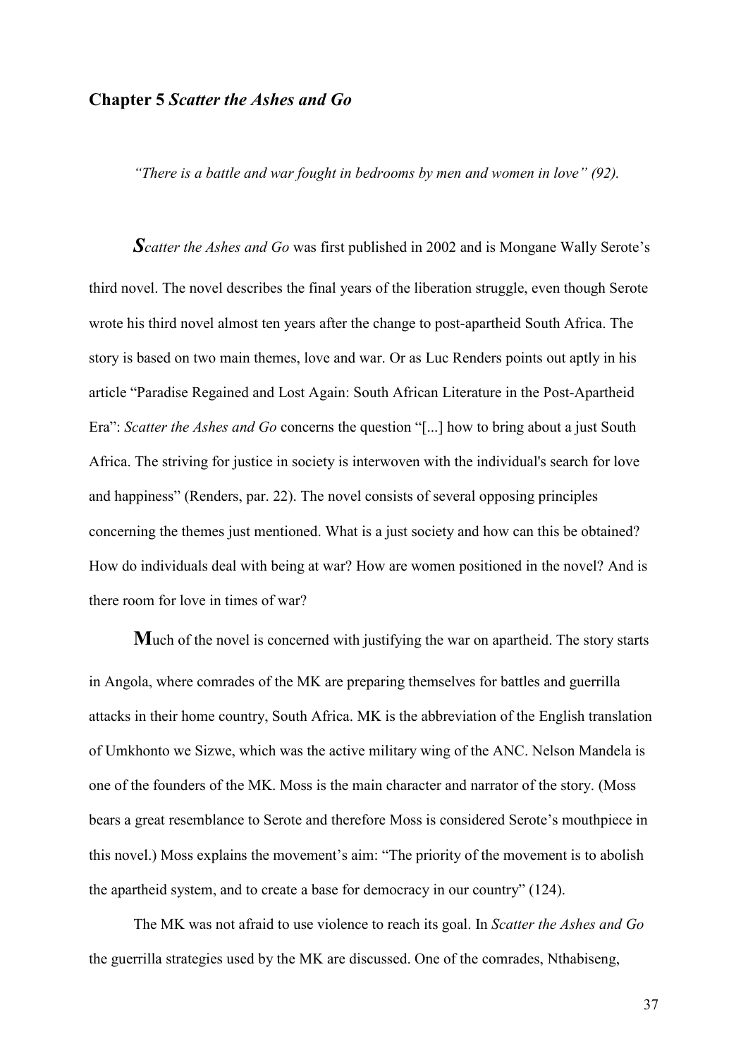## Chapter 5 *Scatter the Ashes and Go*

*"There is a battle and war fought in bedrooms by men and women in love" (92).*

***S****catter the Ashes and Go* was first published in 2002 and is Mongane Wally Serote's third novel. The novel describes the final years of the liberation struggle, even though Serote wrote his third novel almost ten years after the change to post-apartheid South Africa. The story is based on two main themes, love and war. Or as Luc Renders points out aptly in his article "Paradise Regained and Lost Again: South African Literature in the Post-Apartheid Era": *Scatter the Ashes and Go* concerns the question "[...] how to bring about a just South Africa. The striving for justice in society is interwoven with the individual's search for love and happiness" (Renders, par. 22). The novel consists of several opposing principles concerning the themes just mentioned. What is a just society and how can this be obtained? How do individuals deal with being at war? How are women positioned in the novel? And is there room for love in times of war?

**M**uch of the novel is concerned with justifying the war on apartheid. The story starts in Angola, where comrades of the MK are preparing themselves for battles and guerrilla attacks in their home country, South Africa. MK is the abbreviation of the English translation of Umkhonto we Sizwe, which was the active military wing of the ANC. Nelson Mandela is one of the founders of the MK. Moss is the main character and narrator of the story. (Moss bears a great resemblance to Serote and therefore Moss is considered Serote's mouthpiece in this novel.) Moss explains the movement's aim: "The priority of the movement is to abolish the apartheid system, and to create a base for democracy in our country" (124).

The MK was not afraid to use violence to reach its goal. In *Scatter the Ashes and Go* the guerrilla strategies used by the MK are discussed. One of the comrades, Nthabiseng,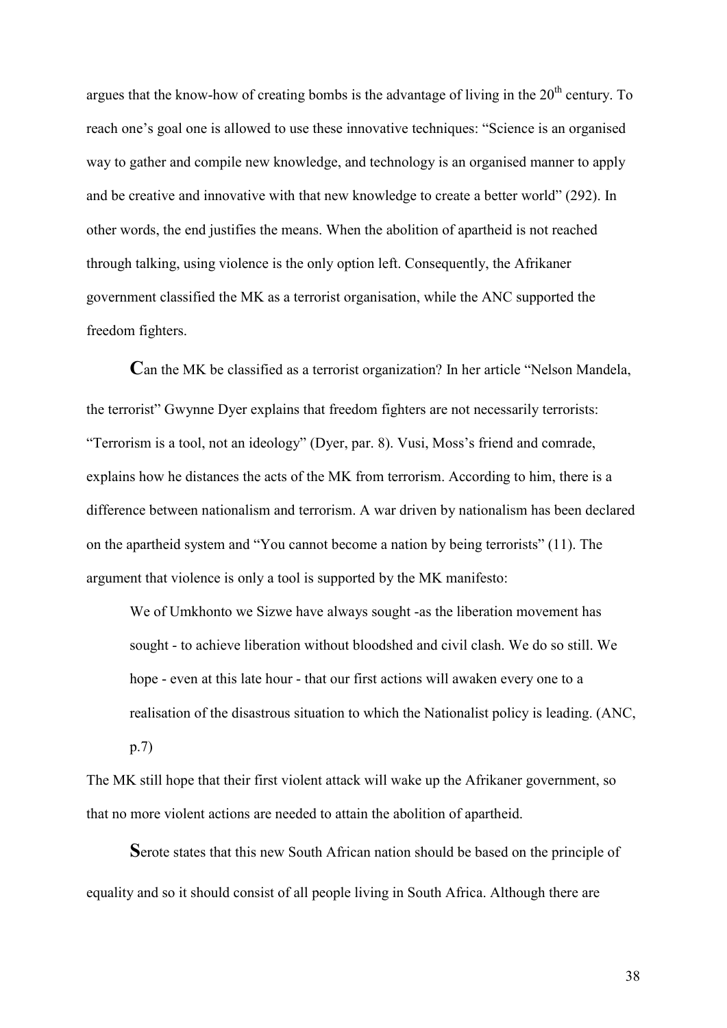argues that the know-how of creating bombs is the advantage of living in the 20th century. To reach one's goal one is allowed to use these innovative techniques: "Science is an organised way to gather and compile new knowledge, and technology is an organised manner to apply and be creative and innovative with that new knowledge to create a better world" (292). In other words, the end justifies the means. When the abolition of apartheid is not reached through talking, using violence is the only option left. Consequently, the Afrikaner government classified the MK as a terrorist organisation, while the ANC supported the freedom fighters.

**C**an the MK be classified as a terrorist organization? In her article "Nelson Mandela, the terrorist" Gwynne Dyer explains that freedom fighters are not necessarily terrorists: "Terrorism is a tool, not an ideology" (Dyer, par. 8). Vusi, Moss's friend and comrade, explains how he distances the acts of the MK from terrorism. According to him, there is a difference between nationalism and terrorism. A war driven by nationalism has been declared on the apartheid system and "You cannot become a nation by being terrorists" (11). The argument that violence is only a tool is supported by the MK manifesto:

> We of Umkhonto we Sizwe have always sought -as the liberation movement has sought - to achieve liberation without bloodshed and civil clash. We do so still. We hope - even at this late hour - that our first actions will awaken every one to a realisation of the disastrous situation to which the Nationalist policy is leading. (ANC, p.7)

The MK still hope that their first violent attack will wake up the Afrikaner government, so that no more violent actions are needed to attain the abolition of apartheid.

**S**erote states that this new South African nation should be based on the principle of equality and so it should consist of all people living in South Africa. Although there are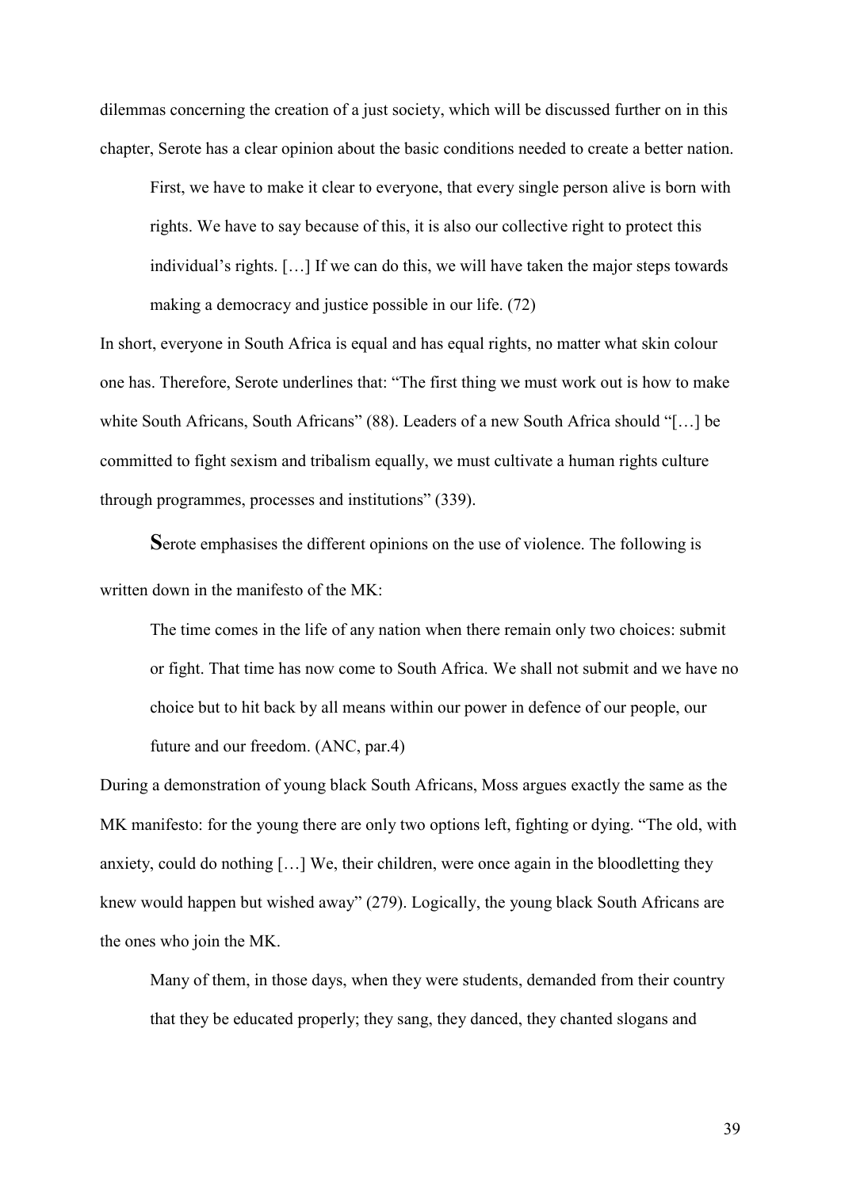dilemmas concerning the creation of a just society, which will be discussed further on in this chapter, Serote has a clear opinion about the basic conditions needed to create a better nation.

> First, we have to make it clear to everyone, that every single person alive is born with rights. We have to say because of this, it is also our collective right to protect this individual's rights. […] If we can do this, we will have taken the major steps towards making a democracy and justice possible in our life. (72)

In short, everyone in South Africa is equal and has equal rights, no matter what skin colour one has. Therefore, Serote underlines that: "The first thing we must work out is how to make white South Africans, South Africans" (88). Leaders of a new South Africa should "[…] be committed to fight sexism and tribalism equally, we must cultivate a human rights culture through programmes, processes and institutions" (339).

**S**erote emphasises the different opinions on the use of violence. The following is written down in the manifesto of the MK:

> The time comes in the life of any nation when there remain only two choices: submit or fight. That time has now come to South Africa. We shall not submit and we have no choice but to hit back by all means within our power in defence of our people, our future and our freedom. (ANC, par.4)

During a demonstration of young black South Africans, Moss argues exactly the same as the MK manifesto: for the young there are only two options left, fighting or dying. "The old, with anxiety, could do nothing […] We, their children, were once again in the bloodletting they knew would happen but wished away" (279). Logically, the young black South Africans are the ones who join the MK.

> Many of them, in those days, when they were students, demanded from their country that they be educated properly; they sang, they danced, they chanted slogans and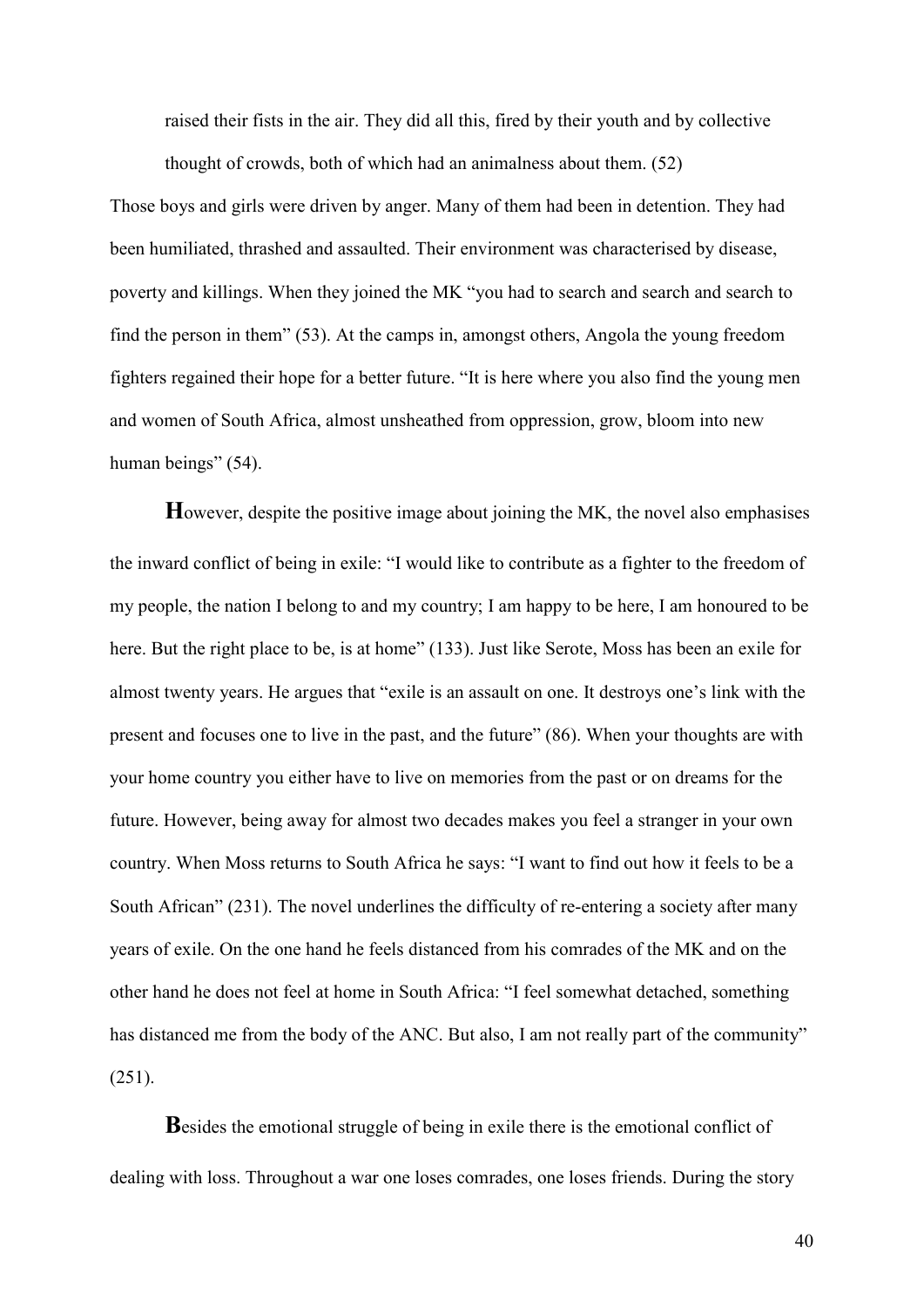raised their fists in the air. They did all this, fired by their youth and by collective thought of crowds, both of which had an animalness about them. (52)

Those boys and girls were driven by anger. Many of them had been in detention. They had been humiliated, thrashed and assaulted. Their environment was characterised by disease, poverty and killings. When they joined the MK "you had to search and search and search to find the person in them" (53). At the camps in, amongst others, Angola the young freedom fighters regained their hope for a better future. "It is here where you also find the young men and women of South Africa, almost unsheathed from oppression, grow, bloom into new human beings" (54).

**H**owever, despite the positive image about joining the MK, the novel also emphasises the inward conflict of being in exile: "I would like to contribute as a fighter to the freedom of my people, the nation I belong to and my country; I am happy to be here, I am honoured to be here. But the right place to be, is at home" (133). Just like Serote, Moss has been an exile for almost twenty years. He argues that "exile is an assault on one. It destroys one's link with the present and focuses one to live in the past, and the future" (86). When your thoughts are with your home country you either have to live on memories from the past or on dreams for the future. However, being away for almost two decades makes you feel a stranger in your own country. When Moss returns to South Africa he says: "I want to find out how it feels to be a South African" (231). The novel underlines the difficulty of re-entering a society after many years of exile. On the one hand he feels distanced from his comrades of the MK and on the other hand he does not feel at home in South Africa: "I feel somewhat detached, something has distanced me from the body of the ANC. But also, I am not really part of the community" (251).

**B**esides the emotional struggle of being in exile there is the emotional conflict of dealing with loss. Throughout a war one loses comrades, one loses friends. During the story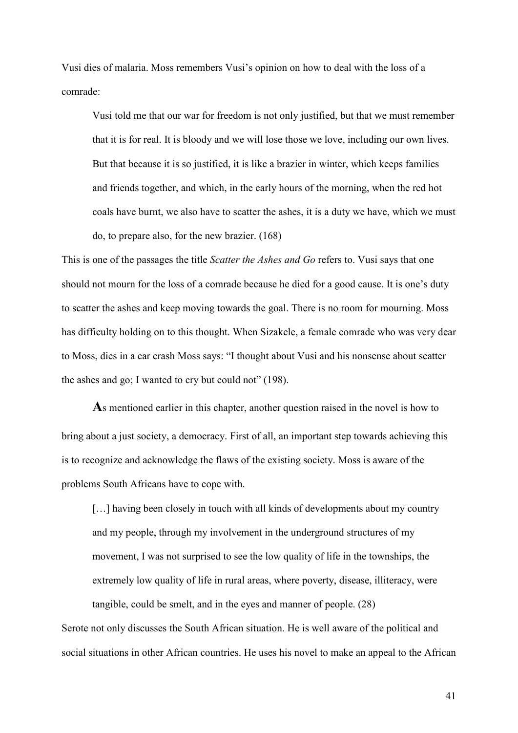Vusi dies of malaria. Moss remembers Vusi's opinion on how to deal with the loss of a comrade:

> Vusi told me that our war for freedom is not only justified, but that we must remember that it is for real. It is bloody and we will lose those we love, including our own lives. But that because it is so justified, it is like a brazier in winter, which keeps families and friends together, and which, in the early hours of the morning, when the red hot coals have burnt, we also have to scatter the ashes, it is a duty we have, which we must do, to prepare also, for the new brazier. (168)

This is one of the passages the title *Scatter the Ashes and Go* refers to. Vusi says that one should not mourn for the loss of a comrade because he died for a good cause. It is one's duty to scatter the ashes and keep moving towards the goal. There is no room for mourning. Moss has difficulty holding on to this thought. When Sizakele, a female comrade who was very dear to Moss, dies in a car crash Moss says: "I thought about Vusi and his nonsense about scatter the ashes and go; I wanted to cry but could not" (198).

**A**s mentioned earlier in this chapter, another question raised in the novel is how to bring about a just society, a democracy. First of all, an important step towards achieving this is to recognize and acknowledge the flaws of the existing society. Moss is aware of the problems South Africans have to cope with.

> […] having been closely in touch with all kinds of developments about my country and my people, through my involvement in the underground structures of my movement, I was not surprised to see the low quality of life in the townships, the extremely low quality of life in rural areas, where poverty, disease, illiteracy, were tangible, could be smelt, and in the eyes and manner of people. (28)

Serote not only discusses the South African situation. He is well aware of the political and social situations in other African countries. He uses his novel to make an appeal to the African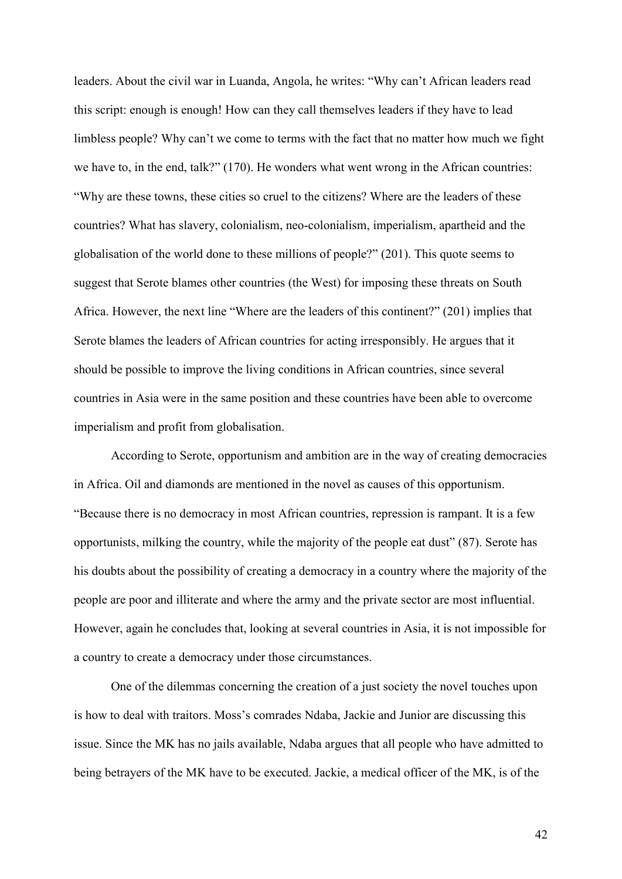leaders. About the civil war in Luanda, Angola, he writes: "Why can't African leaders read this script: enough is enough! How can they call themselves leaders if they have to lead limbless people? Why can't we come to terms with the fact that no matter how much we fight we have to, in the end, talk?" (170). He wonders what went wrong in the African countries: "Why are these towns, these cities so cruel to the citizens? Where are the leaders of these countries? What has slavery, colonialism, neo-colonialism, imperialism, apartheid and the globalisation of the world done to these millions of people?" (201). This quote seems to suggest that Serote blames other countries (the West) for imposing these threats on South Africa. However, the next line "Where are the leaders of this continent?" (201) implies that Serote blames the leaders of African countries for acting irresponsibly. He argues that it should be possible to improve the living conditions in African countries, since several countries in Asia were in the same position and these countries have been able to overcome imperialism and profit from globalisation.

According to Serote, opportunism and ambition are in the way of creating democracies in Africa. Oil and diamonds are mentioned in the novel as causes of this opportunism. "Because there is no democracy in most African countries, repression is rampant. It is a few opportunists, milking the country, while the majority of the people eat dust" (87). Serote has his doubts about the possibility of creating a democracy in a country where the majority of the people are poor and illiterate and where the army and the private sector are most influential. However, again he concludes that, looking at several countries in Asia, it is not impossible for a country to create a democracy under those circumstances.

One of the dilemmas concerning the creation of a just society the novel touches upon is how to deal with traitors. Moss's comrades Ndaba, Jackie and Junior are discussing this issue. Since the MK has no jails available, Ndaba argues that all people who have admitted to being betrayers of the MK have to be executed. Jackie, a medical officer of the MK, is of the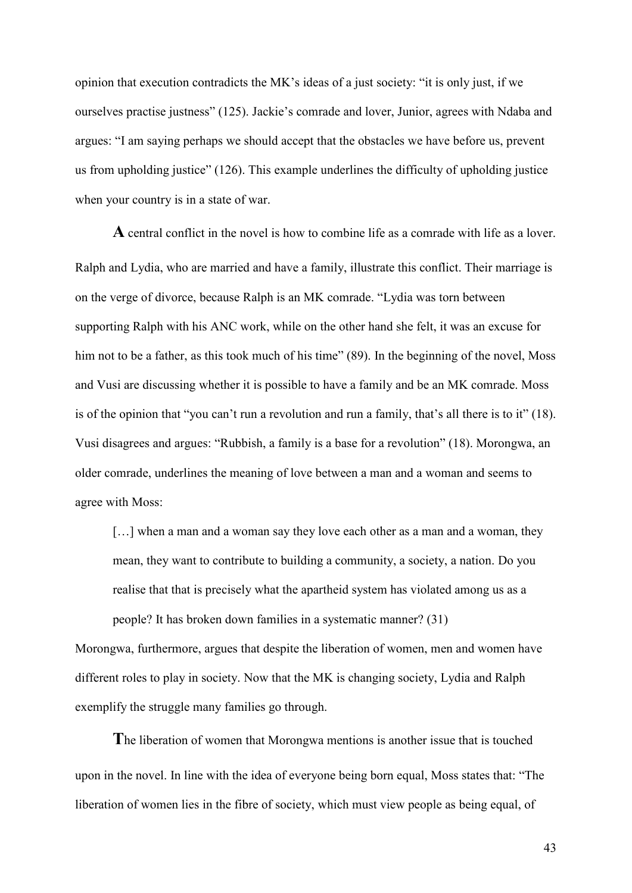opinion that execution contradicts the MK's ideas of a just society: "it is only just, if we ourselves practise justness" (125). Jackie's comrade and lover, Junior, agrees with Ndaba and argues: "I am saying perhaps we should accept that the obstacles we have before us, prevent us from upholding justice" (126). This example underlines the difficulty of upholding justice when your country is in a state of war.

**A** central conflict in the novel is how to combine life as a comrade with life as a lover. Ralph and Lydia, who are married and have a family, illustrate this conflict. Their marriage is on the verge of divorce, because Ralph is an MK comrade. "Lydia was torn between supporting Ralph with his ANC work, while on the other hand she felt, it was an excuse for him not to be a father, as this took much of his time" (89). In the beginning of the novel, Moss and Vusi are discussing whether it is possible to have a family and be an MK comrade. Moss is of the opinion that "you can't run a revolution and run a family, that's all there is to it" (18). Vusi disagrees and argues: "Rubbish, a family is a base for a revolution" (18). Morongwa, an older comrade, underlines the meaning of love between a man and a woman and seems to agree with Moss:

> […] when a man and a woman say they love each other as a man and a woman, they mean, they want to contribute to building a community, a society, a nation. Do you realise that that is precisely what the apartheid system has violated among us as a people? It has broken down families in a systematic manner? (31)

Morongwa, furthermore, argues that despite the liberation of women, men and women have different roles to play in society. Now that the MK is changing society, Lydia and Ralph exemplify the struggle many families go through.

**T**he liberation of women that Morongwa mentions is another issue that is touched upon in the novel. In line with the idea of everyone being born equal, Moss states that: "The liberation of women lies in the fibre of society, which must view people as being equal, of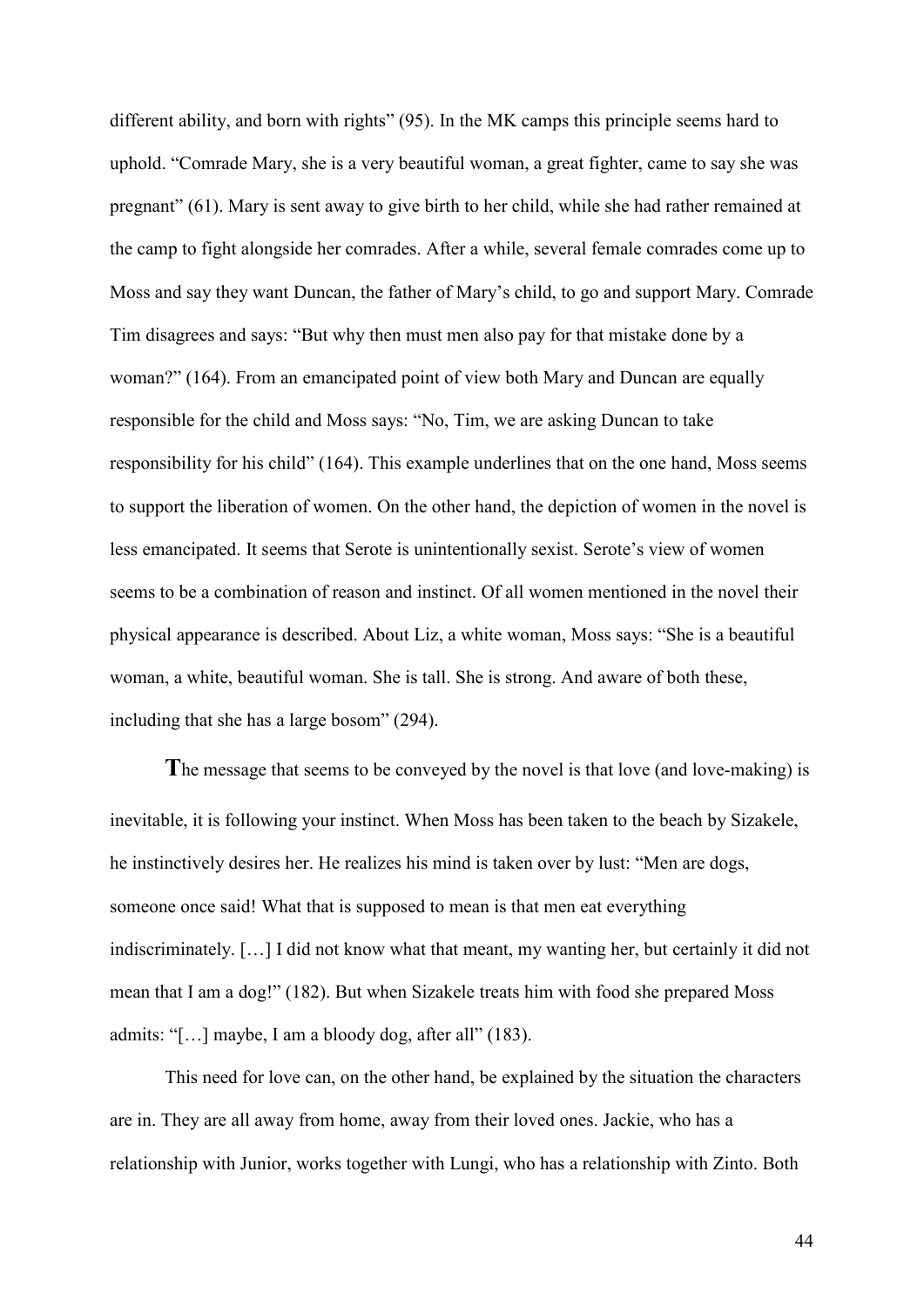different ability, and born with rights" (95). In the MK camps this principle seems hard to uphold. "Comrade Mary, she is a very beautiful woman, a great fighter, came to say she was pregnant" (61). Mary is sent away to give birth to her child, while she had rather remained at the camp to fight alongside her comrades. After a while, several female comrades come up to Moss and say they want Duncan, the father of Mary's child, to go and support Mary. Comrade Tim disagrees and says: "But why then must men also pay for that mistake done by a woman?" (164). From an emancipated point of view both Mary and Duncan are equally responsible for the child and Moss says: "No, Tim, we are asking Duncan to take responsibility for his child" (164). This example underlines that on the one hand, Moss seems to support the liberation of women. On the other hand, the depiction of women in the novel is less emancipated. It seems that Serote is unintentionally sexist. Serote's view of women seems to be a combination of reason and instinct. Of all women mentioned in the novel their physical appearance is described. About Liz, a white woman, Moss says: "She is a beautiful woman, a white, beautiful woman. She is tall. She is strong. And aware of both these, including that she has a large bosom" (294).

**T**he message that seems to be conveyed by the novel is that love (and love-making) is inevitable, it is following your instinct. When Moss has been taken to the beach by Sizakele, he instinctively desires her. He realizes his mind is taken over by lust: "Men are dogs, someone once said! What that is supposed to mean is that men eat everything indiscriminately. […] I did not know what that meant, my wanting her, but certainly it did not mean that I am a dog!" (182). But when Sizakele treats him with food she prepared Moss admits: "[…] maybe, I am a bloody dog, after all" (183).

This need for love can, on the other hand, be explained by the situation the characters are in. They are all away from home, away from their loved ones. Jackie, who has a relationship with Junior, works together with Lungi, who has a relationship with Zinto. Both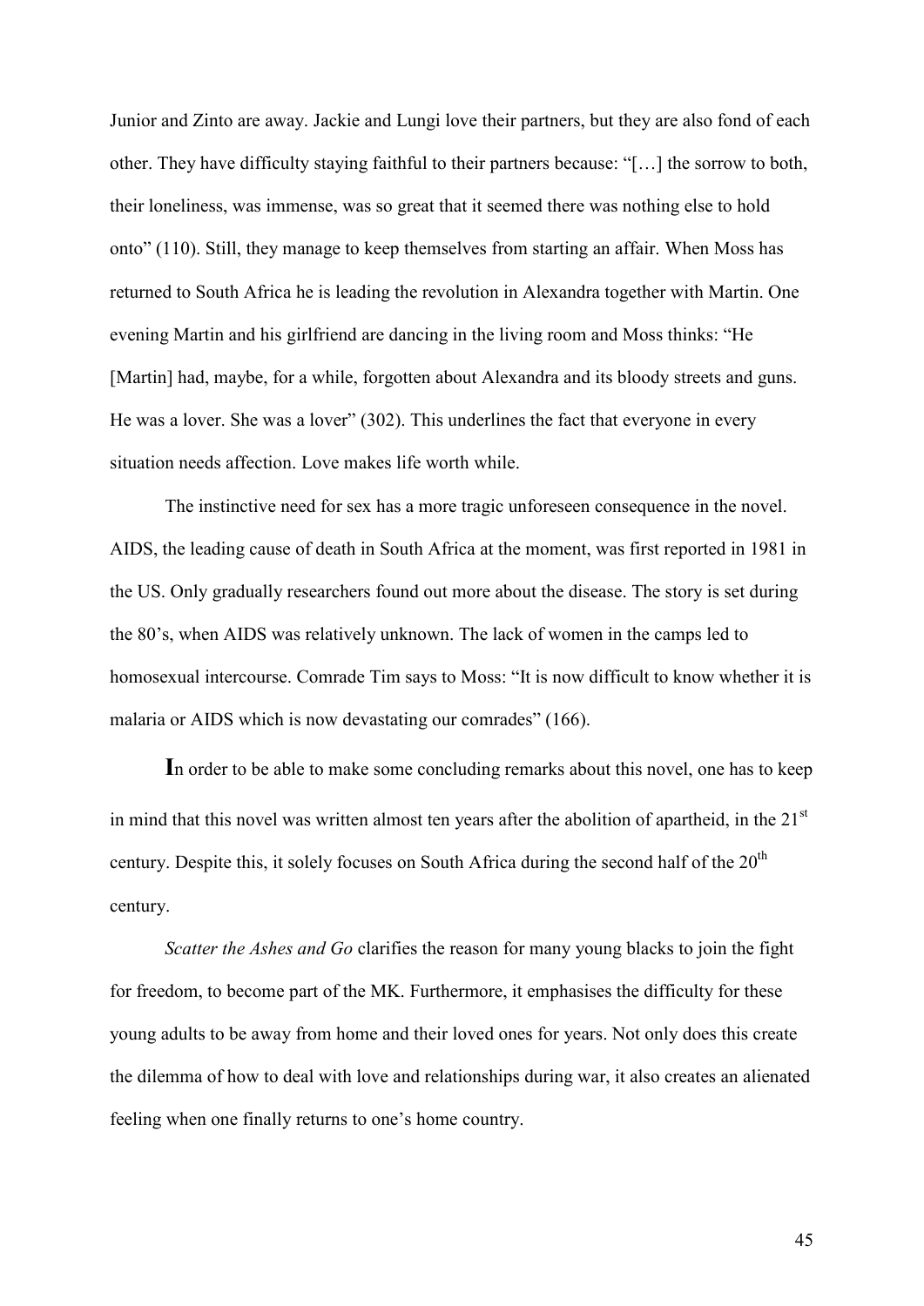Junior and Zinto are away. Jackie and Lungi love their partners, but they are also fond of each other. They have difficulty staying faithful to their partners because: "[…] the sorrow to both, their loneliness, was immense, was so great that it seemed there was nothing else to hold onto" (110). Still, they manage to keep themselves from starting an affair. When Moss has returned to South Africa he is leading the revolution in Alexandra together with Martin. One evening Martin and his girlfriend are dancing in the living room and Moss thinks: "He [Martin] had, maybe, for a while, forgotten about Alexandra and its bloody streets and guns. He was a lover. She was a lover" (302). This underlines the fact that everyone in every situation needs affection. Love makes life worth while.

The instinctive need for sex has a more tragic unforeseen consequence in the novel. AIDS, the leading cause of death in South Africa at the moment, was first reported in 1981 in the US. Only gradually researchers found out more about the disease. The story is set during the 80's, when AIDS was relatively unknown. The lack of women in the camps led to homosexual intercourse. Comrade Tim says to Moss: "It is now difficult to know whether it is malaria or AIDS which is now devastating our comrades" (166).

**I**n order to be able to make some concluding remarks about this novel, one has to keep in mind that this novel was written almost ten years after the abolition of apartheid, in the 21st century. Despite this, it solely focuses on South Africa during the second half of the 20th century.

*Scatter the Ashes and Go* clarifies the reason for many young blacks to join the fight for freedom, to become part of the MK. Furthermore, it emphasises the difficulty for these young adults to be away from home and their loved ones for years. Not only does this create the dilemma of how to deal with love and relationships during war, it also creates an alienated feeling when one finally returns to one's home country.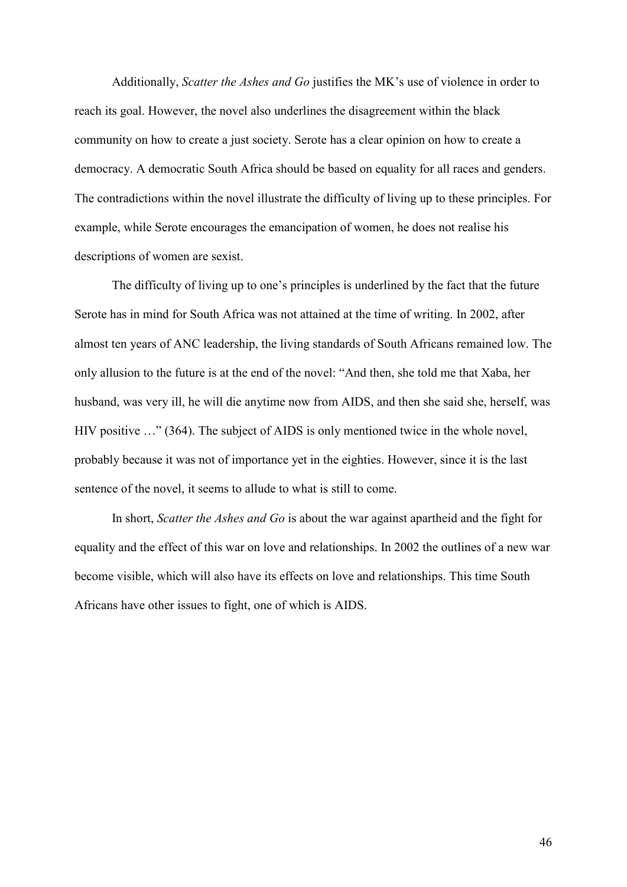Additionally, *Scatter the Ashes and Go* justifies the MK's use of violence in order to reach its goal. However, the novel also underlines the disagreement within the black community on how to create a just society. Serote has a clear opinion on how to create a democracy. A democratic South Africa should be based on equality for all races and genders. The contradictions within the novel illustrate the difficulty of living up to these principles. For example, while Serote encourages the emancipation of women, he does not realise his descriptions of women are sexist.

The difficulty of living up to one's principles is underlined by the fact that the future Serote has in mind for South Africa was not attained at the time of writing. In 2002, after almost ten years of ANC leadership, the living standards of South Africans remained low. The only allusion to the future is at the end of the novel: "And then, she told me that Xaba, her husband, was very ill, he will die anytime now from AIDS, and then she said she, herself, was HIV positive …" (364). The subject of AIDS is only mentioned twice in the whole novel, probably because it was not of importance yet in the eighties. However, since it is the last sentence of the novel, it seems to allude to what is still to come.

In short, *Scatter the Ashes and Go* is about the war against apartheid and the fight for equality and the effect of this war on love and relationships. In 2002 the outlines of a new war become visible, which will also have its effects on love and relationships. This time South Africans have other issues to fight, one of which is AIDS.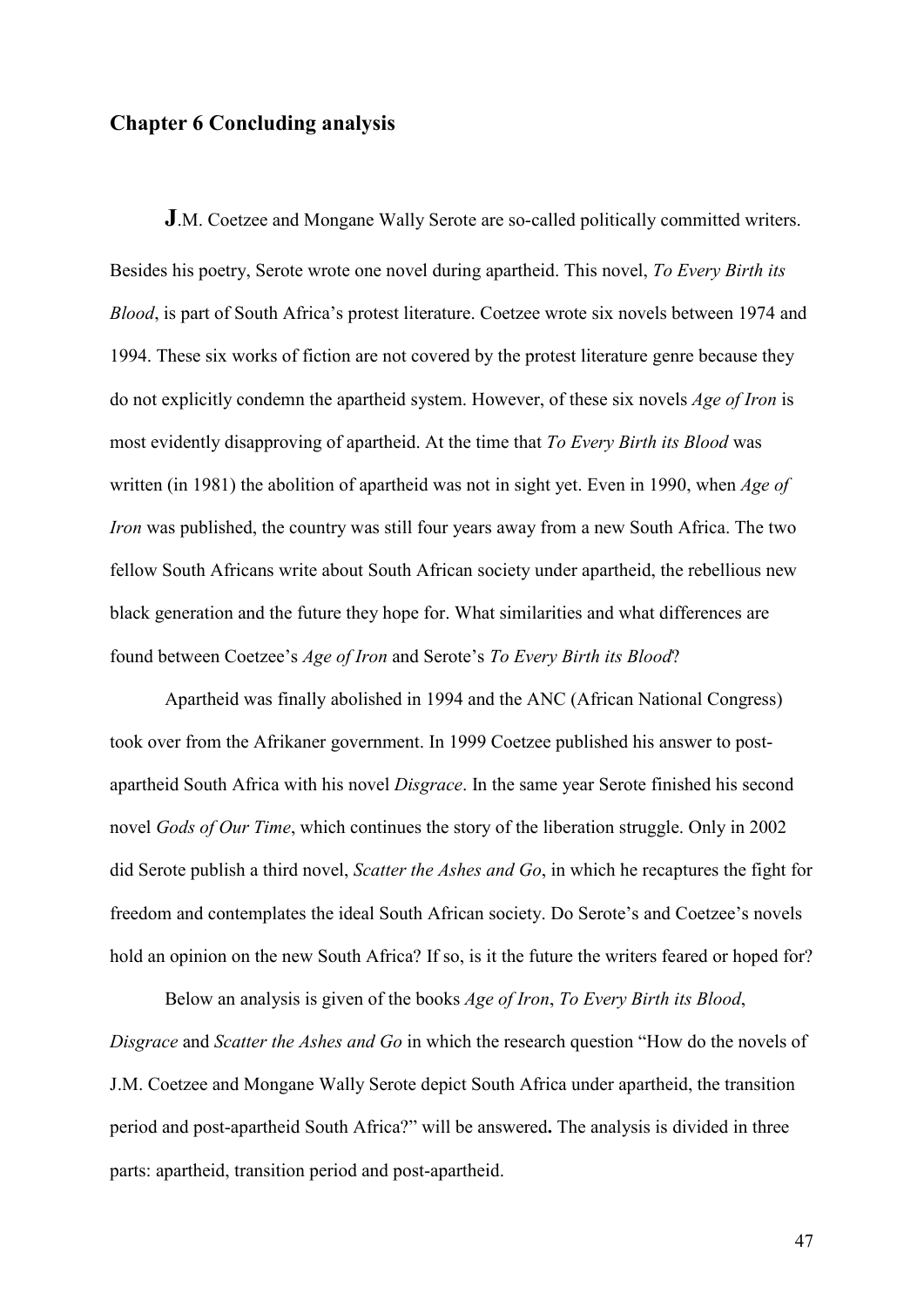## Chapter 6 Concluding analysis

J.M. Coetzee and Mongane Wally Serote are so-called politically committed writers. Besides his poetry, Serote wrote one novel during apartheid. This novel, *To Every Birth its Blood*, is part of South Africa's protest literature. Coetzee wrote six novels between 1974 and 1994. These six works of fiction are not covered by the protest literature genre because they do not explicitly condemn the apartheid system. However, of these six novels *Age of Iron* is most evidently disapproving of apartheid. At the time that *To Every Birth its Blood* was written (in 1981) the abolition of apartheid was not in sight yet. Even in 1990, when *Age of Iron* was published, the country was still four years away from a new South Africa. The two fellow South Africans write about South African society under apartheid, the rebellious new black generation and the future they hope for. What similarities and what differences are found between Coetzee's *Age of Iron* and Serote's *To Every Birth its Blood*?

Apartheid was finally abolished in 1994 and the ANC (African National Congress) took over from the Afrikaner government. In 1999 Coetzee published his answer to post-apartheid South Africa with his novel *Disgrace*. In the same year Serote finished his second novel *Gods of Our Time*, which continues the story of the liberation struggle. Only in 2002 did Serote publish a third novel, *Scatter the Ashes and Go*, in which he recaptures the fight for freedom and contemplates the ideal South African society. Do Serote's and Coetzee's novels hold an opinion on the new South Africa? If so, is it the future the writers feared or hoped for?

Below an analysis is given of the books *Age of Iron*, *To Every Birth its Blood*, *Disgrace* and *Scatter the Ashes and Go* in which the research question "How do the novels of J.M. Coetzee and Mongane Wally Serote depict South Africa under apartheid, the transition period and post-apartheid South Africa?" will be answered**.** The analysis is divided in three parts: apartheid, transition period and post-apartheid.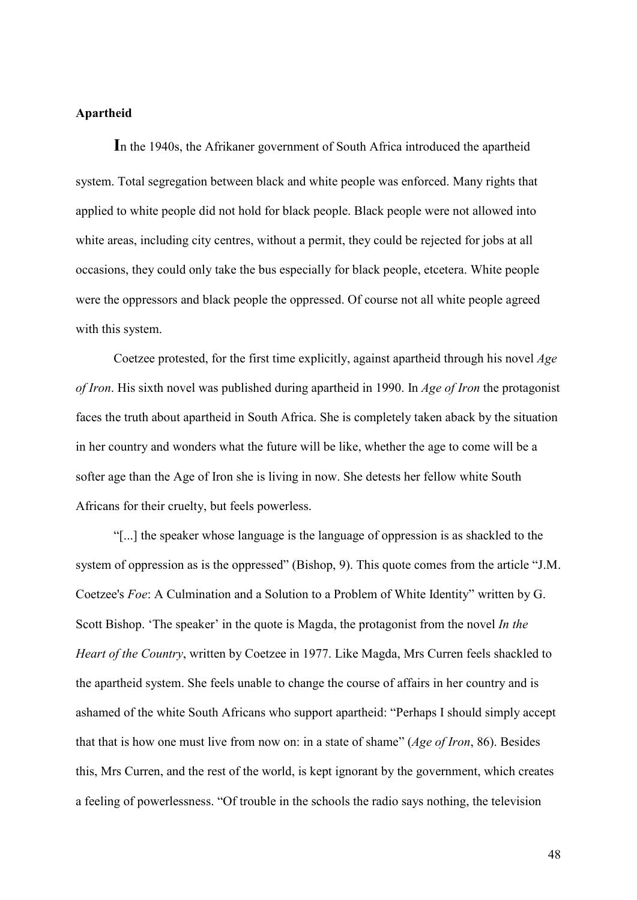**Apartheid**

In the 1940s, the Afrikaner government of South Africa introduced the apartheid system. Total segregation between black and white people was enforced. Many rights that applied to white people did not hold for black people. Black people were not allowed into white areas, including city centres, without a permit, they could be rejected for jobs at all occasions, they could only take the bus especially for black people, etcetera. White people were the oppressors and black people the oppressed. Of course not all white people agreed with this system.

Coetzee protested, for the first time explicitly, against apartheid through his novel *Age of Iron*. His sixth novel was published during apartheid in 1990. In *Age of Iron* the protagonist faces the truth about apartheid in South Africa. She is completely taken aback by the situation in her country and wonders what the future will be like, whether the age to come will be a softer age than the Age of Iron she is living in now. She detests her fellow white South Africans for their cruelty, but feels powerless.

"[...] the speaker whose language is the language of oppression is as shackled to the system of oppression as is the oppressed" (Bishop, 9). This quote comes from the article "J.M. Coetzee's *Foe*: A Culmination and a Solution to a Problem of White Identity" written by G. Scott Bishop. 'The speaker' in the quote is Magda, the protagonist from the novel *In the Heart of the Country*, written by Coetzee in 1977. Like Magda, Mrs Curren feels shackled to the apartheid system. She feels unable to change the course of affairs in her country and is ashamed of the white South Africans who support apartheid: "Perhaps I should simply accept that that is how one must live from now on: in a state of shame" (*Age of Iron*, 86). Besides this, Mrs Curren, and the rest of the world, is kept ignorant by the government, which creates a feeling of powerlessness. "Of trouble in the schools the radio says nothing, the television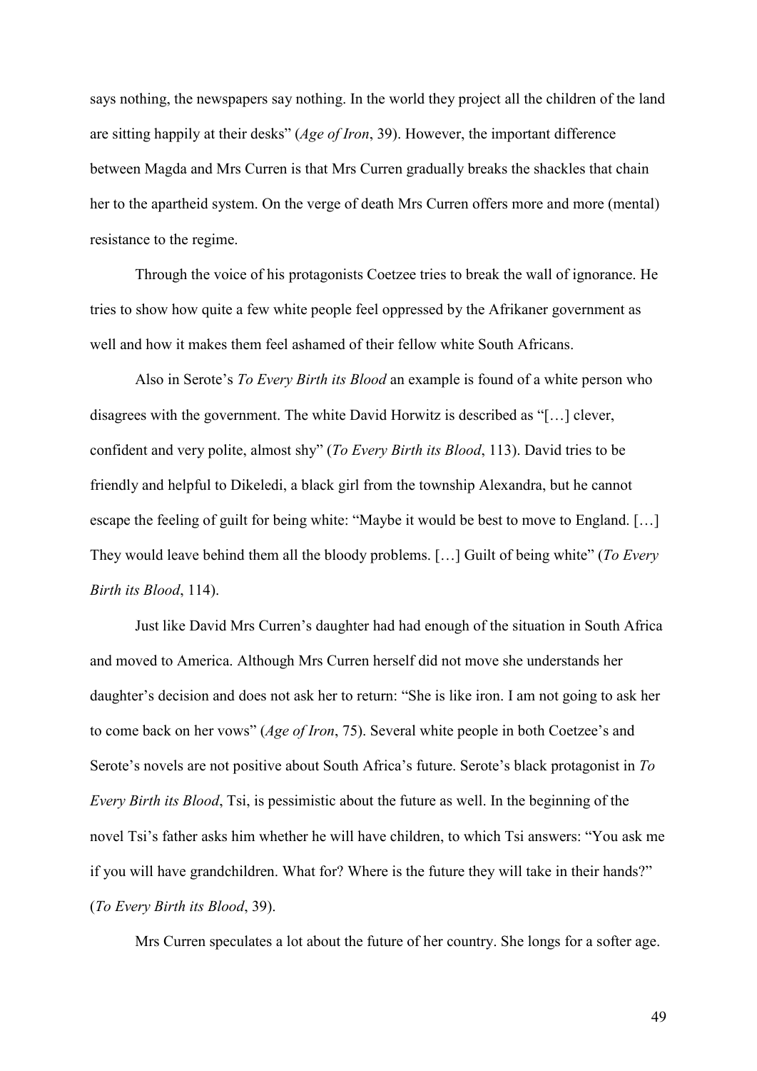says nothing, the newspapers say nothing. In the world they project all the children of the land are sitting happily at their desks" (*Age of Iron*, 39). However, the important difference between Magda and Mrs Curren is that Mrs Curren gradually breaks the shackles that chain her to the apartheid system. On the verge of death Mrs Curren offers more and more (mental) resistance to the regime.

Through the voice of his protagonists Coetzee tries to break the wall of ignorance. He tries to show how quite a few white people feel oppressed by the Afrikaner government as well and how it makes them feel ashamed of their fellow white South Africans.

Also in Serote's *To Every Birth its Blood* an example is found of a white person who disagrees with the government. The white David Horwitz is described as "[…] clever, confident and very polite, almost shy" (*To Every Birth its Blood*, 113). David tries to be friendly and helpful to Dikeledi, a black girl from the township Alexandra, but he cannot escape the feeling of guilt for being white: "Maybe it would be best to move to England. […] They would leave behind them all the bloody problems. […] Guilt of being white" (*To Every Birth its Blood*, 114).

Just like David Mrs Curren's daughter had had enough of the situation in South Africa and moved to America. Although Mrs Curren herself did not move she understands her daughter's decision and does not ask her to return: "She is like iron. I am not going to ask her to come back on her vows" (*Age of Iron*, 75). Several white people in both Coetzee's and Serote's novels are not positive about South Africa's future. Serote's black protagonist in *To Every Birth its Blood*, Tsi, is pessimistic about the future as well. In the beginning of the novel Tsi's father asks him whether he will have children, to which Tsi answers: "You ask me if you will have grandchildren. What for? Where is the future they will take in their hands?" (*To Every Birth its Blood*, 39).

Mrs Curren speculates a lot about the future of her country. She longs for a softer age.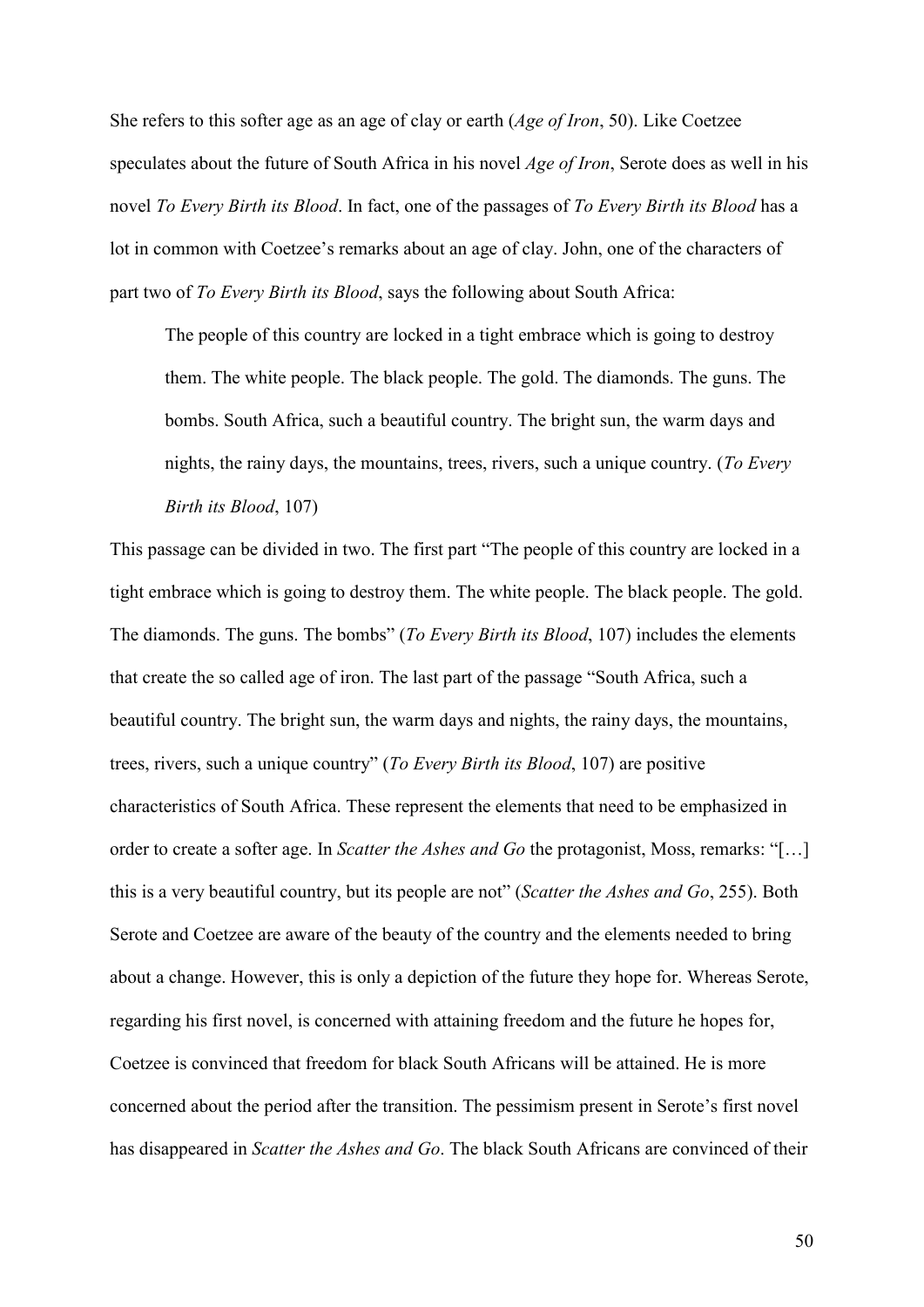She refers to this softer age as an age of clay or earth (*Age of Iron*, 50). Like Coetzee speculates about the future of South Africa in his novel *Age of Iron*, Serote does as well in his novel *To Every Birth its Blood*. In fact, one of the passages of *To Every Birth its Blood* has a lot in common with Coetzee's remarks about an age of clay. John, one of the characters of part two of *To Every Birth its Blood*, says the following about South Africa:

> The people of this country are locked in a tight embrace which is going to destroy them. The white people. The black people. The gold. The diamonds. The guns. The bombs. South Africa, such a beautiful country. The bright sun, the warm days and nights, the rainy days, the mountains, trees, rivers, such a unique country. (*To Every Birth its Blood*, 107)

This passage can be divided in two. The first part "The people of this country are locked in a tight embrace which is going to destroy them. The white people. The black people. The gold. The diamonds. The guns. The bombs" (*To Every Birth its Blood*, 107) includes the elements that create the so called age of iron. The last part of the passage "South Africa, such a beautiful country. The bright sun, the warm days and nights, the rainy days, the mountains, trees, rivers, such a unique country" (*To Every Birth its Blood*, 107) are positive characteristics of South Africa. These represent the elements that need to be emphasized in order to create a softer age. In *Scatter the Ashes and Go* the protagonist, Moss, remarks: "[…] this is a very beautiful country, but its people are not" (*Scatter the Ashes and Go*, 255). Both Serote and Coetzee are aware of the beauty of the country and the elements needed to bring about a change. However, this is only a depiction of the future they hope for. Whereas Serote, regarding his first novel, is concerned with attaining freedom and the future he hopes for, Coetzee is convinced that freedom for black South Africans will be attained. He is more concerned about the period after the transition. The pessimism present in Serote's first novel has disappeared in *Scatter the Ashes and Go*. The black South Africans are convinced of their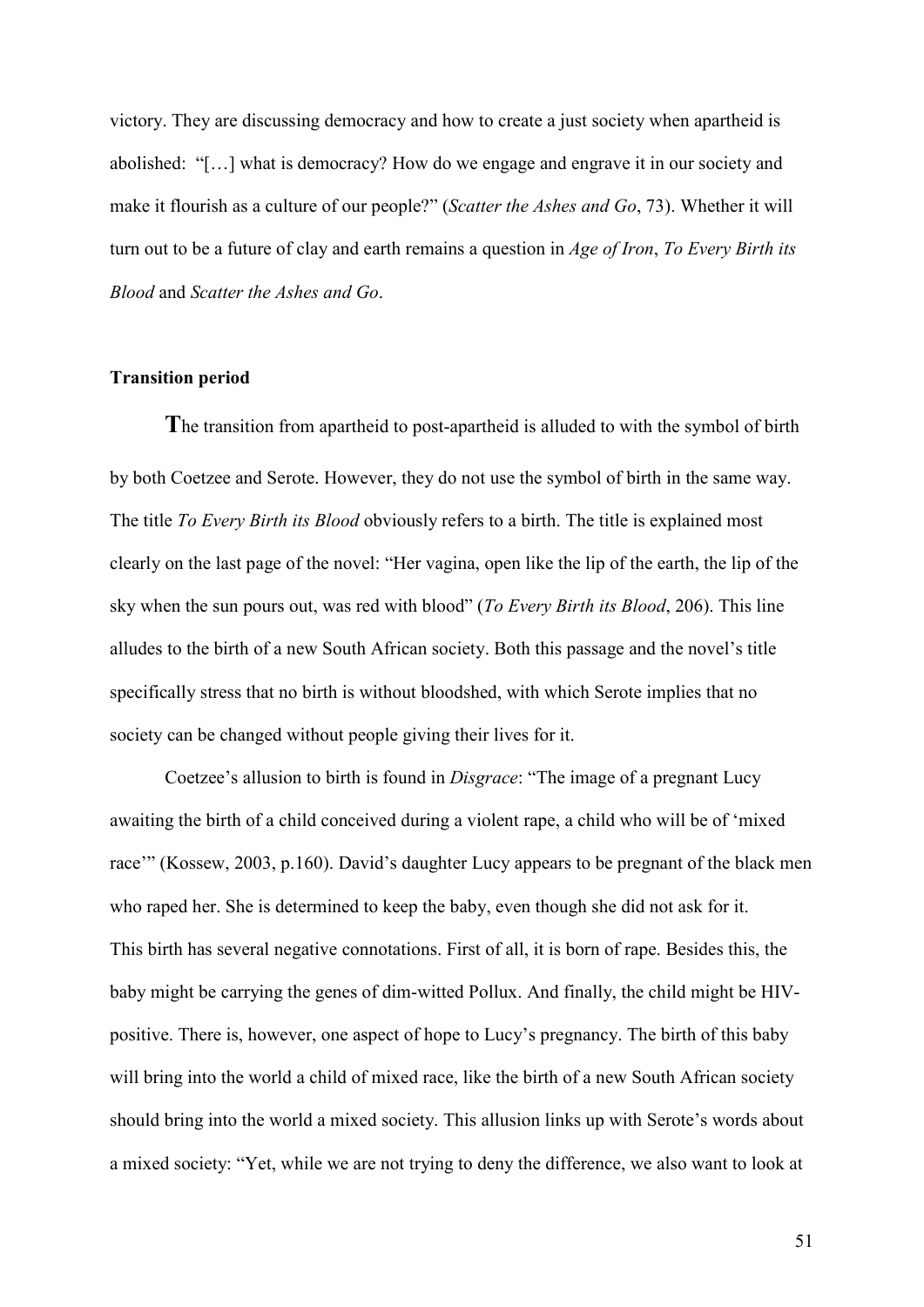victory. They are discussing democracy and how to create a just society when apartheid is abolished: "[…] what is democracy? How do we engage and engrave it in our society and make it flourish as a culture of our people?" (*Scatter the Ashes and Go*, 73). Whether it will turn out to be a future of clay and earth remains a question in *Age of Iron*, *To Every Birth its Blood* and *Scatter the Ashes and Go*.

### Transition period

**T**he transition from apartheid to post-apartheid is alluded to with the symbol of birth by both Coetzee and Serote. However, they do not use the symbol of birth in the same way. The title *To Every Birth its Blood* obviously refers to a birth. The title is explained most clearly on the last page of the novel: "Her vagina, open like the lip of the earth, the lip of the sky when the sun pours out, was red with blood" (*To Every Birth its Blood*, 206). This line alludes to the birth of a new South African society. Both this passage and the novel's title specifically stress that no birth is without bloodshed, with which Serote implies that no society can be changed without people giving their lives for it.

Coetzee's allusion to birth is found in *Disgrace*: "The image of a pregnant Lucy awaiting the birth of a child conceived during a violent rape, a child who will be of 'mixed race'" (Kossew, 2003, p.160). David's daughter Lucy appears to be pregnant of the black men who raped her. She is determined to keep the baby, even though she did not ask for it. This birth has several negative connotations. First of all, it is born of rape. Besides this, the baby might be carrying the genes of dim-witted Pollux. And finally, the child might be HIV-positive. There is, however, one aspect of hope to Lucy's pregnancy. The birth of this baby will bring into the world a child of mixed race, like the birth of a new South African society should bring into the world a mixed society. This allusion links up with Serote's words about a mixed society: "Yet, while we are not trying to deny the difference, we also want to look at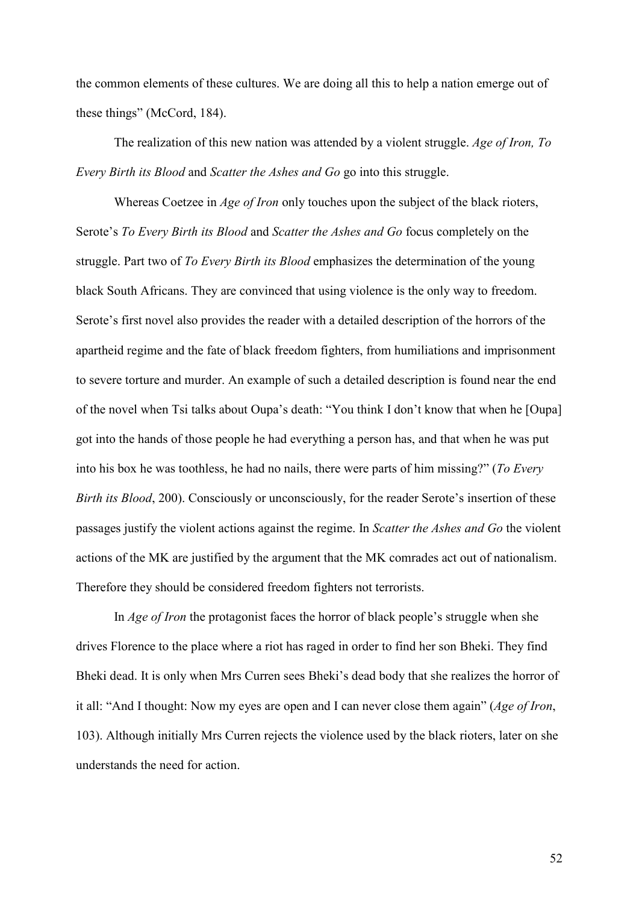the common elements of these cultures. We are doing all this to help a nation emerge out of these things" (McCord, 184).

The realization of this new nation was attended by a violent struggle. *Age of Iron, To Every Birth its Blood* and *Scatter the Ashes and Go* go into this struggle.

Whereas Coetzee in *Age of Iron* only touches upon the subject of the black rioters, Serote's *To Every Birth its Blood* and *Scatter the Ashes and Go* focus completely on the struggle. Part two of *To Every Birth its Blood* emphasizes the determination of the young black South Africans. They are convinced that using violence is the only way to freedom. Serote's first novel also provides the reader with a detailed description of the horrors of the apartheid regime and the fate of black freedom fighters, from humiliations and imprisonment to severe torture and murder. An example of such a detailed description is found near the end of the novel when Tsi talks about Oupa's death: "You think I don't know that when he [Oupa] got into the hands of those people he had everything a person has, and that when he was put into his box he was toothless, he had no nails, there were parts of him missing?" (*To Every Birth its Blood*, 200). Consciously or unconsciously, for the reader Serote's insertion of these passages justify the violent actions against the regime. In *Scatter the Ashes and Go* the violent actions of the MK are justified by the argument that the MK comrades act out of nationalism. Therefore they should be considered freedom fighters not terrorists.

In *Age of Iron* the protagonist faces the horror of black people's struggle when she drives Florence to the place where a riot has raged in order to find her son Bheki. They find Bheki dead. It is only when Mrs Curren sees Bheki's dead body that she realizes the horror of it all: "And I thought: Now my eyes are open and I can never close them again" (*Age of Iron*, 103). Although initially Mrs Curren rejects the violence used by the black rioters, later on she understands the need for action.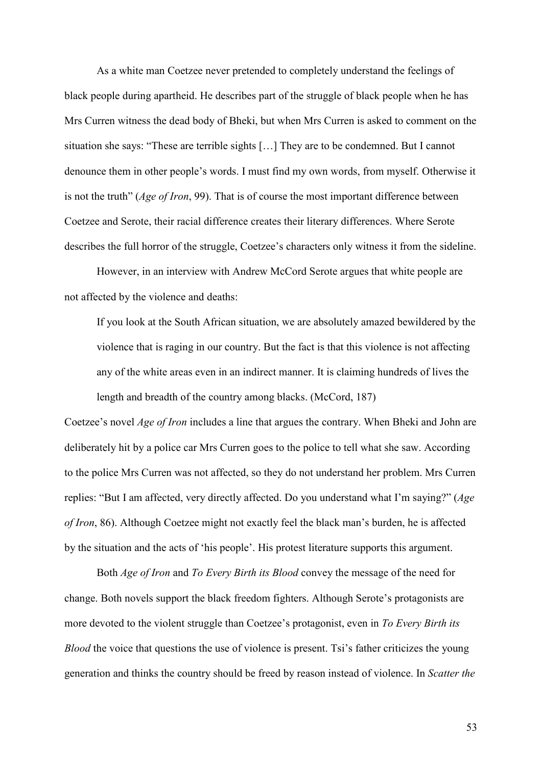As a white man Coetzee never pretended to completely understand the feelings of black people during apartheid. He describes part of the struggle of black people when he has Mrs Curren witness the dead body of Bheki, but when Mrs Curren is asked to comment on the situation she says: "These are terrible sights […] They are to be condemned. But I cannot denounce them in other people's words. I must find my own words, from myself. Otherwise it is not the truth" (*Age of Iron*, 99). That is of course the most important difference between Coetzee and Serote, their racial difference creates their literary differences. Where Serote describes the full horror of the struggle, Coetzee's characters only witness it from the sideline.

However, in an interview with Andrew McCord Serote argues that white people are not affected by the violence and deaths:

> If you look at the South African situation, we are absolutely amazed bewildered by the violence that is raging in our country. But the fact is that this violence is not affecting any of the white areas even in an indirect manner. It is claiming hundreds of lives the length and breadth of the country among blacks. (McCord, 187)

Coetzee's novel *Age of Iron* includes a line that argues the contrary. When Bheki and John are deliberately hit by a police car Mrs Curren goes to the police to tell what she saw. According to the police Mrs Curren was not affected, so they do not understand her problem. Mrs Curren replies: "But I am affected, very directly affected. Do you understand what I'm saying?" (*Age of Iron*, 86). Although Coetzee might not exactly feel the black man's burden, he is affected by the situation and the acts of 'his people'. His protest literature supports this argument.

Both *Age of Iron* and *To Every Birth its Blood* convey the message of the need for change. Both novels support the black freedom fighters. Although Serote's protagonists are more devoted to the violent struggle than Coetzee's protagonist, even in *To Every Birth its Blood* the voice that questions the use of violence is present. Tsi's father criticizes the young generation and thinks the country should be freed by reason instead of violence. In *Scatter the*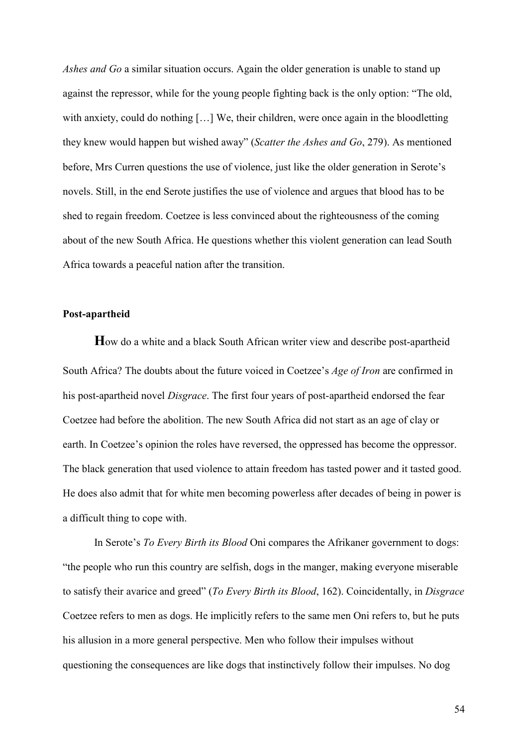*Ashes and Go* a similar situation occurs. Again the older generation is unable to stand up against the repressor, while for the young people fighting back is the only option: "The old, with anxiety, could do nothing […] We, their children, were once again in the bloodletting they knew would happen but wished away" (*Scatter the Ashes and Go*, 279). As mentioned before, Mrs Curren questions the use of violence, just like the older generation in Serote's novels. Still, in the end Serote justifies the use of violence and argues that blood has to be shed to regain freedom. Coetzee is less convinced about the righteousness of the coming about of the new South Africa. He questions whether this violent generation can lead South Africa towards a peaceful nation after the transition.

### Post-apartheid

**H**ow do a white and a black South African writer view and describe post-apartheid South Africa? The doubts about the future voiced in Coetzee's *Age of Iron* are confirmed in his post-apartheid novel *Disgrace*. The first four years of post-apartheid endorsed the fear Coetzee had before the abolition. The new South Africa did not start as an age of clay or earth. In Coetzee's opinion the roles have reversed, the oppressed has become the oppressor. The black generation that used violence to attain freedom has tasted power and it tasted good. He does also admit that for white men becoming powerless after decades of being in power is a difficult thing to cope with.

In Serote's *To Every Birth its Blood* Oni compares the Afrikaner government to dogs: "the people who run this country are selfish, dogs in the manger, making everyone miserable to satisfy their avarice and greed" (*To Every Birth its Blood*, 162). Coincidentally, in *Disgrace* Coetzee refers to men as dogs. He implicitly refers to the same men Oni refers to, but he puts his allusion in a more general perspective. Men who follow their impulses without questioning the consequences are like dogs that instinctively follow their impulses. No dog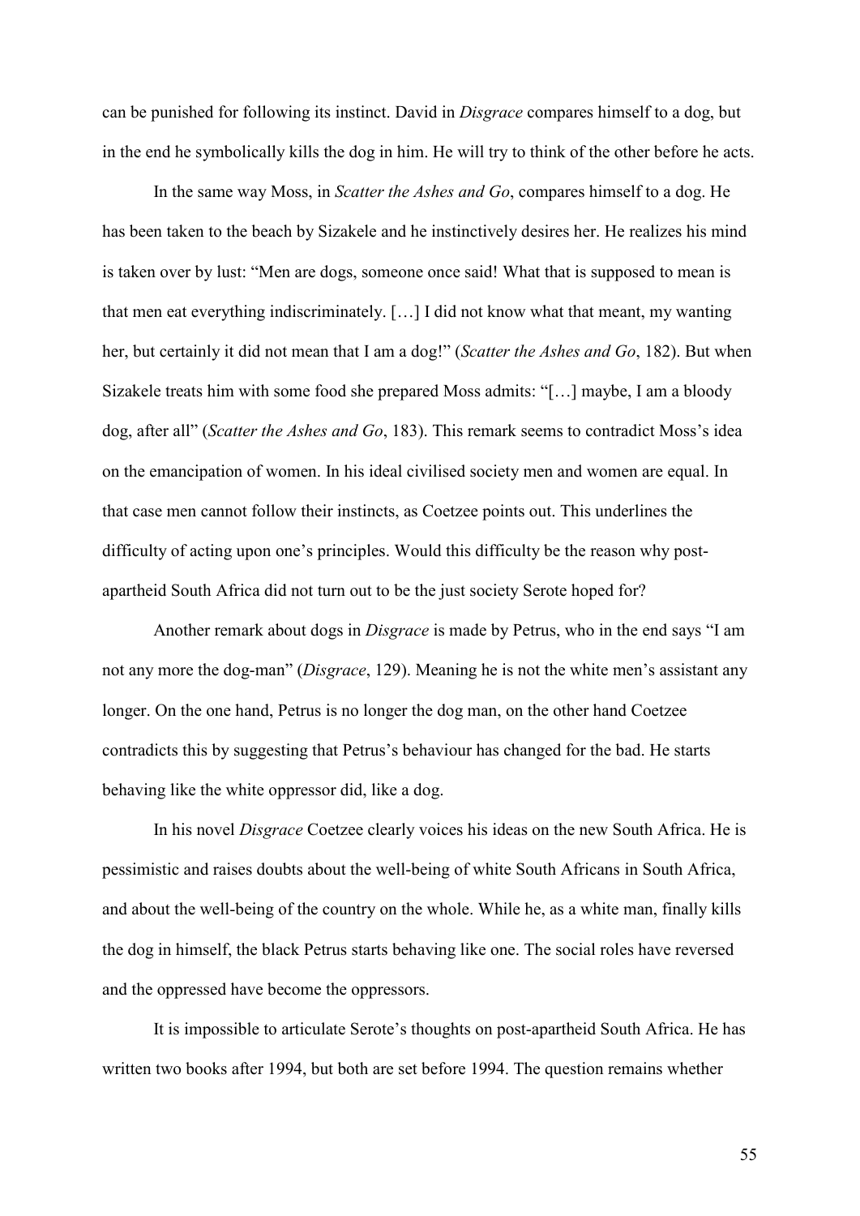can be punished for following its instinct. David in *Disgrace* compares himself to a dog, but in the end he symbolically kills the dog in him. He will try to think of the other before he acts.

In the same way Moss, in *Scatter the Ashes and Go*, compares himself to a dog. He has been taken to the beach by Sizakele and he instinctively desires her. He realizes his mind is taken over by lust: "Men are dogs, someone once said! What that is supposed to mean is that men eat everything indiscriminately. […] I did not know what that meant, my wanting her, but certainly it did not mean that I am a dog!" (*Scatter the Ashes and Go*, 182). But when Sizakele treats him with some food she prepared Moss admits: "[…] maybe, I am a bloody dog, after all" (*Scatter the Ashes and Go*, 183). This remark seems to contradict Moss's idea on the emancipation of women. In his ideal civilised society men and women are equal. In that case men cannot follow their instincts, as Coetzee points out. This underlines the difficulty of acting upon one's principles. Would this difficulty be the reason why post-apartheid South Africa did not turn out to be the just society Serote hoped for?

Another remark about dogs in *Disgrace* is made by Petrus, who in the end says "I am not any more the dog-man" (*Disgrace*, 129). Meaning he is not the white men's assistant any longer. On the one hand, Petrus is no longer the dog man, on the other hand Coetzee contradicts this by suggesting that Petrus's behaviour has changed for the bad. He starts behaving like the white oppressor did, like a dog.

In his novel *Disgrace* Coetzee clearly voices his ideas on the new South Africa. He is pessimistic and raises doubts about the well-being of white South Africans in South Africa, and about the well-being of the country on the whole. While he, as a white man, finally kills the dog in himself, the black Petrus starts behaving like one. The social roles have reversed and the oppressed have become the oppressors.

It is impossible to articulate Serote's thoughts on post-apartheid South Africa. He has written two books after 1994, but both are set before 1994. The question remains whether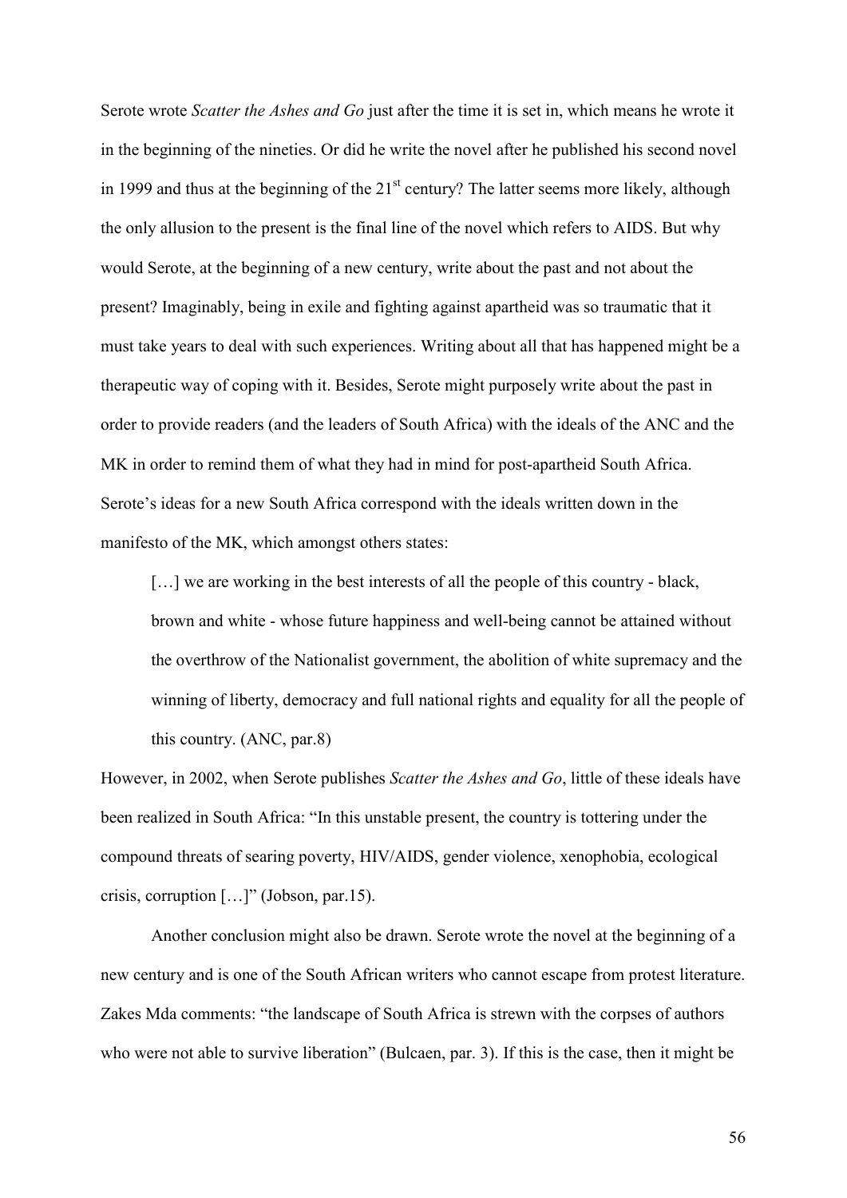Serote wrote *Scatter the Ashes and Go* just after the time it is set in, which means he wrote it in the beginning of the nineties. Or did he write the novel after he published his second novel in 1999 and thus at the beginning of the 21st century? The latter seems more likely, although the only allusion to the present is the final line of the novel which refers to AIDS. But why would Serote, at the beginning of a new century, write about the past and not about the present? Imaginably, being in exile and fighting against apartheid was so traumatic that it must take years to deal with such experiences. Writing about all that has happened might be a therapeutic way of coping with it. Besides, Serote might purposely write about the past in order to provide readers (and the leaders of South Africa) with the ideals of the ANC and the MK in order to remind them of what they had in mind for post-apartheid South Africa. Serote's ideas for a new South Africa correspond with the ideals written down in the manifesto of the MK, which amongst others states:

> […] we are working in the best interests of all the people of this country - black, brown and white - whose future happiness and well-being cannot be attained without the overthrow of the Nationalist government, the abolition of white supremacy and the winning of liberty, democracy and full national rights and equality for all the people of this country. (ANC, par.8)

However, in 2002, when Serote publishes *Scatter the Ashes and Go*, little of these ideals have been realized in South Africa: "In this unstable present, the country is tottering under the compound threats of searing poverty, HIV/AIDS, gender violence, xenophobia, ecological crisis, corruption […]" (Jobson, par.15).

Another conclusion might also be drawn. Serote wrote the novel at the beginning of a new century and is one of the South African writers who cannot escape from protest literature. Zakes Mda comments: "the landscape of South Africa is strewn with the corpses of authors who were not able to survive liberation" (Bulcaen, par. 3). If this is the case, then it might be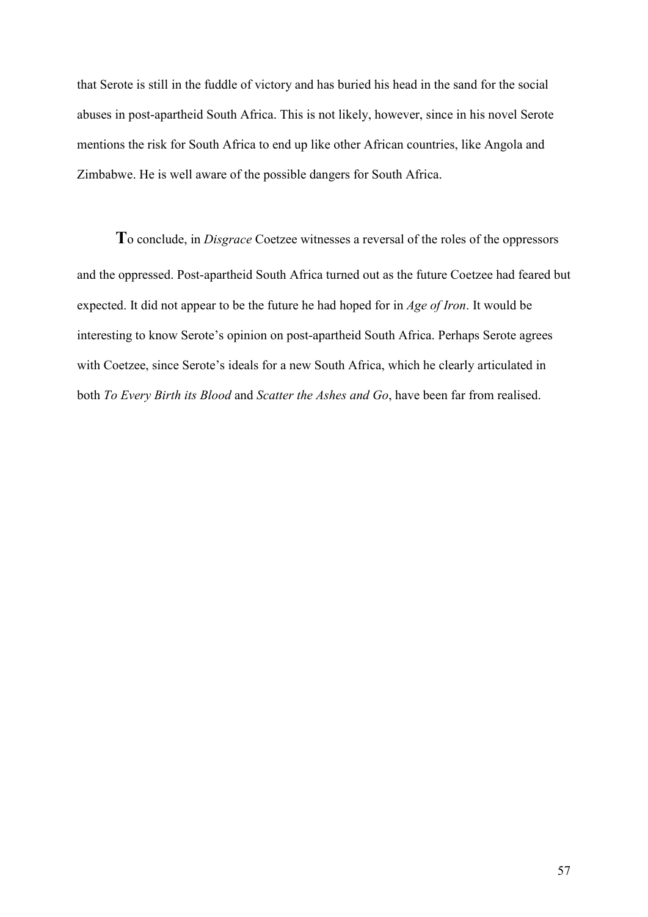that Serote is still in the fuddle of victory and has buried his head in the sand for the social abuses in post-apartheid South Africa. This is not likely, however, since in his novel Serote mentions the risk for South Africa to end up like other African countries, like Angola and Zimbabwe. He is well aware of the possible dangers for South Africa.

**T**o conclude, in *Disgrace* Coetzee witnesses a reversal of the roles of the oppressors and the oppressed. Post-apartheid South Africa turned out as the future Coetzee had feared but expected. It did not appear to be the future he had hoped for in *Age of Iron*. It would be interesting to know Serote's opinion on post-apartheid South Africa. Perhaps Serote agrees with Coetzee, since Serote's ideals for a new South Africa, which he clearly articulated in both *To Every Birth its Blood* and *Scatter the Ashes and Go*, have been far from realised.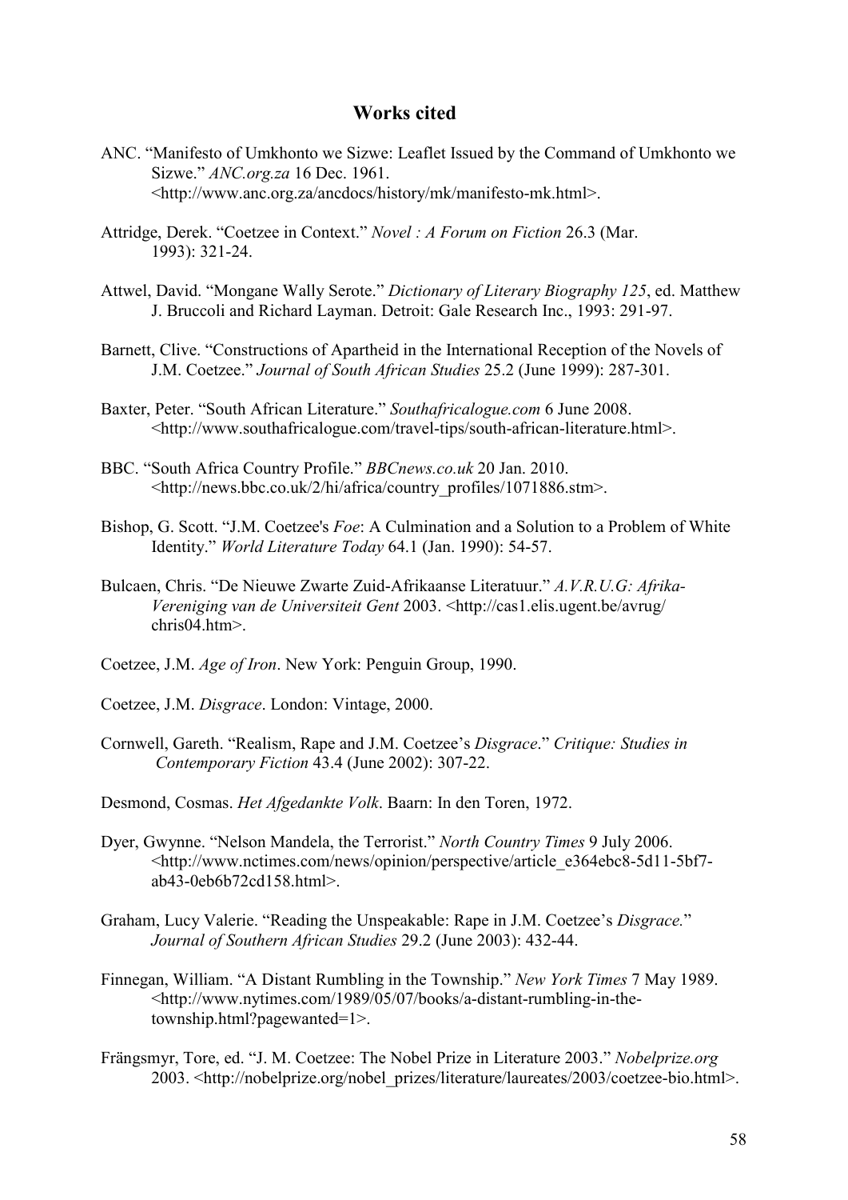## Works cited

ANC. "Manifesto of Umkhonto we Sizwe: Leaflet Issued by the Command of Umkhonto we Sizwe." *ANC.org.za* 16 Dec. 1961. <http://www.anc.org.za/ancdocs/history/mk/manifesto-mk.html>.

Attridge, Derek. "Coetzee in Context." *Novel : A Forum on Fiction* 26.3 (Mar. 1993): 321-24.

Attwel, David. "Mongane Wally Serote." *Dictionary of Literary Biography 125*, ed. Matthew J. Bruccoli and Richard Layman. Detroit: Gale Research Inc., 1993: 291-97.

Barnett, Clive. "Constructions of Apartheid in the International Reception of the Novels of J.M. Coetzee." *Journal of South African Studies* 25.2 (June 1999): 287-301.

Baxter, Peter. "South African Literature." *Southafricalogue.com* 6 June 2008. <http://www.southafricalogue.com/travel-tips/south-african-literature.html>.

BBC. "South Africa Country Profile." *BBCnews.co.uk* 20 Jan. 2010. <http://news.bbc.co.uk/2/hi/africa/country_profiles/1071886.stm>.

Bishop, G. Scott. "J.M. Coetzee's *Foe*: A Culmination and a Solution to a Problem of White Identity." *World Literature Today* 64.1 (Jan. 1990): 54-57.

Bulcaen, Chris. "De Nieuwe Zwarte Zuid-Afrikaanse Literatuur." *A.V.R.U.G: Afrika-Vereniging van de Universiteit Gent* 2003. <http://cas1.elis.ugent.be/avrug/chris04.htm>.

Coetzee, J.M. *Age of Iron*. New York: Penguin Group, 1990.

Coetzee, J.M. *Disgrace*. London: Vintage, 2000.

Cornwell, Gareth. "Realism, Rape and J.M. Coetzee's *Disgrace*." *Critique: Studies in Contemporary Fiction* 43.4 (June 2002): 307-22.

Desmond, Cosmas. *Het Afgedankte Volk*. Baarn: In den Toren, 1972.

Dyer, Gwynne. "Nelson Mandela, the Terrorist." *North Country Times* 9 July 2006. <http://www.nctimes.com/news/opinion/perspective/article_e364ebc8-5d11-5bf7-ab43-0eb6b72cd158.html>.

Graham, Lucy Valerie. "Reading the Unspeakable: Rape in J.M. Coetzee's *Disgrace.*" *Journal of Southern African Studies* 29.2 (June 2003): 432-44.

Finnegan, William. "A Distant Rumbling in the Township." *New York Times* 7 May 1989. <http://www.nytimes.com/1989/05/07/books/a-distant-rumbling-in-the-township.html?pagewanted=1>.

Frängsmyr, Tore, ed. "J. M. Coetzee: The Nobel Prize in Literature 2003." *Nobelprize.org* 2003. <http://nobelprize.org/nobel_prizes/literature/laureates/2003/coetzee-bio.html>.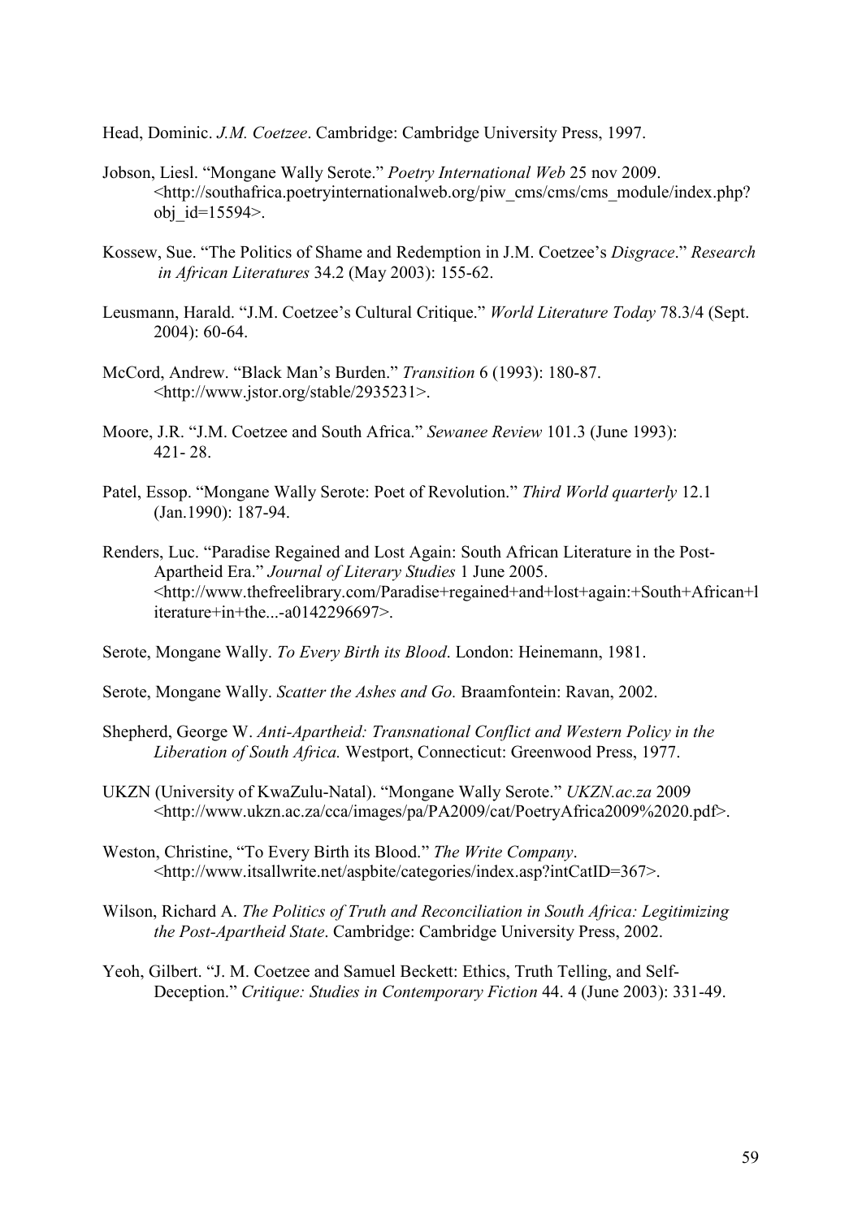Head, Dominic. *J.M. Coetzee*. Cambridge: Cambridge University Press, 1997.

Jobson, Liesl. "Mongane Wally Serote." *Poetry International Web* 25 nov 2009. <http://southafrica.poetryinternationalweb.org/piw_cms/cms/cms_module/index.php?obj_id=15594>.

Kossew, Sue. "The Politics of Shame and Redemption in J.M. Coetzee's *Disgrace*." *Research in African Literatures* 34.2 (May 2003): 155-62.

Leusmann, Harald. "J.M. Coetzee's Cultural Critique." *World Literature Today* 78.3/4 (Sept. 2004): 60-64.

McCord, Andrew. "Black Man's Burden." *Transition* 6 (1993): 180-87. <http://www.jstor.org/stable/2935231>.

Moore, J.R. "J.M. Coetzee and South Africa." *Sewanee Review* 101.3 (June 1993): 421- 28.

Patel, Essop. "Mongane Wally Serote: Poet of Revolution." *Third World quarterly* 12.1 (Jan.1990): 187-94.

Renders, Luc. "Paradise Regained and Lost Again: South African Literature in the Post-Apartheid Era." *Journal of Literary Studies* 1 June 2005. <http://www.thefreelibrary.com/Paradise+regained+and+lost+again:+South+African+literature+in+the...-a0142296697>.

Serote, Mongane Wally. *To Every Birth its Blood*. London: Heinemann, 1981.

Serote, Mongane Wally. *Scatter the Ashes and Go.* Braamfontein: Ravan, 2002.

Shepherd, George W. *Anti-Apartheid: Transnational Conflict and Western Policy in the Liberation of South Africa.* Westport, Connecticut: Greenwood Press, 1977.

UKZN (University of KwaZulu-Natal). "Mongane Wally Serote." *UKZN.ac.za* 2009 <http://www.ukzn.ac.za/cca/images/pa/PA2009/cat/PoetryAfrica2009%2020.pdf>.

Weston, Christine, "To Every Birth its Blood." *The Write Company*. <http://www.itsallwrite.net/aspbite/categories/index.asp?intCatID=367>.

Wilson, Richard A. *The Politics of Truth and Reconciliation in South Africa: Legitimizing the Post-Apartheid State*. Cambridge: Cambridge University Press, 2002.

Yeoh, Gilbert. "J. M. Coetzee and Samuel Beckett: Ethics, Truth Telling, and Self-Deception." *Critique: Studies in Contemporary Fiction* 44. 4 (June 2003): 331-49.